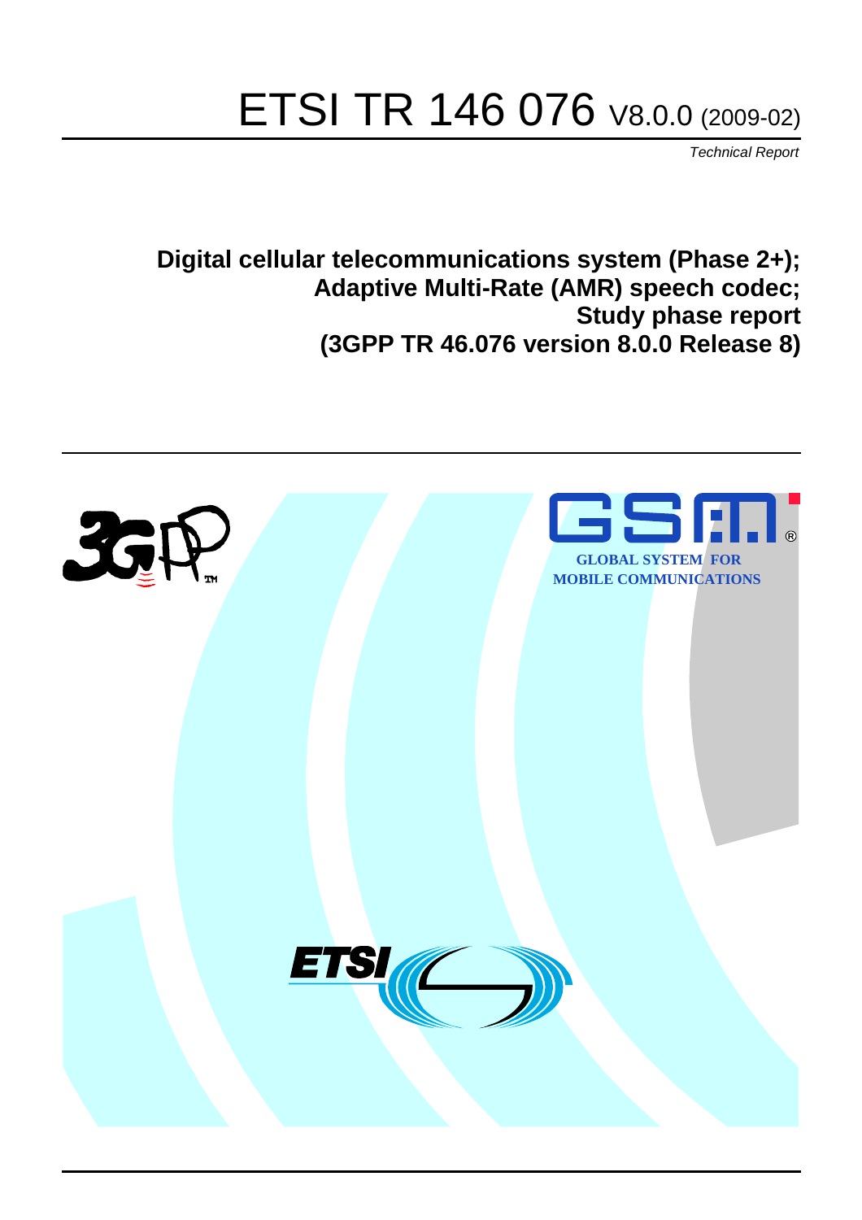# ETSI TR 146 076 V8.0.0 (2009-02)

*Technical Report*

**Digital cellular telecommunications system (Phase 2+);
Adaptive Multi-Rate (AMR) speech codec;
Study phase report
(3GPP TR 46.076 version 8.0.0 Release 8)**

GLOBAL SYSTEM FOR
MOBILE COMMUNICATIONS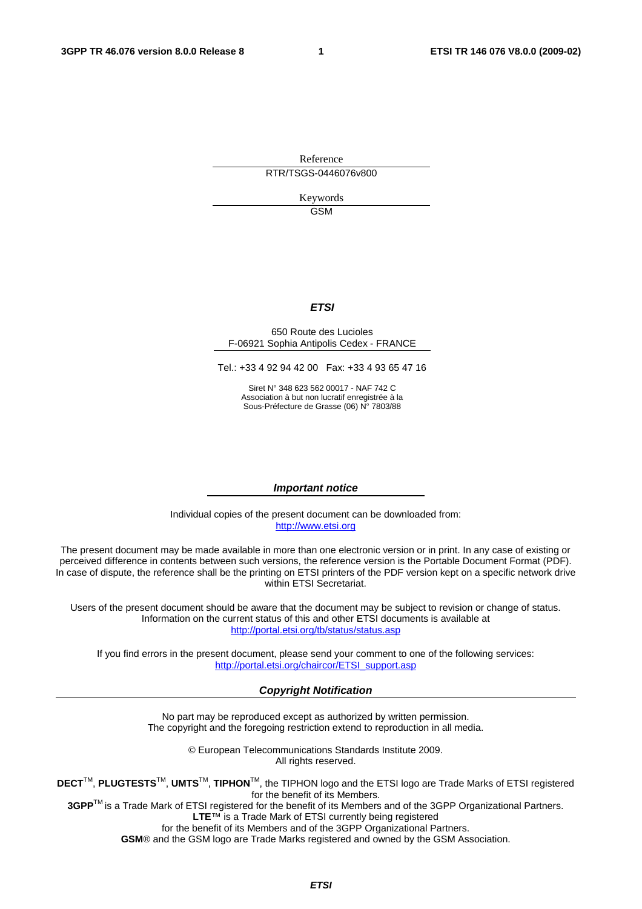Reference

RTR/TSGS-0446076v800

Keywords

GSM

***ETSI***

650 Route des Lucioles
F-06921 Sophia Antipolis Cedex - FRANCE

Tel.: +33 4 92 94 42 00 Fax: +33 4 93 65 47 16

Siret N° 348 623 562 00017 - NAF 742 C
Association à but non lucratif enregistrée à la
Sous-Préfecture de Grasse (06) N° 7803/88

***Important notice***

Individual copies of the present document can be downloaded from:
http://www.etsi.org

The present document may be made available in more than one electronic version or in print. In any case of existing or perceived difference in contents between such versions, the reference version is the Portable Document Format (PDF). In case of dispute, the reference shall be the printing on ETSI printers of the PDF version kept on a specific network drive within ETSI Secretariat.

Users of the present document should be aware that the document may be subject to revision or change of status. Information on the current status of this and other ETSI documents is available at
http://portal.etsi.org/tb/status/status.asp

If you find errors in the present document, please send your comment to one of the following services:
http://portal.etsi.org/chaircor/ETSI_support.asp

***Copyright Notification***

No part may be reproduced except as authorized by written permission.
The copyright and the foregoing restriction extend to reproduction in all media.

© European Telecommunications Standards Institute 2009.
All rights reserved.

**DECT**™, **PLUGTESTS**™, **UMTS**™, **TIPHON**™, the TIPHON logo and the ETSI logo are Trade Marks of ETSI registered for the benefit of its Members.
**3GPP**™ is a Trade Mark of ETSI registered for the benefit of its Members and of the 3GPP Organizational Partners.
**LTE**™ is a Trade Mark of ETSI currently being registered
for the benefit of its Members and of the 3GPP Organizational Partners.
**GSM**® and the GSM logo are Trade Marks registered and owned by the GSM Association.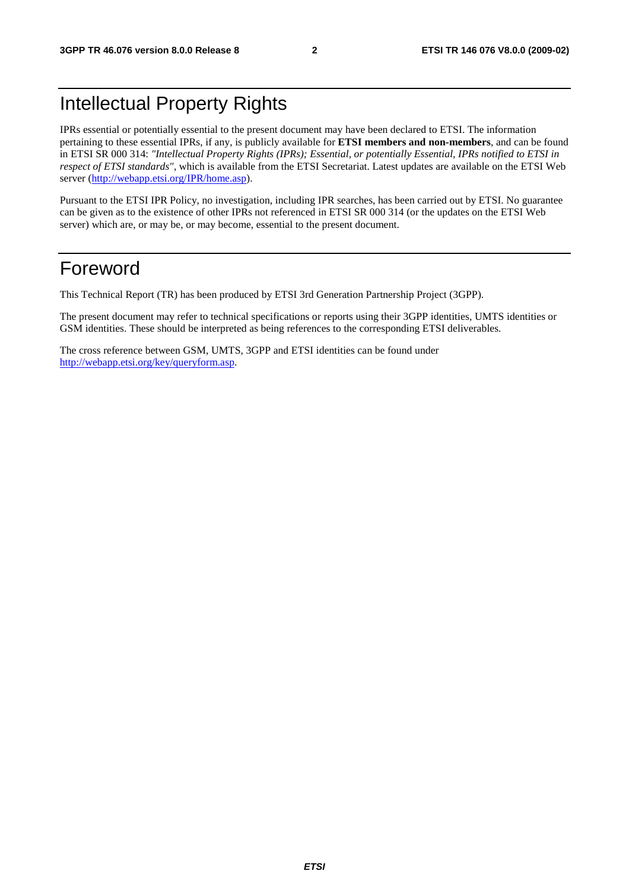# Intellectual Property Rights

IPRs essential or potentially essential to the present document may have been declared to ETSI. The information pertaining to these essential IPRs, if any, is publicly available for **ETSI members and non-members**, and can be found in ETSI SR 000 314: *"Intellectual Property Rights (IPRs); Essential, or potentially Essential, IPRs notified to ETSI in respect of ETSI standards"*, which is available from the ETSI Secretariat. Latest updates are available on the ETSI Web server (http://webapp.etsi.org/IPR/home.asp).

Pursuant to the ETSI IPR Policy, no investigation, including IPR searches, has been carried out by ETSI. No guarantee can be given as to the existence of other IPRs not referenced in ETSI SR 000 314 (or the updates on the ETSI Web server) which are, or may be, or may become, essential to the present document.

# Foreword

This Technical Report (TR) has been produced by ETSI 3rd Generation Partnership Project (3GPP).

The present document may refer to technical specifications or reports using their 3GPP identities, UMTS identities or GSM identities. These should be interpreted as being references to the corresponding ETSI deliverables.

The cross reference between GSM, UMTS, 3GPP and ETSI identities can be found under http://webapp.etsi.org/key/queryform.asp.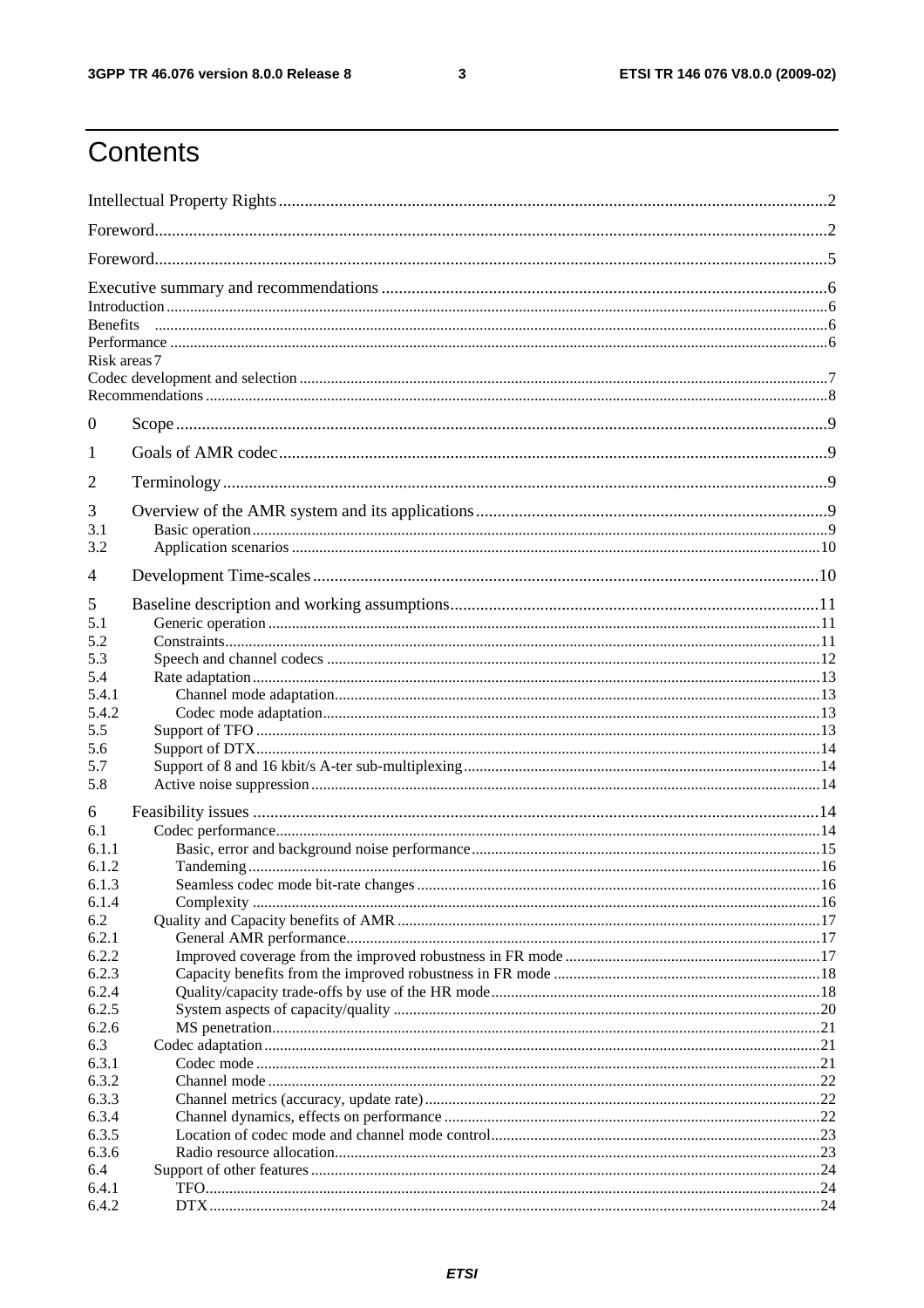# Contents

Intellectual Property Rights ... 2
Foreword ... 2
Foreword ... 5
Executive summary and recommendations ... 6
Introduction ... 6
Benefits ... 6
Performance ... 6
Risk areas 7
Codec development and selection ... 7
Recommendations ... 8
0 Scope ... 9
1 Goals of AMR codec ... 9
2 Terminology ... 9
3 Overview of the AMR system and its applications ... 9
3.1 Basic operation ... 9
3.2 Application scenarios ... 10
4 Development Time-scales ... 10
5 Baseline description and working assumptions ... 11
5.1 Generic operation ... 11
5.2 Constraints ... 11
5.3 Speech and channel codecs ... 12
5.4 Rate adaptation ... 13
5.4.1 Channel mode adaptation ... 13
5.4.2 Codec mode adaptation ... 13
5.5 Support of TFO ... 13
5.6 Support of DTX ... 14
5.7 Support of 8 and 16 kbit/s A-ter sub-multiplexing ... 14
5.8 Active noise suppression ... 14
6 Feasibility issues ... 14
6.1 Codec performance ... 14
6.1.1 Basic, error and background noise performance ... 15
6.1.2 Tandeming ... 16
6.1.3 Seamless codec mode bit-rate changes ... 16
6.1.4 Complexity ... 16
6.2 Quality and Capacity benefits of AMR ... 17
6.2.1 General AMR performance ... 17
6.2.2 Improved coverage from the improved robustness in FR mode ... 17
6.2.3 Capacity benefits from the improved robustness in FR mode ... 18
6.2.4 Quality/capacity trade-offs by use of the HR mode ... 18
6.2.5 System aspects of capacity/quality ... 20
6.2.6 MS penetration ... 21
6.3 Codec adaptation ... 21
6.3.1 Codec mode ... 21
6.3.2 Channel mode ... 22
6.3.3 Channel metrics (accuracy, update rate) ... 22
6.3.4 Channel dynamics, effects on performance ... 22
6.3.5 Location of codec mode and channel mode control ... 23
6.3.6 Radio resource allocation ... 23
6.4 Support of other features ... 24
6.4.1 TFO ... 24
6.4.2 DTX ... 24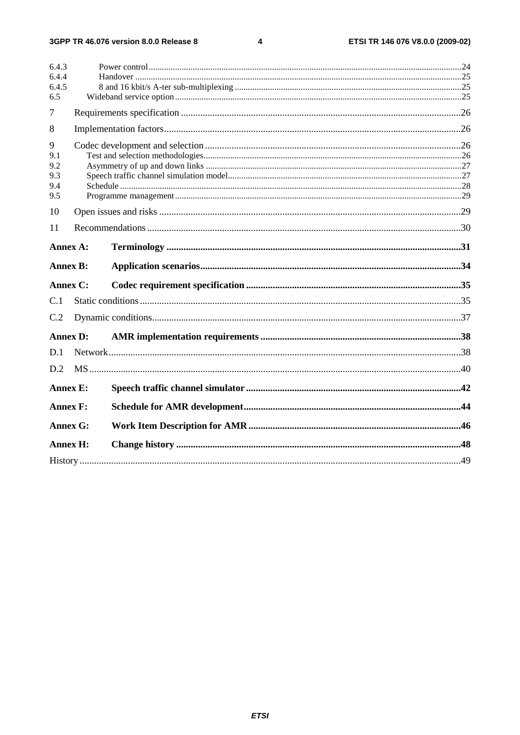6.4.3 Power control ... 24
6.4.4 Handover ... 25
6.4.5 8 and 16 kbit/s A-ter sub-multiplexing ... 25
6.5 Wideband service option ... 25

7 Requirements specification ... 26

8 Implementation factors ... 26

9 Codec development and selection ... 26
9.1 Test and selection methodologies ... 26
9.2 Asymmetry of up and down links ... 27
9.3 Speech traffic channel simulation model ... 27
9.4 Schedule ... 28
9.5 Programme management ... 29

10 Open issues and risks ... 29

11 Recommendations ... 30

**Annex A: Terminology ... 31**

**Annex B: Application scenarios ... 34**

**Annex C: Codec requirement specification ... 35**

C.1 Static conditions ... 35

C.2 Dynamic conditions ... 37

**Annex D: AMR implementation requirements ... 38**

D.1 Network ... 38

D.2 MS ... 40

**Annex E: Speech traffic channel simulator ... 42**

**Annex F: Schedule for AMR development ... 44**

**Annex G: Work Item Description for AMR ... 46**

**Annex H: Change history ... 48**

History ... 49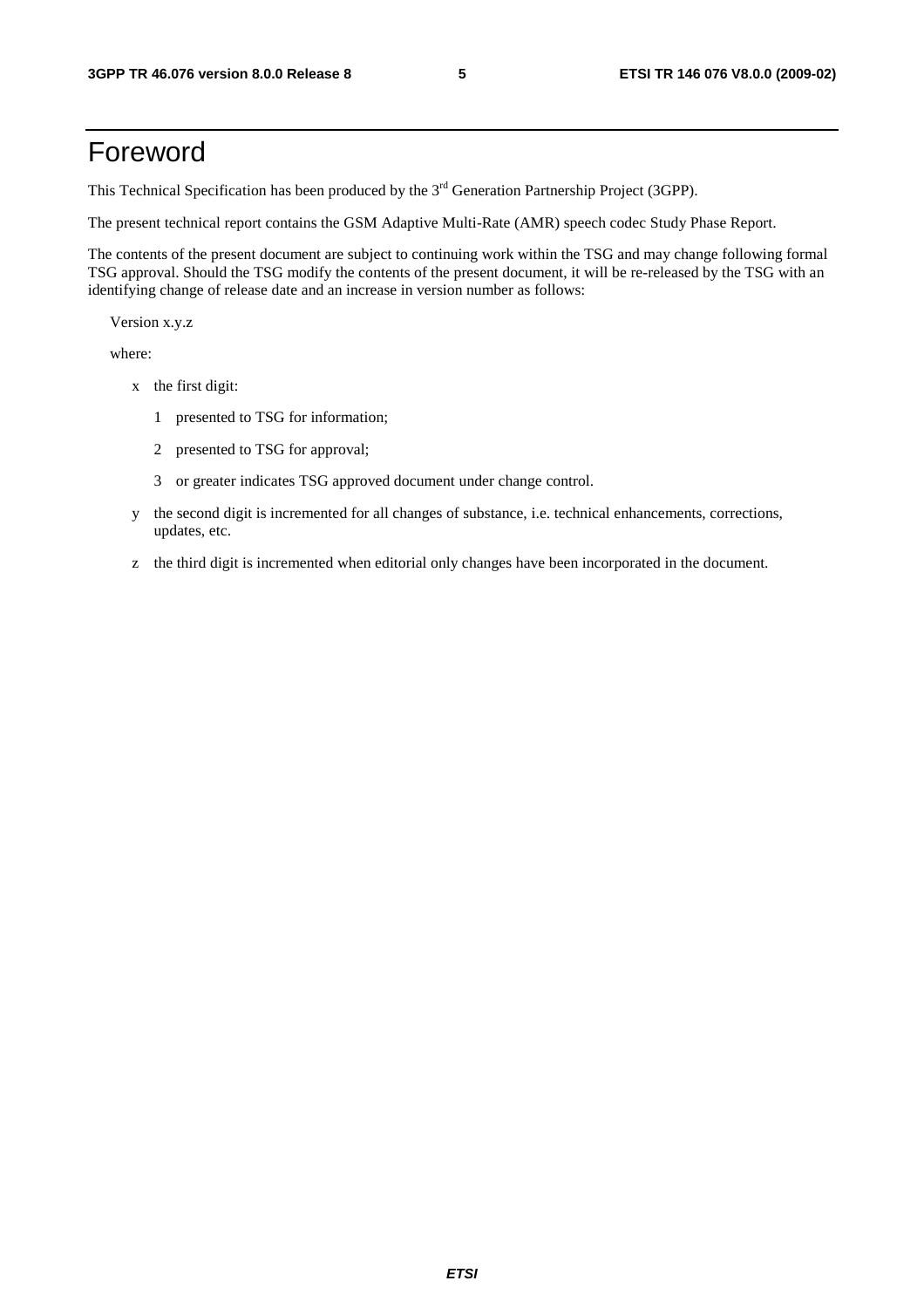# Foreword

This Technical Specification has been produced by the 3rd Generation Partnership Project (3GPP).

The present technical report contains the GSM Adaptive Multi-Rate (AMR) speech codec Study Phase Report.

The contents of the present document are subject to continuing work within the TSG and may change following formal TSG approval. Should the TSG modify the contents of the present document, it will be re-released by the TSG with an identifying change of release date and an increase in version number as follows:

Version x.y.z

where:

- x the first digit:
  - 1 presented to TSG for information;
  - 2 presented to TSG for approval;
  - 3 or greater indicates TSG approved document under change control.
- y the second digit is incremented for all changes of substance, i.e. technical enhancements, corrections, updates, etc.
- z the third digit is incremented when editorial only changes have been incorporated in the document.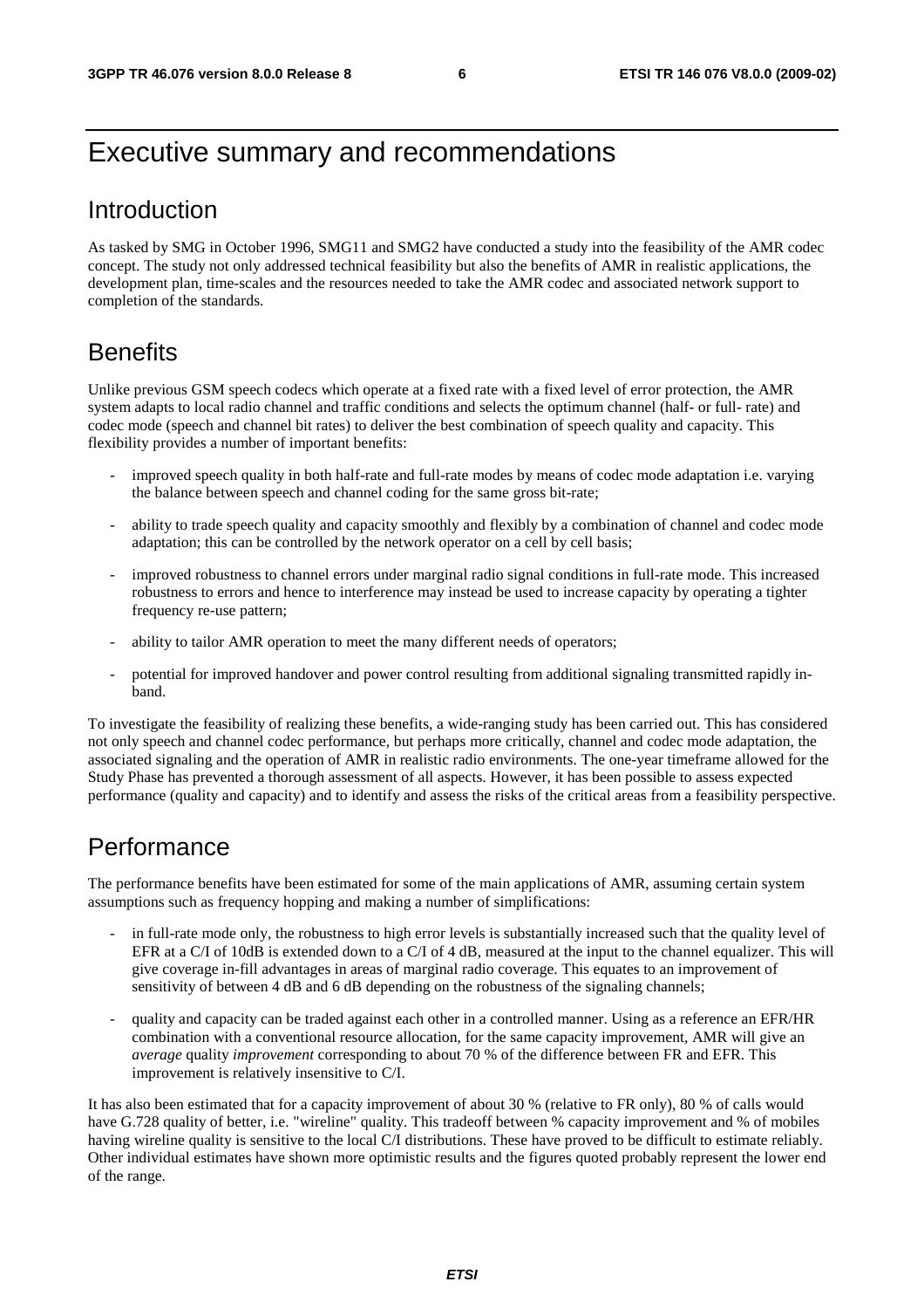# Executive summary and recommendations

## Introduction

As tasked by SMG in October 1996, SMG11 and SMG2 have conducted a study into the feasibility of the AMR codec concept. The study not only addressed technical feasibility but also the benefits of AMR in realistic applications, the development plan, time-scales and the resources needed to take the AMR codec and associated network support to completion of the standards.

## Benefits

Unlike previous GSM speech codecs which operate at a fixed rate with a fixed level of error protection, the AMR system adapts to local radio channel and traffic conditions and selects the optimum channel (half- or full- rate) and codec mode (speech and channel bit rates) to deliver the best combination of speech quality and capacity. This flexibility provides a number of important benefits:

- improved speech quality in both half-rate and full-rate modes by means of codec mode adaptation i.e. varying the balance between speech and channel coding for the same gross bit-rate;
- ability to trade speech quality and capacity smoothly and flexibly by a combination of channel and codec mode adaptation; this can be controlled by the network operator on a cell by cell basis;
- improved robustness to channel errors under marginal radio signal conditions in full-rate mode. This increased robustness to errors and hence to interference may instead be used to increase capacity by operating a tighter frequency re-use pattern;
- ability to tailor AMR operation to meet the many different needs of operators;
- potential for improved handover and power control resulting from additional signaling transmitted rapidly in-band.

To investigate the feasibility of realizing these benefits, a wide-ranging study has been carried out. This has considered not only speech and channel codec performance, but perhaps more critically, channel and codec mode adaptation, the associated signaling and the operation of AMR in realistic radio environments. The one-year timeframe allowed for the Study Phase has prevented a thorough assessment of all aspects. However, it has been possible to assess expected performance (quality and capacity) and to identify and assess the risks of the critical areas from a feasibility perspective.

## Performance

The performance benefits have been estimated for some of the main applications of AMR, assuming certain system assumptions such as frequency hopping and making a number of simplifications:

- in full-rate mode only, the robustness to high error levels is substantially increased such that the quality level of EFR at a C/I of 10dB is extended down to a C/I of 4 dB, measured at the input to the channel equalizer. This will give coverage in-fill advantages in areas of marginal radio coverage. This equates to an improvement of sensitivity of between 4 dB and 6 dB depending on the robustness of the signaling channels;
- quality and capacity can be traded against each other in a controlled manner. Using as a reference an EFR/HR combination with a conventional resource allocation, for the same capacity improvement, AMR will give an *average* quality *improvement* corresponding to about 70 % of the difference between FR and EFR. This improvement is relatively insensitive to C/I.

It has also been estimated that for a capacity improvement of about 30 % (relative to FR only), 80 % of calls would have G.728 quality of better, i.e. "wireline" quality. This tradeoff between % capacity improvement and % of mobiles having wireline quality is sensitive to the local C/I distributions. These have proved to be difficult to estimate reliably. Other individual estimates have shown more optimistic results and the figures quoted probably represent the lower end of the range.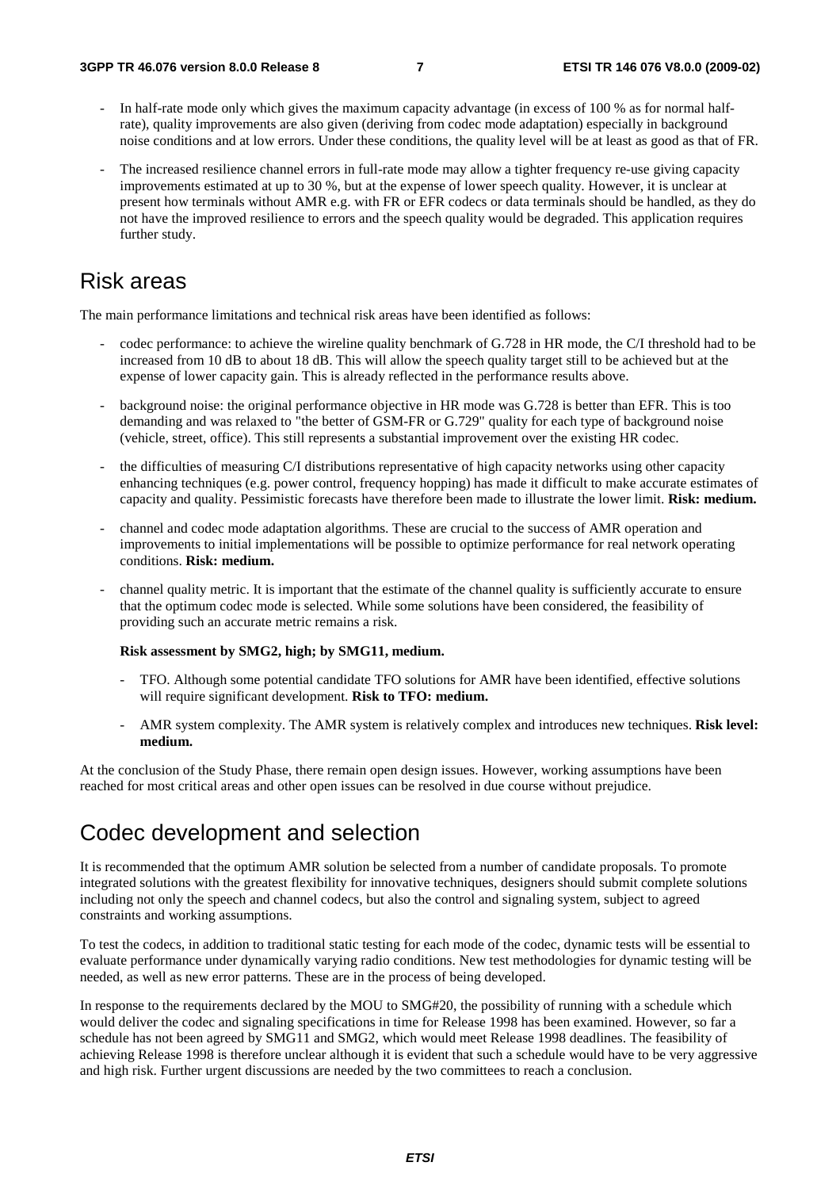- In half-rate mode only which gives the maximum capacity advantage (in excess of 100 % as for normal half-rate), quality improvements are also given (deriving from codec mode adaptation) especially in background noise conditions and at low errors. Under these conditions, the quality level will be at least as good as that of FR.

- The increased resilience channel errors in full-rate mode may allow a tighter frequency re-use giving capacity improvements estimated at up to 30 %, but at the expense of lower speech quality. However, it is unclear at present how terminals without AMR e.g. with FR or EFR codecs or data terminals should be handled, as they do not have the improved resilience to errors and the speech quality would be degraded. This application requires further study.

# Risk areas

The main performance limitations and technical risk areas have been identified as follows:

- codec performance: to achieve the wireline quality benchmark of G.728 in HR mode, the C/I threshold had to be increased from 10 dB to about 18 dB. This will allow the speech quality target still to be achieved but at the expense of lower capacity gain. This is already reflected in the performance results above.

- background noise: the original performance objective in HR mode was G.728 is better than EFR. This is too demanding and was relaxed to "the better of GSM-FR or G.729" quality for each type of background noise (vehicle, street, office). This still represents a substantial improvement over the existing HR codec.

- the difficulties of measuring C/I distributions representative of high capacity networks using other capacity enhancing techniques (e.g. power control, frequency hopping) has made it difficult to make accurate estimates of capacity and quality. Pessimistic forecasts have therefore been made to illustrate the lower limit. **Risk: medium.**

- channel and codec mode adaptation algorithms. These are crucial to the success of AMR operation and improvements to initial implementations will be possible to optimize performance for real network operating conditions. **Risk: medium.**

- channel quality metric. It is important that the estimate of the channel quality is sufficiently accurate to ensure that the optimum codec mode is selected. While some solutions have been considered, the feasibility of providing such an accurate metric remains a risk.

  **Risk assessment by SMG2, high; by SMG11, medium.**

  - TFO. Although some potential candidate TFO solutions for AMR have been identified, effective solutions will require significant development. **Risk to TFO: medium.**

  - AMR system complexity. The AMR system is relatively complex and introduces new techniques. **Risk level: medium.**

At the conclusion of the Study Phase, there remain open design issues. However, working assumptions have been reached for most critical areas and other open issues can be resolved in due course without prejudice.

# Codec development and selection

It is recommended that the optimum AMR solution be selected from a number of candidate proposals. To promote integrated solutions with the greatest flexibility for innovative techniques, designers should submit complete solutions including not only the speech and channel codecs, but also the control and signaling system, subject to agreed constraints and working assumptions.

To test the codecs, in addition to traditional static testing for each mode of the codec, dynamic tests will be essential to evaluate performance under dynamically varying radio conditions. New test methodologies for dynamic testing will be needed, as well as new error patterns. These are in the process of being developed.

In response to the requirements declared by the MOU to SMG#20, the possibility of running with a schedule which would deliver the codec and signaling specifications in time for Release 1998 has been examined. However, so far a schedule has not been agreed by SMG11 and SMG2, which would meet Release 1998 deadlines. The feasibility of achieving Release 1998 is therefore unclear although it is evident that such a schedule would have to be very aggressive and high risk. Further urgent discussions are needed by the two committees to reach a conclusion.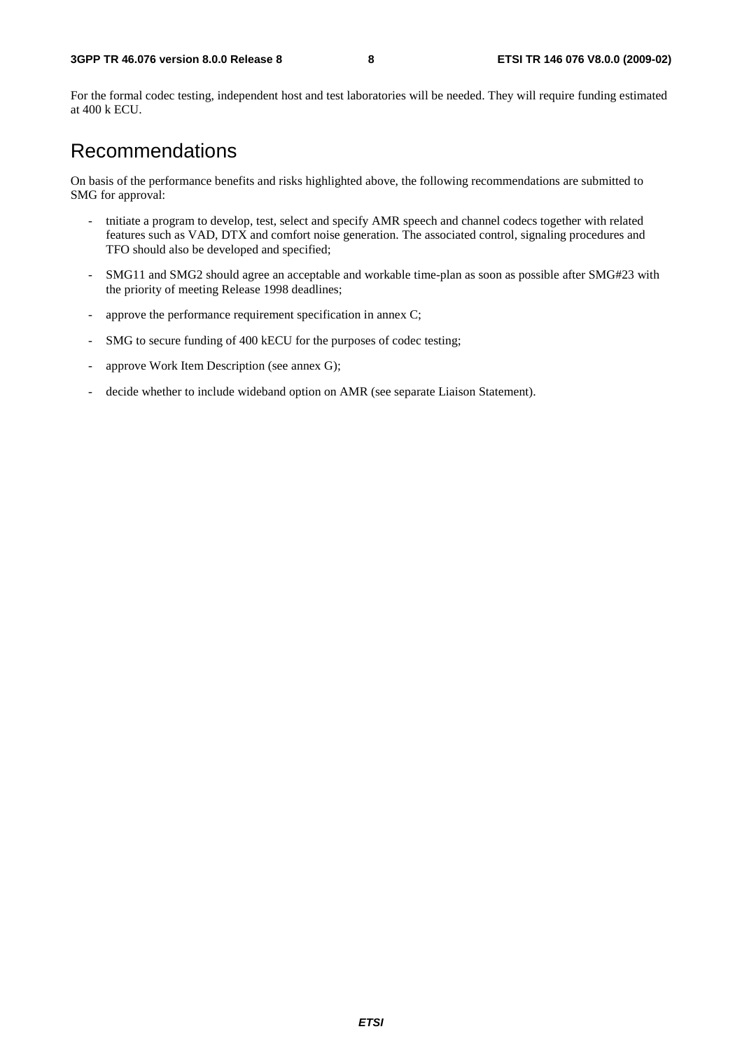For the formal codec testing, independent host and test laboratories will be needed. They will require funding estimated at 400 k ECU.

# Recommendations

On basis of the performance benefits and risks highlighted above, the following recommendations are submitted to SMG for approval:

- tnitiate a program to develop, test, select and specify AMR speech and channel codecs together with related features such as VAD, DTX and comfort noise generation. The associated control, signaling procedures and TFO should also be developed and specified;
- SMG11 and SMG2 should agree an acceptable and workable time-plan as soon as possible after SMG#23 with the priority of meeting Release 1998 deadlines;
- approve the performance requirement specification in annex C;
- SMG to secure funding of 400 kECU for the purposes of codec testing;
- approve Work Item Description (see annex G);
- decide whether to include wideband option on AMR (see separate Liaison Statement).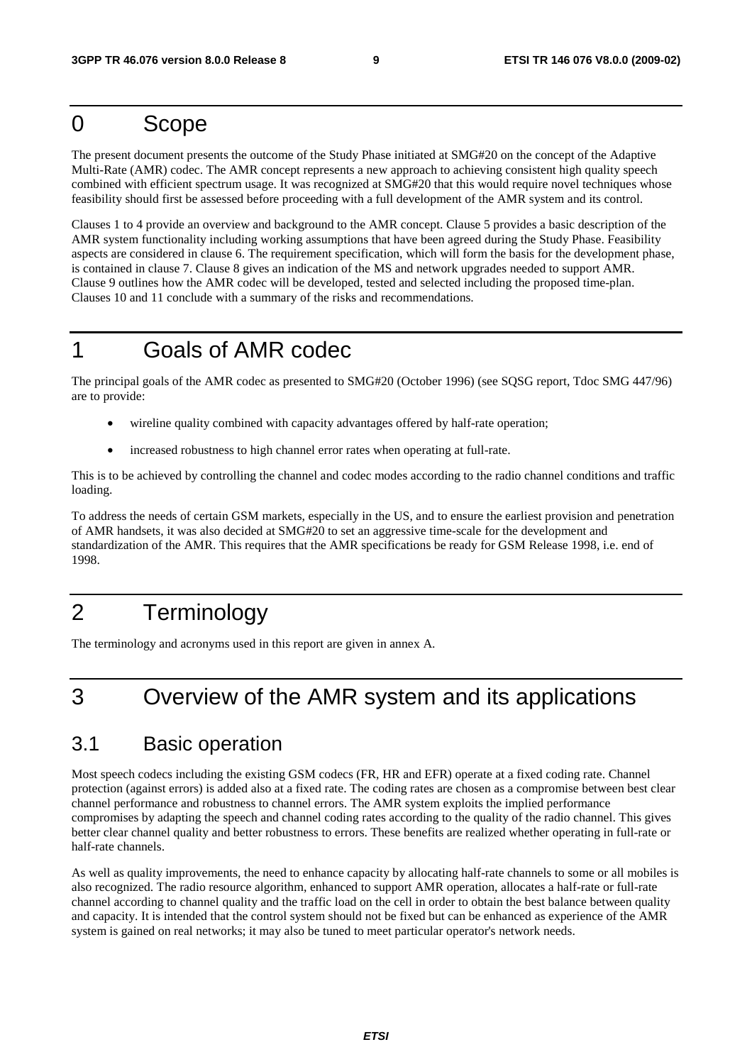# 0 Scope

The present document presents the outcome of the Study Phase initiated at SMG#20 on the concept of the Adaptive Multi-Rate (AMR) codec. The AMR concept represents a new approach to achieving consistent high quality speech combined with efficient spectrum usage. It was recognized at SMG#20 that this would require novel techniques whose feasibility should first be assessed before proceeding with a full development of the AMR system and its control.

Clauses 1 to 4 provide an overview and background to the AMR concept. Clause 5 provides a basic description of the AMR system functionality including working assumptions that have been agreed during the Study Phase. Feasibility aspects are considered in clause 6. The requirement specification, which will form the basis for the development phase, is contained in clause 7. Clause 8 gives an indication of the MS and network upgrades needed to support AMR. Clause 9 outlines how the AMR codec will be developed, tested and selected including the proposed time-plan. Clauses 10 and 11 conclude with a summary of the risks and recommendations.

# 1 Goals of AMR codec

The principal goals of the AMR codec as presented to SMG#20 (October 1996) (see SQSG report, Tdoc SMG 447/96) are to provide:

- wireline quality combined with capacity advantages offered by half-rate operation;
- increased robustness to high channel error rates when operating at full-rate.

This is to be achieved by controlling the channel and codec modes according to the radio channel conditions and traffic loading.

To address the needs of certain GSM markets, especially in the US, and to ensure the earliest provision and penetration of AMR handsets, it was also decided at SMG#20 to set an aggressive time-scale for the development and standardization of the AMR. This requires that the AMR specifications be ready for GSM Release 1998, i.e. end of 1998.

# 2 Terminology

The terminology and acronyms used in this report are given in annex A.

# 3 Overview of the AMR system and its applications

## 3.1 Basic operation

Most speech codecs including the existing GSM codecs (FR, HR and EFR) operate at a fixed coding rate. Channel protection (against errors) is added also at a fixed rate. The coding rates are chosen as a compromise between best clear channel performance and robustness to channel errors. The AMR system exploits the implied performance compromises by adapting the speech and channel coding rates according to the quality of the radio channel. This gives better clear channel quality and better robustness to errors. These benefits are realized whether operating in full-rate or half-rate channels.

As well as quality improvements, the need to enhance capacity by allocating half-rate channels to some or all mobiles is also recognized. The radio resource algorithm, enhanced to support AMR operation, allocates a half-rate or full-rate channel according to channel quality and the traffic load on the cell in order to obtain the best balance between quality and capacity. It is intended that the control system should not be fixed but can be enhanced as experience of the AMR system is gained on real networks; it may also be tuned to meet particular operator's network needs.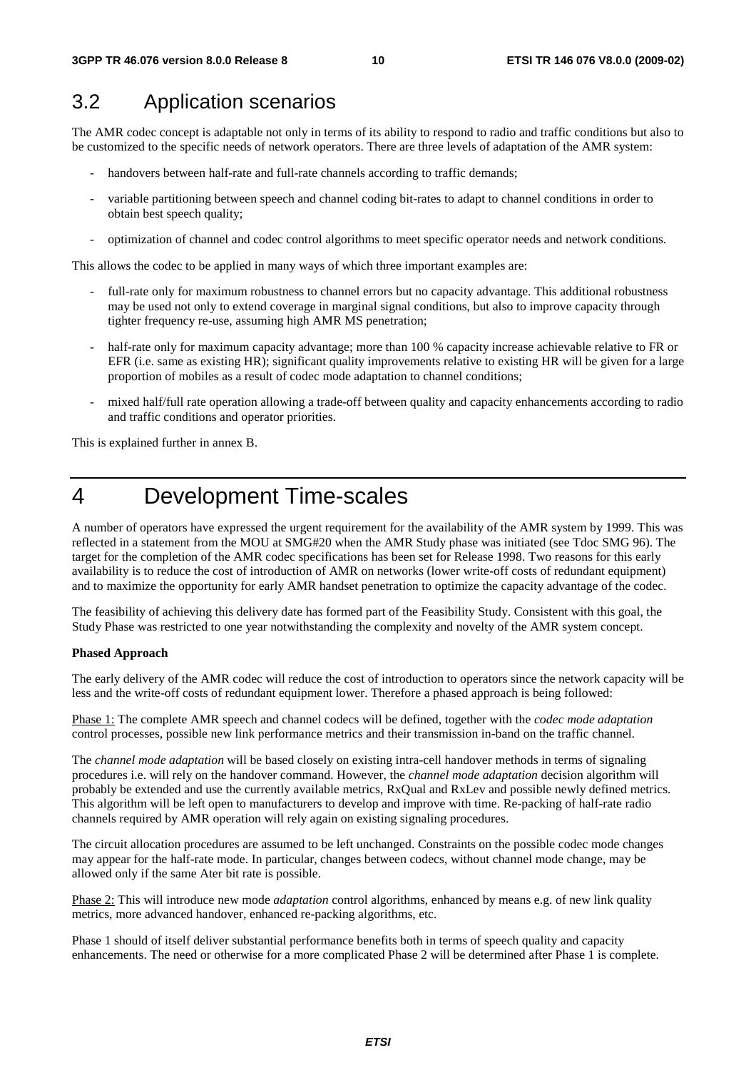## 3.2 Application scenarios

The AMR codec concept is adaptable not only in terms of its ability to respond to radio and traffic conditions but also to be customized to the specific needs of network operators. There are three levels of adaptation of the AMR system:

- handovers between half-rate and full-rate channels according to traffic demands;
- variable partitioning between speech and channel coding bit-rates to adapt to channel conditions in order to obtain best speech quality;
- optimization of channel and codec control algorithms to meet specific operator needs and network conditions.

This allows the codec to be applied in many ways of which three important examples are:

- full-rate only for maximum robustness to channel errors but no capacity advantage. This additional robustness may be used not only to extend coverage in marginal signal conditions, but also to improve capacity through tighter frequency re-use, assuming high AMR MS penetration;
- half-rate only for maximum capacity advantage; more than 100 % capacity increase achievable relative to FR or EFR (i.e. same as existing HR); significant quality improvements relative to existing HR will be given for a large proportion of mobiles as a result of codec mode adaptation to channel conditions;
- mixed half/full rate operation allowing a trade-off between quality and capacity enhancements according to radio and traffic conditions and operator priorities.

This is explained further in annex B.

# 4 Development Time-scales

A number of operators have expressed the urgent requirement for the availability of the AMR system by 1999. This was reflected in a statement from the MOU at SMG#20 when the AMR Study phase was initiated (see Tdoc SMG 96). The target for the completion of the AMR codec specifications has been set for Release 1998. Two reasons for this early availability is to reduce the cost of introduction of AMR on networks (lower write-off costs of redundant equipment) and to maximize the opportunity for early AMR handset penetration to optimize the capacity advantage of the codec.

The feasibility of achieving this delivery date has formed part of the Feasibility Study. Consistent with this goal, the Study Phase was restricted to one year notwithstanding the complexity and novelty of the AMR system concept.

**Phased Approach**

The early delivery of the AMR codec will reduce the cost of introduction to operators since the network capacity will be less and the write-off costs of redundant equipment lower. Therefore a phased approach is being followed:

Phase 1: The complete AMR speech and channel codecs will be defined, together with the *codec mode adaptation* control processes, possible new link performance metrics and their transmission in-band on the traffic channel.

The *channel mode adaptation* will be based closely on existing intra-cell handover methods in terms of signaling procedures i.e. will rely on the handover command. However, the *channel mode adaptation* decision algorithm will probably be extended and use the currently available metrics, RxQual and RxLev and possible newly defined metrics. This algorithm will be left open to manufacturers to develop and improve with time. Re-packing of half-rate radio channels required by AMR operation will rely again on existing signaling procedures.

The circuit allocation procedures are assumed to be left unchanged. Constraints on the possible codec mode changes may appear for the half-rate mode. In particular, changes between codecs, without channel mode change, may be allowed only if the same Ater bit rate is possible.

Phase 2: This will introduce new mode *adaptation* control algorithms, enhanced by means e.g. of new link quality metrics, more advanced handover, enhanced re-packing algorithms, etc.

Phase 1 should of itself deliver substantial performance benefits both in terms of speech quality and capacity enhancements. The need or otherwise for a more complicated Phase 2 will be determined after Phase 1 is complete.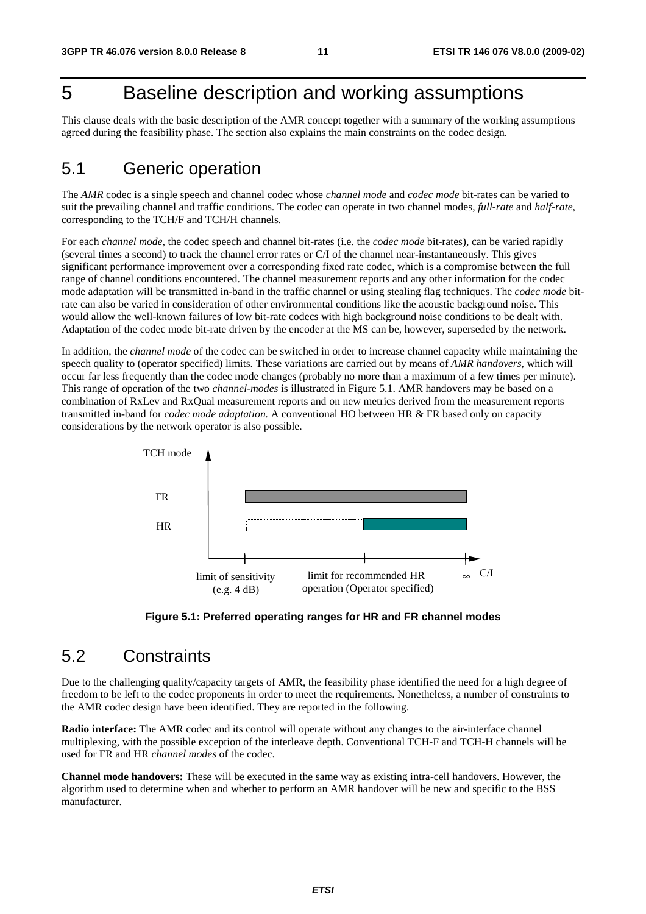# 5 Baseline description and working assumptions

This clause deals with the basic description of the AMR concept together with a summary of the working assumptions agreed during the feasibility phase. The section also explains the main constraints on the codec design.

## 5.1 Generic operation

The *AMR* codec is a single speech and channel codec whose *channel mode* and *codec mode* bit-rates can be varied to suit the prevailing channel and traffic conditions. The codec can operate in two channel modes, *full-rate* and *half-rate*, corresponding to the TCH/F and TCH/H channels.

For each *channel mode*, the codec speech and channel bit-rates (i.e. the *codec mode* bit-rates), can be varied rapidly (several times a second) to track the channel error rates or C/I of the channel near-instantaneously. This gives significant performance improvement over a corresponding fixed rate codec, which is a compromise between the full range of channel conditions encountered. The channel measurement reports and any other information for the codec mode adaptation will be transmitted in-band in the traffic channel or using stealing flag techniques. The *codec mode* bit-rate can also be varied in consideration of other environmental conditions like the acoustic background noise. This would allow the well-known failures of low bit-rate codecs with high background noise conditions to be dealt with. Adaptation of the codec mode bit-rate driven by the encoder at the MS can be, however, superseded by the network.

In addition, the *channel mode* of the codec can be switched in order to increase channel capacity while maintaining the speech quality to (operator specified) limits. These variations are carried out by means of *AMR handovers*, which will occur far less frequently than the codec mode changes (probably no more than a maximum of a few times per minute). This range of operation of the two *channel-modes* is illustrated in Figure 5.1. AMR handovers may be based on a combination of RxLev and RxQual measurement reports and on new metrics derived from the measurement reports transmitted in-band for *codec mode adaptation.* A conventional HO between HR & FR based only on capacity considerations by the network operator is also possible.

TCH mode

FR

HR

limit of sensitivity (e.g. 4 dB)

limit for recommended HR operation (Operator specified)

∞ C/I

**Figure 5.1: Preferred operating ranges for HR and FR channel modes**

## 5.2 Constraints

Due to the challenging quality/capacity targets of AMR, the feasibility phase identified the need for a high degree of freedom to be left to the codec proponents in order to meet the requirements. Nonetheless, a number of constraints to the AMR codec design have been identified. They are reported in the following.

**Radio interface:** The AMR codec and its control will operate without any changes to the air-interface channel multiplexing, with the possible exception of the interleave depth. Conventional TCH-F and TCH-H channels will be used for FR and HR *channel modes* of the codec.

**Channel mode handovers:** These will be executed in the same way as existing intra-cell handovers. However, the algorithm used to determine when and whether to perform an AMR handover will be new and specific to the BSS manufacturer.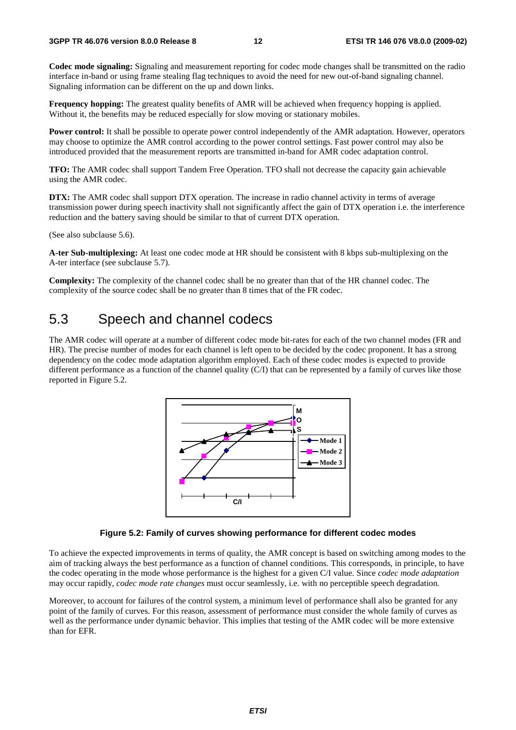**Codec mode signaling:** Signaling and measurement reporting for codec mode changes shall be transmitted on the radio interface in-band or using frame stealing flag techniques to avoid the need for new out-of-band signaling channel. Signaling information can be different on the up and down links.

**Frequency hopping:** The greatest quality benefits of AMR will be achieved when frequency hopping is applied. Without it, the benefits may be reduced especially for slow moving or stationary mobiles.

**Power control:** It shall be possible to operate power control independently of the AMR adaptation. However, operators may choose to optimize the AMR control according to the power control settings. Fast power control may also be introduced provided that the measurement reports are transmitted in-band for AMR codec adaptation control.

**TFO:** The AMR codec shall support Tandem Free Operation. TFO shall not decrease the capacity gain achievable using the AMR codec.

**DTX:** The AMR codec shall support DTX operation. The increase in radio channel activity in terms of average transmission power during speech inactivity shall not significantly affect the gain of DTX operation i.e. the interference reduction and the battery saving should be similar to that of current DTX operation.

(See also subclause 5.6).

**A-ter Sub-multiplexing:** At least one codec mode at HR should be consistent with 8 kbps sub-multiplexing on the A-ter interface (see subclause 5.7).

**Complexity:** The complexity of the channel codec shall be no greater than that of the HR channel codec. The complexity of the source codec shall be no greater than 8 times that of the FR codec.

## 5.3 Speech and channel codecs

The AMR codec will operate at a number of different codec mode bit-rates for each of the two channel modes (FR and HR). The precise number of modes for each channel is left open to be decided by the codec proponent. It has a strong dependency on the codec mode adaptation algorithm employed. Each of these codec modes is expected to provide different performance as a function of the channel quality (C/I) that can be represented by a family of curves like those reported in Figure 5.2.

**Figure 5.2: Family of curves showing performance for different codec modes**

To achieve the expected improvements in terms of quality, the AMR concept is based on switching among modes to the aim of tracking always the best performance as a function of channel conditions. This corresponds, in principle, to have the codec operating in the mode whose performance is the highest for a given C/I value. Since *codec mode adaptation* may occur rapidly, *codec mode rate changes* must occur seamlessly, i.e. with no perceptible speech degradation.

Moreover, to account for failures of the control system, a minimum level of performance shall also be granted for any point of the family of curves. For this reason, assessment of performance must consider the whole family of curves as well as the performance under dynamic behavior. This implies that testing of the AMR codec will be more extensive than for EFR.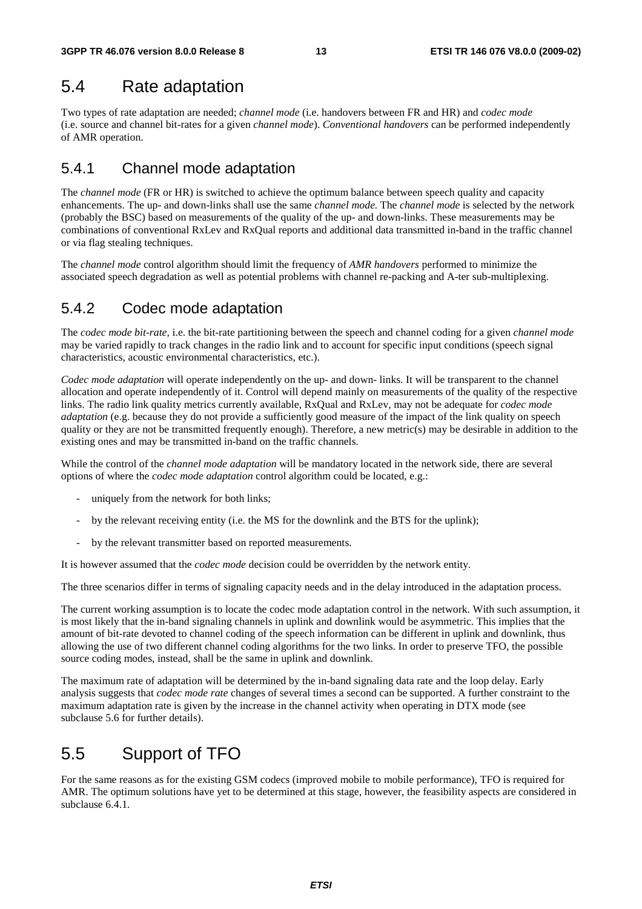## 5.4 Rate adaptation

Two types of rate adaptation are needed; *channel mode* (i.e. handovers between FR and HR) and *codec mode* (i.e. source and channel bit-rates for a given *channel mode*). *Conventional handovers* can be performed independently of AMR operation.

### 5.4.1 Channel mode adaptation

The *channel mode* (FR or HR) is switched to achieve the optimum balance between speech quality and capacity enhancements. The up- and down-links shall use the same *channel mode.* The *channel mode* is selected by the network (probably the BSC) based on measurements of the quality of the up- and down-links. These measurements may be combinations of conventional RxLev and RxQual reports and additional data transmitted in-band in the traffic channel or via flag stealing techniques.

The *channel mode* control algorithm should limit the frequency of *AMR handovers* performed to minimize the associated speech degradation as well as potential problems with channel re-packing and A-ter sub-multiplexing.

### 5.4.2 Codec mode adaptation

The *codec mode bit-rate*, i.e. the bit-rate partitioning between the speech and channel coding for a given *channel mode* may be varied rapidly to track changes in the radio link and to account for specific input conditions (speech signal characteristics, acoustic environmental characteristics, etc.).

*Codec mode adaptation* will operate independently on the up- and down- links. It will be transparent to the channel allocation and operate independently of it. Control will depend mainly on measurements of the quality of the respective links. The radio link quality metrics currently available, RxQual and RxLev, may not be adequate for *codec mode adaptation* (e.g. because they do not provide a sufficiently good measure of the impact of the link quality on speech quality or they are not be transmitted frequently enough). Therefore, a new metric(s) may be desirable in addition to the existing ones and may be transmitted in-band on the traffic channels.

While the control of the *channel mode adaptation* will be mandatory located in the network side, there are several options of where the *codec mode adaptation* control algorithm could be located, e.g.:

- uniquely from the network for both links;
- by the relevant receiving entity (i.e. the MS for the downlink and the BTS for the uplink);
- by the relevant transmitter based on reported measurements.

It is however assumed that the *codec mode* decision could be overridden by the network entity.

The three scenarios differ in terms of signaling capacity needs and in the delay introduced in the adaptation process.

The current working assumption is to locate the codec mode adaptation control in the network. With such assumption, it is most likely that the in-band signaling channels in uplink and downlink would be asymmetric. This implies that the amount of bit-rate devoted to channel coding of the speech information can be different in uplink and downlink, thus allowing the use of two different channel coding algorithms for the two links. In order to preserve TFO, the possible source coding modes, instead, shall be the same in uplink and downlink.

The maximum rate of adaptation will be determined by the in-band signaling data rate and the loop delay. Early analysis suggests that *codec mode rate* changes of several times a second can be supported. A further constraint to the maximum adaptation rate is given by the increase in the channel activity when operating in DTX mode (see subclause 5.6 for further details).

## 5.5 Support of TFO

For the same reasons as for the existing GSM codecs (improved mobile to mobile performance), TFO is required for AMR. The optimum solutions have yet to be determined at this stage, however, the feasibility aspects are considered in subclause 6.4.1.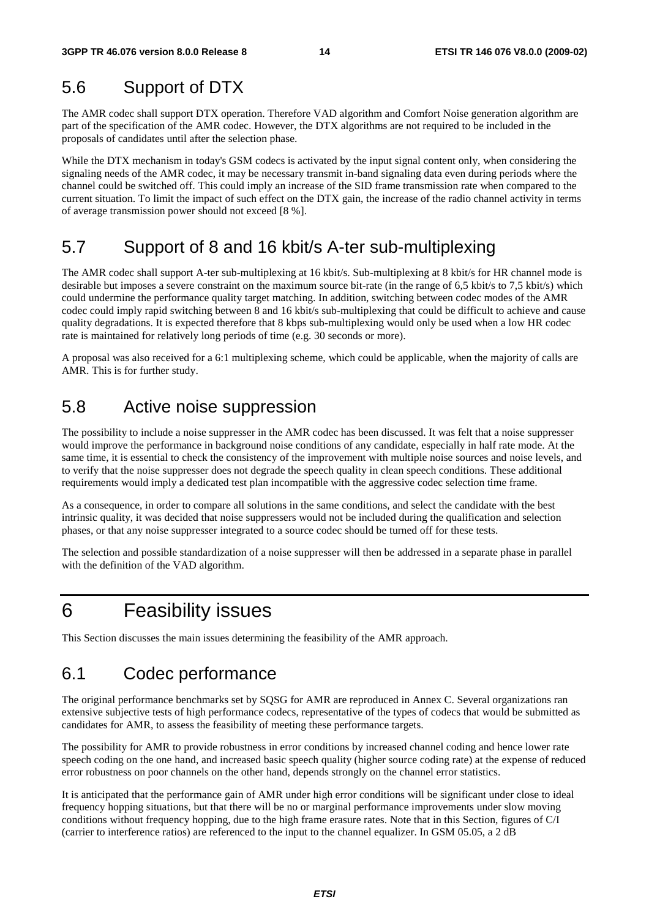## 5.6 Support of DTX

The AMR codec shall support DTX operation. Therefore VAD algorithm and Comfort Noise generation algorithm are part of the specification of the AMR codec. However, the DTX algorithms are not required to be included in the proposals of candidates until after the selection phase.

While the DTX mechanism in today's GSM codecs is activated by the input signal content only, when considering the signaling needs of the AMR codec, it may be necessary transmit in-band signaling data even during periods where the channel could be switched off. This could imply an increase of the SID frame transmission rate when compared to the current situation. To limit the impact of such effect on the DTX gain, the increase of the radio channel activity in terms of average transmission power should not exceed [8 %].

## 5.7 Support of 8 and 16 kbit/s A-ter sub-multiplexing

The AMR codec shall support A-ter sub-multiplexing at 16 kbit/s. Sub-multiplexing at 8 kbit/s for HR channel mode is desirable but imposes a severe constraint on the maximum source bit-rate (in the range of 6,5 kbit/s to 7,5 kbit/s) which could undermine the performance quality target matching. In addition, switching between codec modes of the AMR codec could imply rapid switching between 8 and 16 kbit/s sub-multiplexing that could be difficult to achieve and cause quality degradations. It is expected therefore that 8 kbps sub-multiplexing would only be used when a low HR codec rate is maintained for relatively long periods of time (e.g. 30 seconds or more).

A proposal was also received for a 6:1 multiplexing scheme, which could be applicable, when the majority of calls are AMR. This is for further study.

## 5.8 Active noise suppression

The possibility to include a noise suppresser in the AMR codec has been discussed. It was felt that a noise suppresser would improve the performance in background noise conditions of any candidate, especially in half rate mode. At the same time, it is essential to check the consistency of the improvement with multiple noise sources and noise levels, and to verify that the noise suppresser does not degrade the speech quality in clean speech conditions. These additional requirements would imply a dedicated test plan incompatible with the aggressive codec selection time frame.

As a consequence, in order to compare all solutions in the same conditions, and select the candidate with the best intrinsic quality, it was decided that noise suppressers would not be included during the qualification and selection phases, or that any noise suppresser integrated to a source codec should be turned off for these tests.

The selection and possible standardization of a noise suppresser will then be addressed in a separate phase in parallel with the definition of the VAD algorithm.

# 6 Feasibility issues

This Section discusses the main issues determining the feasibility of the AMR approach.

## 6.1 Codec performance

The original performance benchmarks set by SQSG for AMR are reproduced in Annex C. Several organizations ran extensive subjective tests of high performance codecs, representative of the types of codecs that would be submitted as candidates for AMR, to assess the feasibility of meeting these performance targets.

The possibility for AMR to provide robustness in error conditions by increased channel coding and hence lower rate speech coding on the one hand, and increased basic speech quality (higher source coding rate) at the expense of reduced error robustness on poor channels on the other hand, depends strongly on the channel error statistics.

It is anticipated that the performance gain of AMR under high error conditions will be significant under close to ideal frequency hopping situations, but that there will be no or marginal performance improvements under slow moving conditions without frequency hopping, due to the high frame erasure rates. Note that in this Section, figures of C/I (carrier to interference ratios) are referenced to the input to the channel equalizer. In GSM 05.05, a 2 dB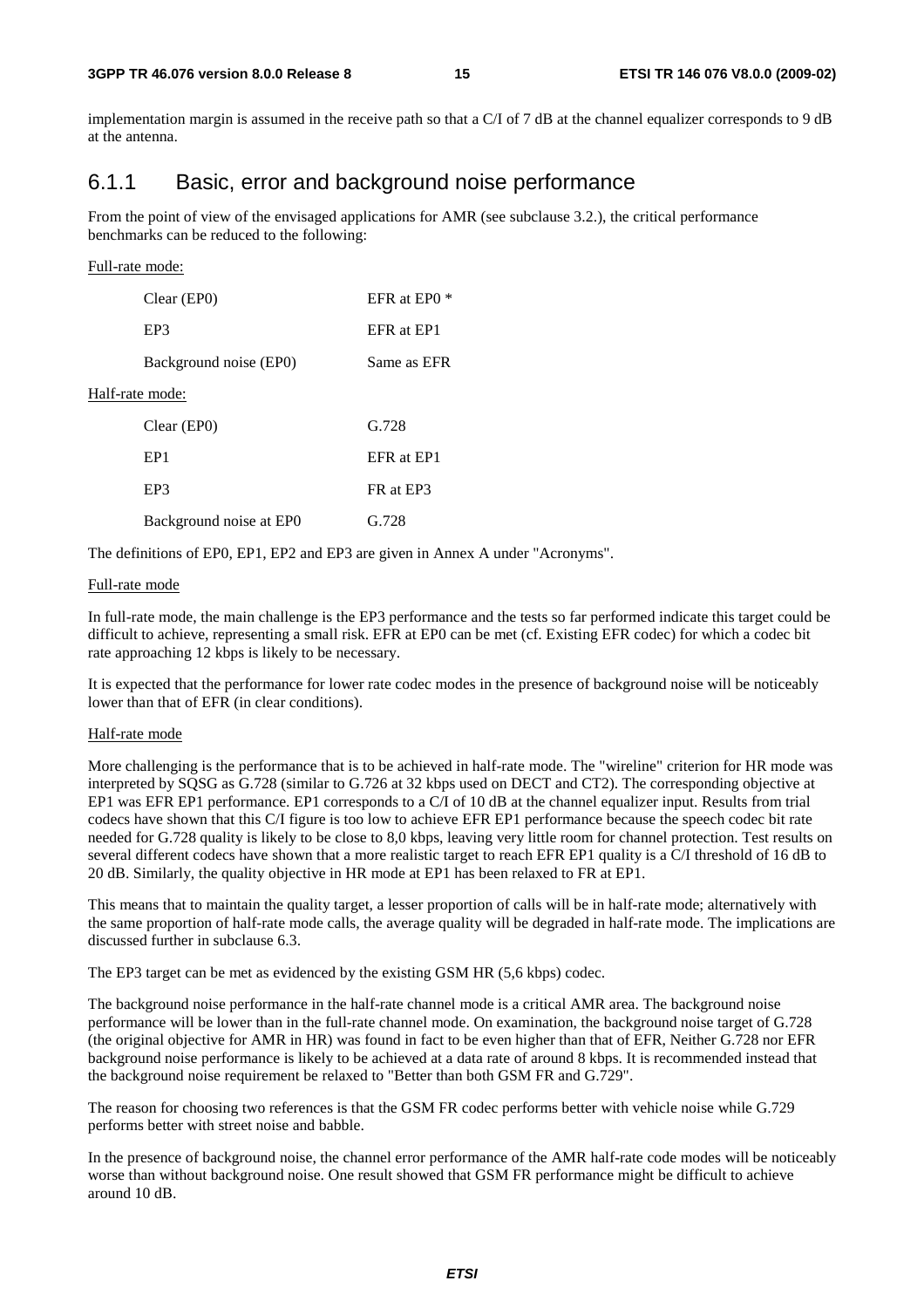implementation margin is assumed in the receive path so that a C/I of 7 dB at the channel equalizer corresponds to 9 dB at the antenna.

### 6.1.1 Basic, error and background noise performance

From the point of view of the envisaged applications for AMR (see subclause 3.2.), the critical performance benchmarks can be reduced to the following:

Full-rate mode:

| | |
|---|---|
| Clear (EP0) | EFR at EP0 * |
| EP3 | EFR at EP1 |
| Background noise (EP0) | Same as EFR |

Half-rate mode:

| | |
|---|---|
| Clear (EP0) | G.728 |
| EP1 | EFR at EP1 |
| EP3 | FR at EP3 |
| Background noise at EP0 | G.728 |

The definitions of EP0, EP1, EP2 and EP3 are given in Annex A under "Acronyms".

Full-rate mode

In full-rate mode, the main challenge is the EP3 performance and the tests so far performed indicate this target could be difficult to achieve, representing a small risk. EFR at EP0 can be met (cf. Existing EFR codec) for which a codec bit rate approaching 12 kbps is likely to be necessary.

It is expected that the performance for lower rate codec modes in the presence of background noise will be noticeably lower than that of EFR (in clear conditions).

Half-rate mode

More challenging is the performance that is to be achieved in half-rate mode. The "wireline" criterion for HR mode was interpreted by SQSG as G.728 (similar to G.726 at 32 kbps used on DECT and CT2). The corresponding objective at EP1 was EFR EP1 performance. EP1 corresponds to a C/I of 10 dB at the channel equalizer input. Results from trial codecs have shown that this C/I figure is too low to achieve EFR EP1 performance because the speech codec bit rate needed for G.728 quality is likely to be close to 8,0 kbps, leaving very little room for channel protection. Test results on several different codecs have shown that a more realistic target to reach EFR EP1 quality is a C/I threshold of 16 dB to 20 dB. Similarly, the quality objective in HR mode at EP1 has been relaxed to FR at EP1.

This means that to maintain the quality target, a lesser proportion of calls will be in half-rate mode; alternatively with the same proportion of half-rate mode calls, the average quality will be degraded in half-rate mode. The implications are discussed further in subclause 6.3.

The EP3 target can be met as evidenced by the existing GSM HR (5,6 kbps) codec.

The background noise performance in the half-rate channel mode is a critical AMR area. The background noise performance will be lower than in the full-rate channel mode. On examination, the background noise target of G.728 (the original objective for AMR in HR) was found in fact to be even higher than that of EFR, Neither G.728 nor EFR background noise performance is likely to be achieved at a data rate of around 8 kbps. It is recommended instead that the background noise requirement be relaxed to "Better than both GSM FR and G.729".

The reason for choosing two references is that the GSM FR codec performs better with vehicle noise while G.729 performs better with street noise and babble.

In the presence of background noise, the channel error performance of the AMR half-rate code modes will be noticeably worse than without background noise. One result showed that GSM FR performance might be difficult to achieve around 10 dB.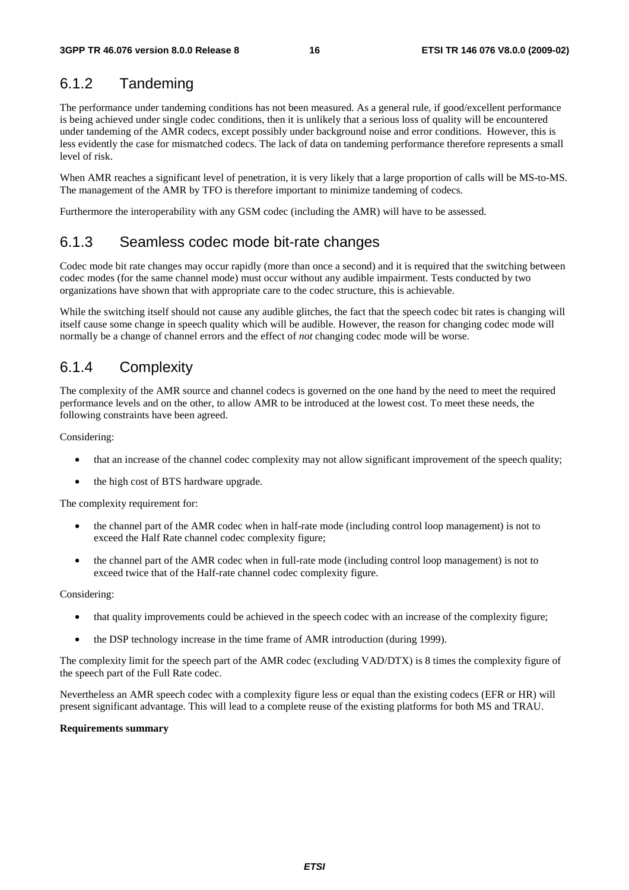### 6.1.2 Tandeming

The performance under tandeming conditions has not been measured. As a general rule, if good/excellent performance is being achieved under single codec conditions, then it is unlikely that a serious loss of quality will be encountered under tandeming of the AMR codecs, except possibly under background noise and error conditions. However, this is less evidently the case for mismatched codecs. The lack of data on tandeming performance therefore represents a small level of risk.

When AMR reaches a significant level of penetration, it is very likely that a large proportion of calls will be MS-to-MS. The management of the AMR by TFO is therefore important to minimize tandeming of codecs.

Furthermore the interoperability with any GSM codec (including the AMR) will have to be assessed.

### 6.1.3 Seamless codec mode bit-rate changes

Codec mode bit rate changes may occur rapidly (more than once a second) and it is required that the switching between codec modes (for the same channel mode) must occur without any audible impairment. Tests conducted by two organizations have shown that with appropriate care to the codec structure, this is achievable.

While the switching itself should not cause any audible glitches, the fact that the speech codec bit rates is changing will itself cause some change in speech quality which will be audible. However, the reason for changing codec mode will normally be a change of channel errors and the effect of *not* changing codec mode will be worse.

### 6.1.4 Complexity

The complexity of the AMR source and channel codecs is governed on the one hand by the need to meet the required performance levels and on the other, to allow AMR to be introduced at the lowest cost. To meet these needs, the following constraints have been agreed.

Considering:

- that an increase of the channel codec complexity may not allow significant improvement of the speech quality;
- the high cost of BTS hardware upgrade.

The complexity requirement for:

- the channel part of the AMR codec when in half-rate mode (including control loop management) is not to exceed the Half Rate channel codec complexity figure;
- the channel part of the AMR codec when in full-rate mode (including control loop management) is not to exceed twice that of the Half-rate channel codec complexity figure.

Considering:

- that quality improvements could be achieved in the speech codec with an increase of the complexity figure;
- the DSP technology increase in the time frame of AMR introduction (during 1999).

The complexity limit for the speech part of the AMR codec (excluding VAD/DTX) is 8 times the complexity figure of the speech part of the Full Rate codec.

Nevertheless an AMR speech codec with a complexity figure less or equal than the existing codecs (EFR or HR) will present significant advantage. This will lead to a complete reuse of the existing platforms for both MS and TRAU.

**Requirements summary**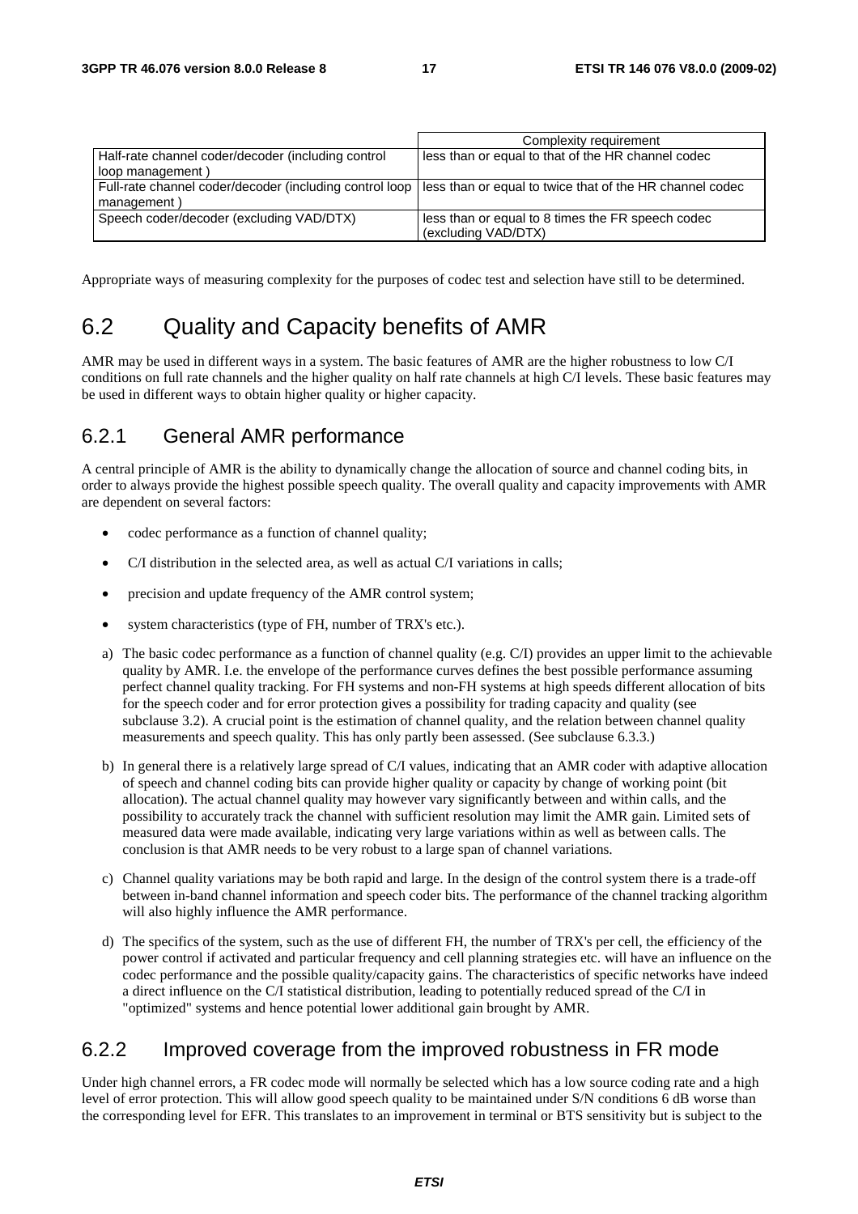| | Complexity requirement |
|---|---|
| Half-rate channel coder/decoder (including control loop management ) | less than or equal to that of the HR channel codec |
| Full-rate channel coder/decoder (including control loop management ) | less than or equal to twice that of the HR channel codec |
| Speech coder/decoder (excluding VAD/DTX) | less than or equal to 8 times the FR speech codec (excluding VAD/DTX) |

Appropriate ways of measuring complexity for the purposes of codec test and selection have still to be determined.

## 6.2 Quality and Capacity benefits of AMR

AMR may be used in different ways in a system. The basic features of AMR are the higher robustness to low C/I conditions on full rate channels and the higher quality on half rate channels at high C/I levels. These basic features may be used in different ways to obtain higher quality or higher capacity.

### 6.2.1 General AMR performance

A central principle of AMR is the ability to dynamically change the allocation of source and channel coding bits, in order to always provide the highest possible speech quality. The overall quality and capacity improvements with AMR are dependent on several factors:

- codec performance as a function of channel quality;
- C/I distribution in the selected area, as well as actual C/I variations in calls;
- precision and update frequency of the AMR control system;
- system characteristics (type of FH, number of TRX's etc.).

a) The basic codec performance as a function of channel quality (e.g. C/I) provides an upper limit to the achievable quality by AMR. I.e. the envelope of the performance curves defines the best possible performance assuming perfect channel quality tracking. For FH systems and non-FH systems at high speeds different allocation of bits for the speech coder and for error protection gives a possibility for trading capacity and quality (see subclause 3.2). A crucial point is the estimation of channel quality, and the relation between channel quality measurements and speech quality. This has only partly been assessed. (See subclause 6.3.3.)

b) In general there is a relatively large spread of C/I values, indicating that an AMR coder with adaptive allocation of speech and channel coding bits can provide higher quality or capacity by change of working point (bit allocation). The actual channel quality may however vary significantly between and within calls, and the possibility to accurately track the channel with sufficient resolution may limit the AMR gain. Limited sets of measured data were made available, indicating very large variations within as well as between calls. The conclusion is that AMR needs to be very robust to a large span of channel variations.

c) Channel quality variations may be both rapid and large. In the design of the control system there is a trade-off between in-band channel information and speech coder bits. The performance of the channel tracking algorithm will also highly influence the AMR performance.

d) The specifics of the system, such as the use of different FH, the number of TRX's per cell, the efficiency of the power control if activated and particular frequency and cell planning strategies etc. will have an influence on the codec performance and the possible quality/capacity gains. The characteristics of specific networks have indeed a direct influence on the C/I statistical distribution, leading to potentially reduced spread of the C/I in "optimized" systems and hence potential lower additional gain brought by AMR.

### 6.2.2 Improved coverage from the improved robustness in FR mode

Under high channel errors, a FR codec mode will normally be selected which has a low source coding rate and a high level of error protection. This will allow good speech quality to be maintained under S/N conditions 6 dB worse than the corresponding level for EFR. This translates to an improvement in terminal or BTS sensitivity but is subject to the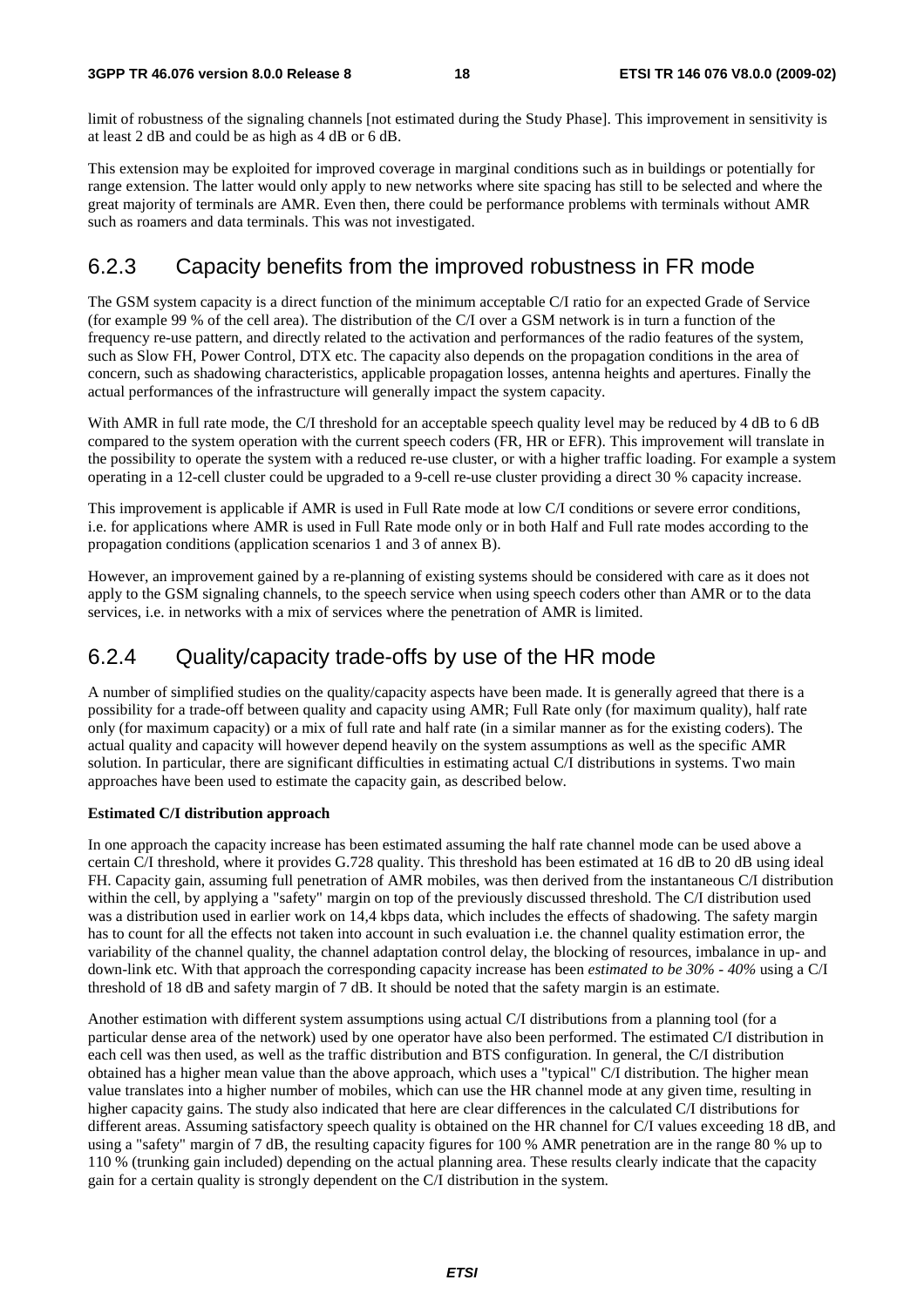limit of robustness of the signaling channels [not estimated during the Study Phase]. This improvement in sensitivity is at least 2 dB and could be as high as 4 dB or 6 dB.

This extension may be exploited for improved coverage in marginal conditions such as in buildings or potentially for range extension. The latter would only apply to new networks where site spacing has still to be selected and where the great majority of terminals are AMR. Even then, there could be performance problems with terminals without AMR such as roamers and data terminals. This was not investigated.

### 6.2.3 Capacity benefits from the improved robustness in FR mode

The GSM system capacity is a direct function of the minimum acceptable C/I ratio for an expected Grade of Service (for example 99 % of the cell area). The distribution of the C/I over a GSM network is in turn a function of the frequency re-use pattern, and directly related to the activation and performances of the radio features of the system, such as Slow FH, Power Control, DTX etc. The capacity also depends on the propagation conditions in the area of concern, such as shadowing characteristics, applicable propagation losses, antenna heights and apertures. Finally the actual performances of the infrastructure will generally impact the system capacity.

With AMR in full rate mode, the C/I threshold for an acceptable speech quality level may be reduced by 4 dB to 6 dB compared to the system operation with the current speech coders (FR, HR or EFR). This improvement will translate in the possibility to operate the system with a reduced re-use cluster, or with a higher traffic loading. For example a system operating in a 12-cell cluster could be upgraded to a 9-cell re-use cluster providing a direct 30 % capacity increase.

This improvement is applicable if AMR is used in Full Rate mode at low C/I conditions or severe error conditions, i.e. for applications where AMR is used in Full Rate mode only or in both Half and Full rate modes according to the propagation conditions (application scenarios 1 and 3 of annex B).

However, an improvement gained by a re-planning of existing systems should be considered with care as it does not apply to the GSM signaling channels, to the speech service when using speech coders other than AMR or to the data services, i.e. in networks with a mix of services where the penetration of AMR is limited.

### 6.2.4 Quality/capacity trade-offs by use of the HR mode

A number of simplified studies on the quality/capacity aspects have been made. It is generally agreed that there is a possibility for a trade-off between quality and capacity using AMR; Full Rate only (for maximum quality), half rate only (for maximum capacity) or a mix of full rate and half rate (in a similar manner as for the existing coders). The actual quality and capacity will however depend heavily on the system assumptions as well as the specific AMR solution. In particular, there are significant difficulties in estimating actual C/I distributions in systems. Two main approaches have been used to estimate the capacity gain, as described below.

**Estimated C/I distribution approach**

In one approach the capacity increase has been estimated assuming the half rate channel mode can be used above a certain C/I threshold, where it provides G.728 quality. This threshold has been estimated at 16 dB to 20 dB using ideal FH. Capacity gain, assuming full penetration of AMR mobiles, was then derived from the instantaneous C/I distribution within the cell, by applying a "safety" margin on top of the previously discussed threshold. The C/I distribution used was a distribution used in earlier work on 14,4 kbps data, which includes the effects of shadowing. The safety margin has to count for all the effects not taken into account in such evaluation i.e. the channel quality estimation error, the variability of the channel quality, the channel adaptation control delay, the blocking of resources, imbalance in up- and down-link etc. With that approach the corresponding capacity increase has been *estimated to be 30% - 40%* using a C/I threshold of 18 dB and safety margin of 7 dB. It should be noted that the safety margin is an estimate.

Another estimation with different system assumptions using actual C/I distributions from a planning tool (for a particular dense area of the network) used by one operator have also been performed. The estimated C/I distribution in each cell was then used, as well as the traffic distribution and BTS configuration. In general, the C/I distribution obtained has a higher mean value than the above approach, which uses a "typical" C/I distribution. The higher mean value translates into a higher number of mobiles, which can use the HR channel mode at any given time, resulting in higher capacity gains. The study also indicated that here are clear differences in the calculated C/I distributions for different areas. Assuming satisfactory speech quality is obtained on the HR channel for C/I values exceeding 18 dB, and using a "safety" margin of 7 dB, the resulting capacity figures for 100 % AMR penetration are in the range 80 % up to 110 % (trunking gain included) depending on the actual planning area. These results clearly indicate that the capacity gain for a certain quality is strongly dependent on the C/I distribution in the system.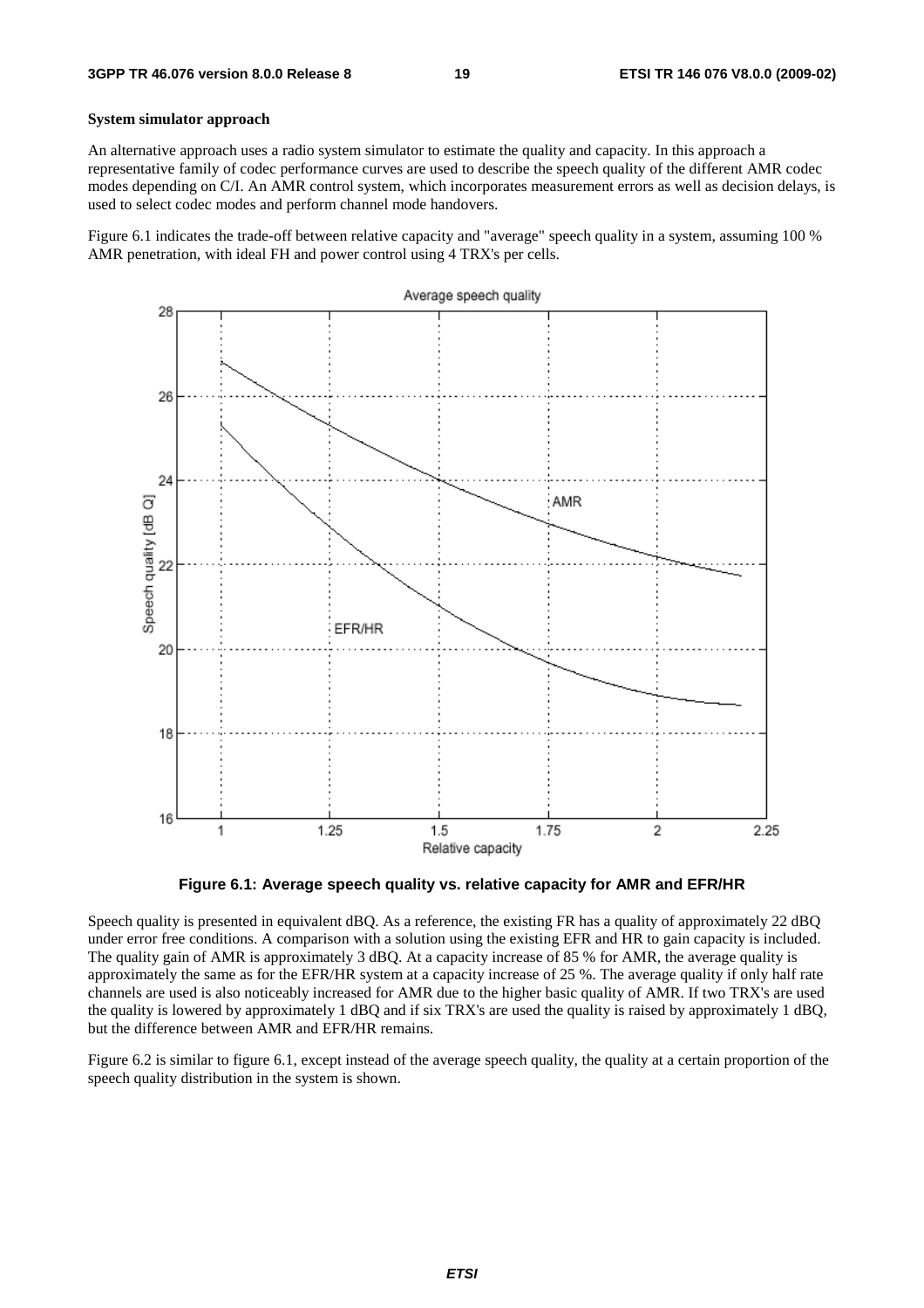**System simulator approach**

An alternative approach uses a radio system simulator to estimate the quality and capacity. In this approach a representative family of codec performance curves are used to describe the speech quality of the different AMR codec modes depending on C/I. An AMR control system, which incorporates measurement errors as well as decision delays, is used to select codec modes and perform channel mode handovers.

Figure 6.1 indicates the trade-off between relative capacity and "average" speech quality in a system, assuming 100 % AMR penetration, with ideal FH and power control using 4 TRX's per cells.

**Figure 6.1: Average speech quality vs. relative capacity for AMR and EFR/HR**

Speech quality is presented in equivalent dBQ. As a reference, the existing FR has a quality of approximately 22 dBQ under error free conditions. A comparison with a solution using the existing EFR and HR to gain capacity is included. The quality gain of AMR is approximately 3 dBQ. At a capacity increase of 85 % for AMR, the average quality is approximately the same as for the EFR/HR system at a capacity increase of 25 %. The average quality if only half rate channels are used is also noticeably increased for AMR due to the higher basic quality of AMR. If two TRX's are used the quality is lowered by approximately 1 dBQ and if six TRX's are used the quality is raised by approximately 1 dBQ, but the difference between AMR and EFR/HR remains.

Figure 6.2 is similar to figure 6.1, except instead of the average speech quality, the quality at a certain proportion of the speech quality distribution in the system is shown.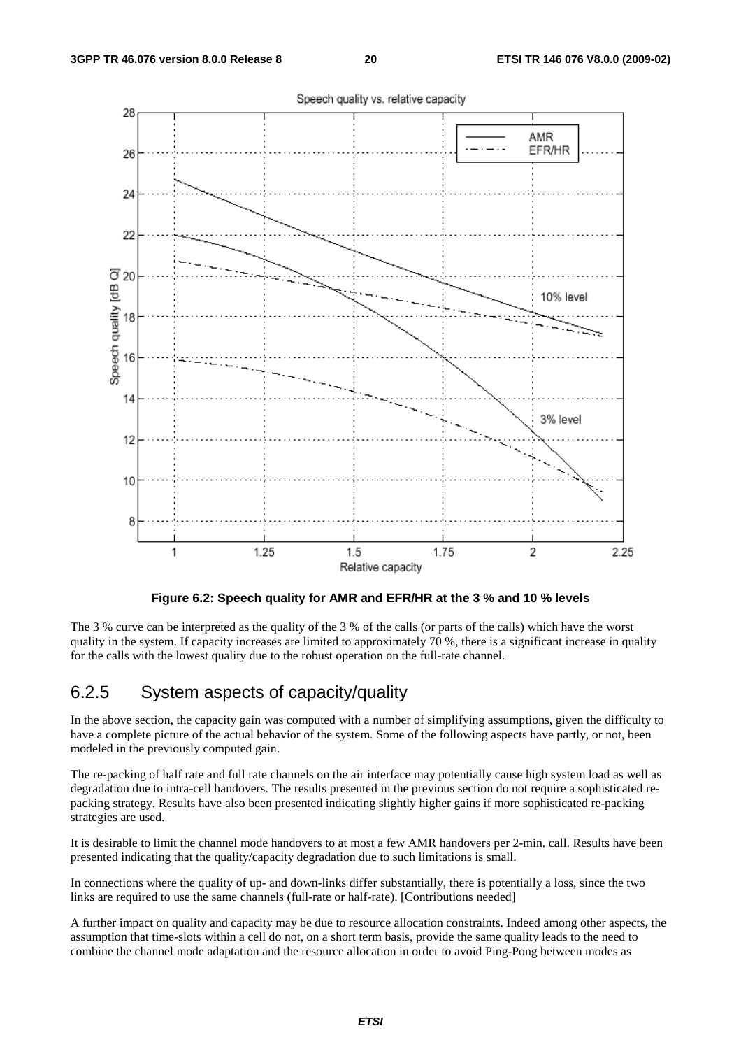**Figure 6.2: Speech quality for AMR and EFR/HR at the 3 % and 10 % levels**

The 3 % curve can be interpreted as the quality of the 3 % of the calls (or parts of the calls) which have the worst quality in the system. If capacity increases are limited to approximately 70 %, there is a significant increase in quality for the calls with the lowest quality due to the robust operation on the full-rate channel.

## 6.2.5 System aspects of capacity/quality

In the above section, the capacity gain was computed with a number of simplifying assumptions, given the difficulty to have a complete picture of the actual behavior of the system. Some of the following aspects have partly, or not, been modeled in the previously computed gain.

The re-packing of half rate and full rate channels on the air interface may potentially cause high system load as well as degradation due to intra-cell handovers. The results presented in the previous section do not require a sophisticated re-packing strategy. Results have also been presented indicating slightly higher gains if more sophisticated re-packing strategies are used.

It is desirable to limit the channel mode handovers to at most a few AMR handovers per 2-min. call. Results have been presented indicating that the quality/capacity degradation due to such limitations is small.

In connections where the quality of up- and down-links differ substantially, there is potentially a loss, since the two links are required to use the same channels (full-rate or half-rate). [Contributions needed]

A further impact on quality and capacity may be due to resource allocation constraints. Indeed among other aspects, the assumption that time-slots within a cell do not, on a short term basis, provide the same quality leads to the need to combine the channel mode adaptation and the resource allocation in order to avoid Ping-Pong between modes as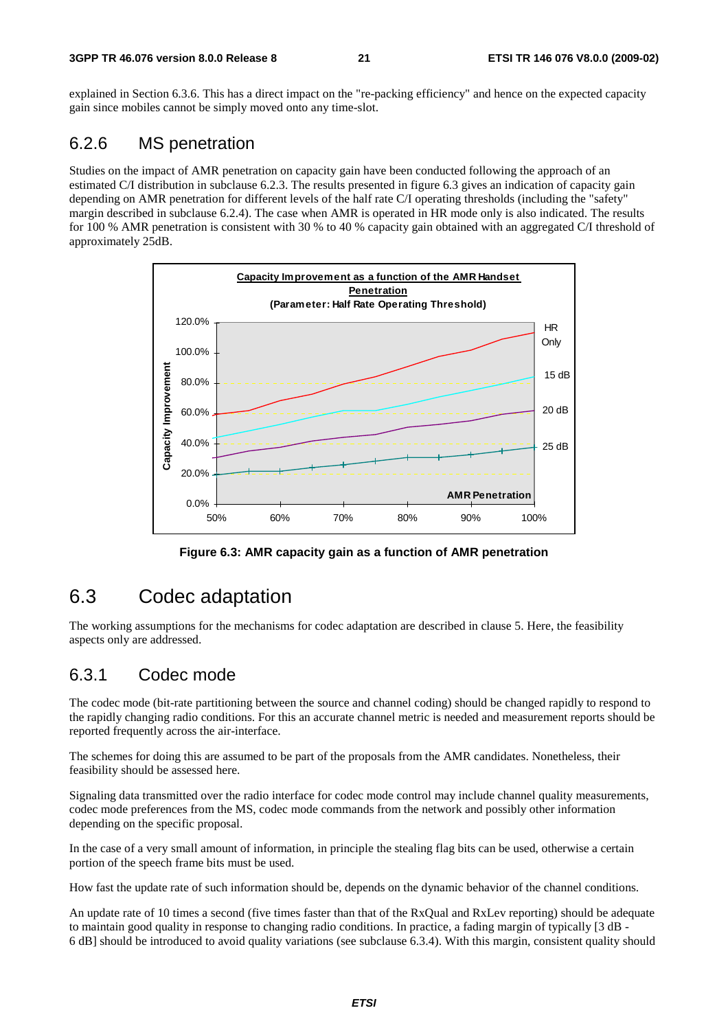explained in Section 6.3.6. This has a direct impact on the "re-packing efficiency" and hence on the expected capacity gain since mobiles cannot be simply moved onto any time-slot.

### 6.2.6 MS penetration

Studies on the impact of AMR penetration on capacity gain have been conducted following the approach of an estimated C/I distribution in subclause 6.2.3. The results presented in figure 6.3 gives an indication of capacity gain depending on AMR penetration for different levels of the half rate C/I operating thresholds (including the "safety" margin described in subclause 6.2.4). The case when AMR is operated in HR mode only is also indicated. The results for 100 % AMR penetration is consistent with 30 % to 40 % capacity gain obtained with an aggregated C/I threshold of approximately 25dB.

**Figure 6.3: AMR capacity gain as a function of AMR penetration**

## 6.3 Codec adaptation

The working assumptions for the mechanisms for codec adaptation are described in clause 5. Here, the feasibility aspects only are addressed.

### 6.3.1 Codec mode

The codec mode (bit-rate partitioning between the source and channel coding) should be changed rapidly to respond to the rapidly changing radio conditions. For this an accurate channel metric is needed and measurement reports should be reported frequently across the air-interface.

The schemes for doing this are assumed to be part of the proposals from the AMR candidates. Nonetheless, their feasibility should be assessed here.

Signaling data transmitted over the radio interface for codec mode control may include channel quality measurements, codec mode preferences from the MS, codec mode commands from the network and possibly other information depending on the specific proposal.

In the case of a very small amount of information, in principle the stealing flag bits can be used, otherwise a certain portion of the speech frame bits must be used.

How fast the update rate of such information should be, depends on the dynamic behavior of the channel conditions.

An update rate of 10 times a second (five times faster than that of the RxQual and RxLev reporting) should be adequate to maintain good quality in response to changing radio conditions. In practice, a fading margin of typically [3 dB - 6 dB] should be introduced to avoid quality variations (see subclause 6.3.4). With this margin, consistent quality should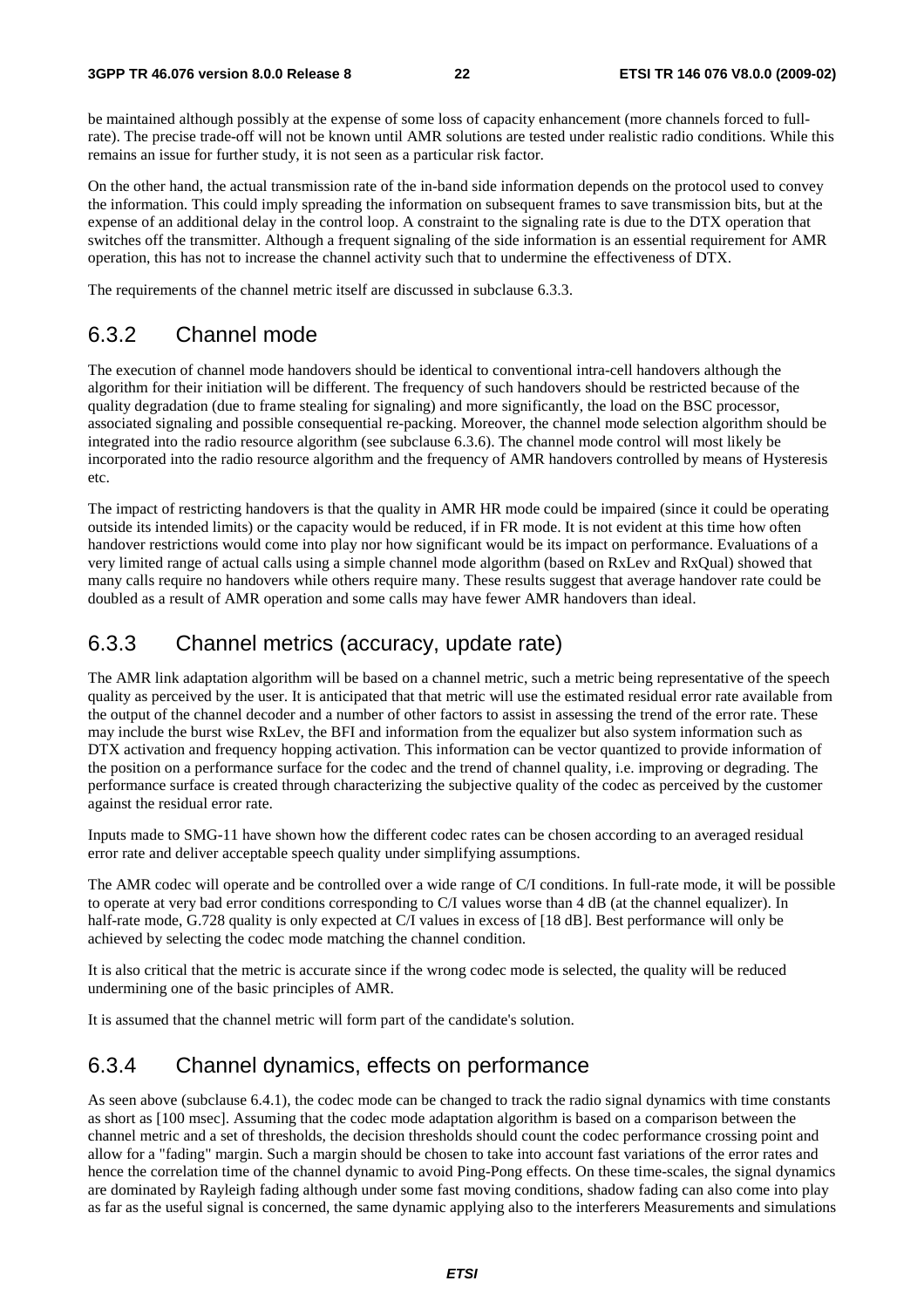be maintained although possibly at the expense of some loss of capacity enhancement (more channels forced to full-rate). The precise trade-off will not be known until AMR solutions are tested under realistic radio conditions. While this remains an issue for further study, it is not seen as a particular risk factor.

On the other hand, the actual transmission rate of the in-band side information depends on the protocol used to convey the information. This could imply spreading the information on subsequent frames to save transmission bits, but at the expense of an additional delay in the control loop. A constraint to the signaling rate is due to the DTX operation that switches off the transmitter. Although a frequent signaling of the side information is an essential requirement for AMR operation, this has not to increase the channel activity such that to undermine the effectiveness of DTX.

The requirements of the channel metric itself are discussed in subclause 6.3.3.

## 6.3.2 Channel mode

The execution of channel mode handovers should be identical to conventional intra-cell handovers although the algorithm for their initiation will be different. The frequency of such handovers should be restricted because of the quality degradation (due to frame stealing for signaling) and more significantly, the load on the BSC processor, associated signaling and possible consequential re-packing. Moreover, the channel mode selection algorithm should be integrated into the radio resource algorithm (see subclause 6.3.6). The channel mode control will most likely be incorporated into the radio resource algorithm and the frequency of AMR handovers controlled by means of Hysteresis etc.

The impact of restricting handovers is that the quality in AMR HR mode could be impaired (since it could be operating outside its intended limits) or the capacity would be reduced, if in FR mode. It is not evident at this time how often handover restrictions would come into play nor how significant would be its impact on performance. Evaluations of a very limited range of actual calls using a simple channel mode algorithm (based on RxLev and RxQual) showed that many calls require no handovers while others require many. These results suggest that average handover rate could be doubled as a result of AMR operation and some calls may have fewer AMR handovers than ideal.

## 6.3.3 Channel metrics (accuracy, update rate)

The AMR link adaptation algorithm will be based on a channel metric, such a metric being representative of the speech quality as perceived by the user. It is anticipated that that metric will use the estimated residual error rate available from the output of the channel decoder and a number of other factors to assist in assessing the trend of the error rate. These may include the burst wise RxLev, the BFI and information from the equalizer but also system information such as DTX activation and frequency hopping activation. This information can be vector quantized to provide information of the position on a performance surface for the codec and the trend of channel quality, i.e. improving or degrading. The performance surface is created through characterizing the subjective quality of the codec as perceived by the customer against the residual error rate.

Inputs made to SMG-11 have shown how the different codec rates can be chosen according to an averaged residual error rate and deliver acceptable speech quality under simplifying assumptions.

The AMR codec will operate and be controlled over a wide range of C/I conditions. In full-rate mode, it will be possible to operate at very bad error conditions corresponding to C/I values worse than 4 dB (at the channel equalizer). In half-rate mode, G.728 quality is only expected at C/I values in excess of [18 dB]. Best performance will only be achieved by selecting the codec mode matching the channel condition.

It is also critical that the metric is accurate since if the wrong codec mode is selected, the quality will be reduced undermining one of the basic principles of AMR.

It is assumed that the channel metric will form part of the candidate's solution.

## 6.3.4 Channel dynamics, effects on performance

As seen above (subclause 6.4.1), the codec mode can be changed to track the radio signal dynamics with time constants as short as [100 msec]. Assuming that the codec mode adaptation algorithm is based on a comparison between the channel metric and a set of thresholds, the decision thresholds should count the codec performance crossing point and allow for a "fading" margin. Such a margin should be chosen to take into account fast variations of the error rates and hence the correlation time of the channel dynamic to avoid Ping-Pong effects. On these time-scales, the signal dynamics are dominated by Rayleigh fading although under some fast moving conditions, shadow fading can also come into play as far as the useful signal is concerned, the same dynamic applying also to the interferers Measurements and simulations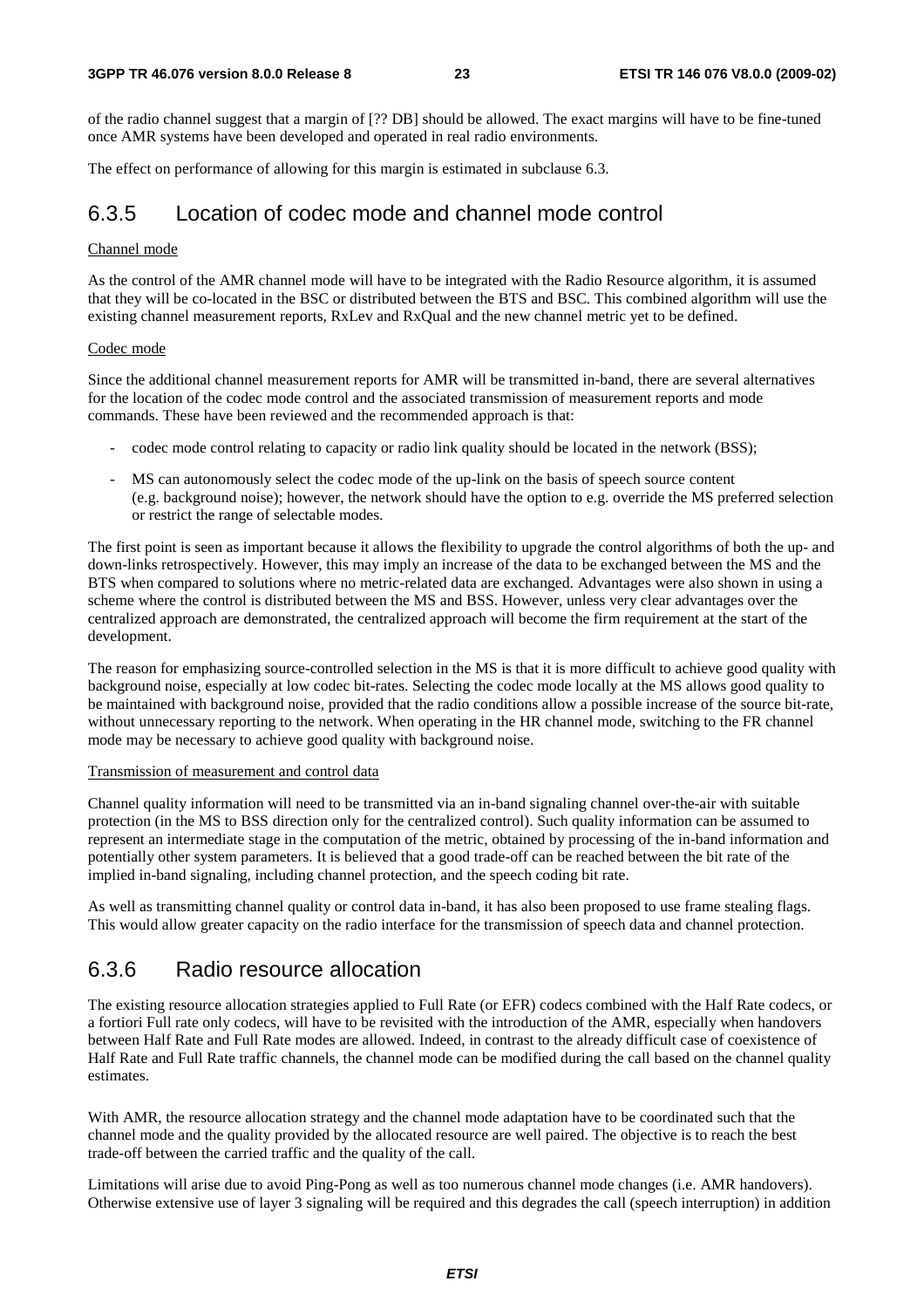of the radio channel suggest that a margin of [?? DB] should be allowed. The exact margins will have to be fine-tuned once AMR systems have been developed and operated in real radio environments.

The effect on performance of allowing for this margin is estimated in subclause 6.3.

## 6.3.5 Location of codec mode and channel mode control

Channel mode

As the control of the AMR channel mode will have to be integrated with the Radio Resource algorithm, it is assumed that they will be co-located in the BSC or distributed between the BTS and BSC. This combined algorithm will use the existing channel measurement reports, RxLev and RxQual and the new channel metric yet to be defined.

Codec mode

Since the additional channel measurement reports for AMR will be transmitted in-band, there are several alternatives for the location of the codec mode control and the associated transmission of measurement reports and mode commands. These have been reviewed and the recommended approach is that:

- codec mode control relating to capacity or radio link quality should be located in the network (BSS);
- MS can autonomously select the codec mode of the up-link on the basis of speech source content (e.g. background noise); however, the network should have the option to e.g. override the MS preferred selection or restrict the range of selectable modes.

The first point is seen as important because it allows the flexibility to upgrade the control algorithms of both the up- and down-links retrospectively. However, this may imply an increase of the data to be exchanged between the MS and the BTS when compared to solutions where no metric-related data are exchanged. Advantages were also shown in using a scheme where the control is distributed between the MS and BSS. However, unless very clear advantages over the centralized approach are demonstrated, the centralized approach will become the firm requirement at the start of the development.

The reason for emphasizing source-controlled selection in the MS is that it is more difficult to achieve good quality with background noise, especially at low codec bit-rates. Selecting the codec mode locally at the MS allows good quality to be maintained with background noise, provided that the radio conditions allow a possible increase of the source bit-rate, without unnecessary reporting to the network. When operating in the HR channel mode, switching to the FR channel mode may be necessary to achieve good quality with background noise.

Transmission of measurement and control data

Channel quality information will need to be transmitted via an in-band signaling channel over-the-air with suitable protection (in the MS to BSS direction only for the centralized control). Such quality information can be assumed to represent an intermediate stage in the computation of the metric, obtained by processing of the in-band information and potentially other system parameters. It is believed that a good trade-off can be reached between the bit rate of the implied in-band signaling, including channel protection, and the speech coding bit rate.

As well as transmitting channel quality or control data in-band, it has also been proposed to use frame stealing flags. This would allow greater capacity on the radio interface for the transmission of speech data and channel protection.

## 6.3.6 Radio resource allocation

The existing resource allocation strategies applied to Full Rate (or EFR) codecs combined with the Half Rate codecs, or a fortiori Full rate only codecs, will have to be revisited with the introduction of the AMR, especially when handovers between Half Rate and Full Rate modes are allowed. Indeed, in contrast to the already difficult case of coexistence of Half Rate and Full Rate traffic channels, the channel mode can be modified during the call based on the channel quality estimates.

With AMR, the resource allocation strategy and the channel mode adaptation have to be coordinated such that the channel mode and the quality provided by the allocated resource are well paired. The objective is to reach the best trade-off between the carried traffic and the quality of the call.

Limitations will arise due to avoid Ping-Pong as well as too numerous channel mode changes (i.e. AMR handovers). Otherwise extensive use of layer 3 signaling will be required and this degrades the call (speech interruption) in addition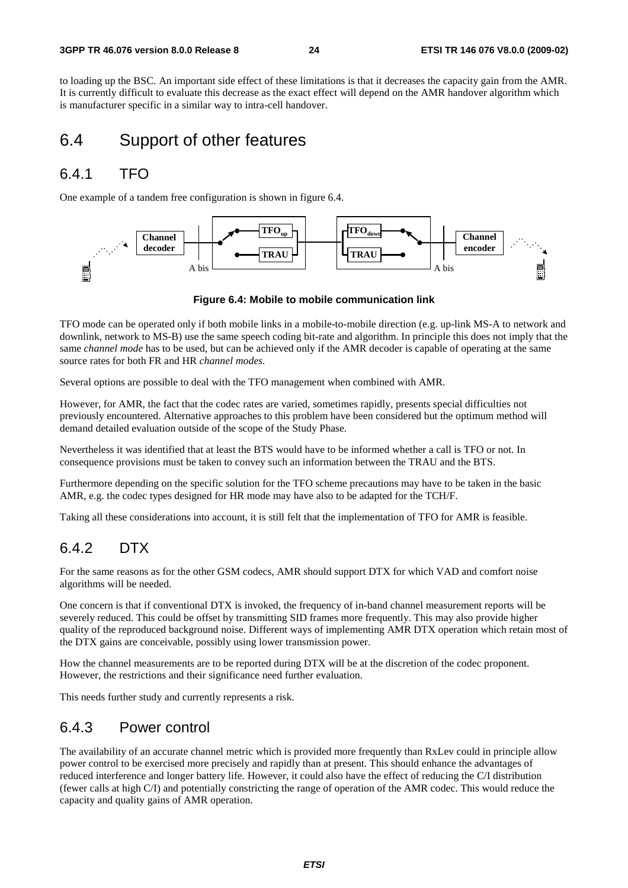to loading up the BSC. An important side effect of these limitations is that it decreases the capacity gain from the AMR. It is currently difficult to evaluate this decrease as the exact effect will depend on the AMR handover algorithm which is manufacturer specific in a similar way to intra-cell handover.

## 6.4 Support of other features

### 6.4.1 TFO

One example of a tandem free configuration is shown in figure 6.4.

**Figure 6.4: Mobile to mobile communication link**

TFO mode can be operated only if both mobile links in a mobile-to-mobile direction (e.g. up-link MS-A to network and downlink, network to MS-B) use the same speech coding bit-rate and algorithm. In principle this does not imply that the same *channel mode* has to be used, but can be achieved only if the AMR decoder is capable of operating at the same source rates for both FR and HR *channel modes.*

Several options are possible to deal with the TFO management when combined with AMR.

However, for AMR, the fact that the codec rates are varied, sometimes rapidly, presents special difficulties not previously encountered. Alternative approaches to this problem have been considered but the optimum method will demand detailed evaluation outside of the scope of the Study Phase.

Nevertheless it was identified that at least the BTS would have to be informed whether a call is TFO or not. In consequence provisions must be taken to convey such an information between the TRAU and the BTS.

Furthermore depending on the specific solution for the TFO scheme precautions may have to be taken in the basic AMR, e.g. the codec types designed for HR mode may have also to be adapted for the TCH/F.

Taking all these considerations into account, it is still felt that the implementation of TFO for AMR is feasible.

### 6.4.2 DTX

For the same reasons as for the other GSM codecs, AMR should support DTX for which VAD and comfort noise algorithms will be needed.

One concern is that if conventional DTX is invoked, the frequency of in-band channel measurement reports will be severely reduced. This could be offset by transmitting SID frames more frequently. This may also provide higher quality of the reproduced background noise. Different ways of implementing AMR DTX operation which retain most of the DTX gains are conceivable, possibly using lower transmission power.

How the channel measurements are to be reported during DTX will be at the discretion of the codec proponent. However, the restrictions and their significance need further evaluation.

This needs further study and currently represents a risk.

### 6.4.3 Power control

The availability of an accurate channel metric which is provided more frequently than RxLev could in principle allow power control to be exercised more precisely and rapidly than at present. This should enhance the advantages of reduced interference and longer battery life. However, it could also have the effect of reducing the C/I distribution (fewer calls at high C/I) and potentially constricting the range of operation of the AMR codec. This would reduce the capacity and quality gains of AMR operation.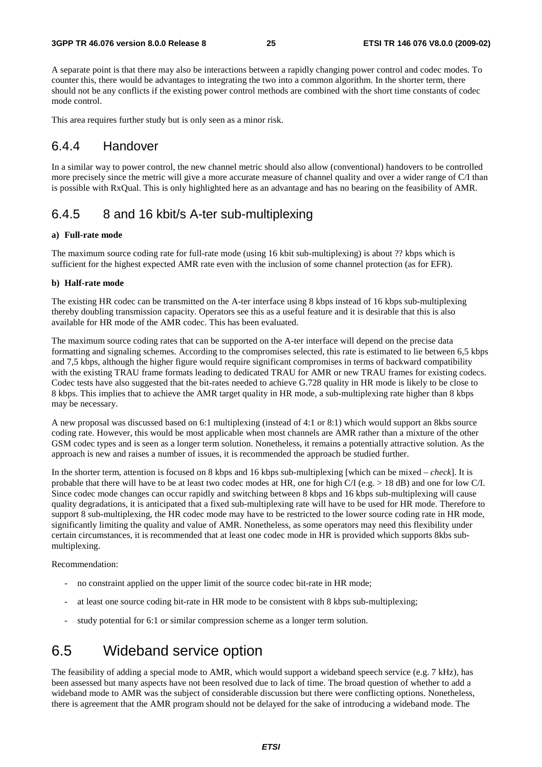A separate point is that there may also be interactions between a rapidly changing power control and codec modes. To counter this, there would be advantages to integrating the two into a common algorithm. In the shorter term, there should not be any conflicts if the existing power control methods are combined with the short time constants of codec mode control.

This area requires further study but is only seen as a minor risk.

### 6.4.4 Handover

In a similar way to power control, the new channel metric should also allow (conventional) handovers to be controlled more precisely since the metric will give a more accurate measure of channel quality and over a wider range of C/I than is possible with RxQual. This is only highlighted here as an advantage and has no bearing on the feasibility of AMR.

### 6.4.5 8 and 16 kbit/s A-ter sub-multiplexing

**a) Full-rate mode**

The maximum source coding rate for full-rate mode (using 16 kbit sub-multiplexing) is about ?? kbps which is sufficient for the highest expected AMR rate even with the inclusion of some channel protection (as for EFR).

**b) Half-rate mode**

The existing HR codec can be transmitted on the A-ter interface using 8 kbps instead of 16 kbps sub-multiplexing thereby doubling transmission capacity. Operators see this as a useful feature and it is desirable that this is also available for HR mode of the AMR codec. This has been evaluated.

The maximum source coding rates that can be supported on the A-ter interface will depend on the precise data formatting and signaling schemes. According to the compromises selected, this rate is estimated to lie between 6,5 kbps and 7,5 kbps, although the higher figure would require significant compromises in terms of backward compatibility with the existing TRAU frame formats leading to dedicated TRAU for AMR or new TRAU frames for existing codecs. Codec tests have also suggested that the bit-rates needed to achieve G.728 quality in HR mode is likely to be close to 8 kbps. This implies that to achieve the AMR target quality in HR mode, a sub-multiplexing rate higher than 8 kbps may be necessary.

A new proposal was discussed based on 6:1 multiplexing (instead of 4:1 or 8:1) which would support an 8kbs source coding rate. However, this would be most applicable when most channels are AMR rather than a mixture of the other GSM codec types and is seen as a longer term solution. Nonetheless, it remains a potentially attractive solution. As the approach is new and raises a number of issues, it is recommended the approach be studied further.

In the shorter term, attention is focused on 8 kbps and 16 kbps sub-multiplexing [which can be mixed – *check*]. It is probable that there will have to be at least two codec modes at HR, one for high C/I (e.g. > 18 dB) and one for low C/I. Since codec mode changes can occur rapidly and switching between 8 kbps and 16 kbps sub-multiplexing will cause quality degradations, it is anticipated that a fixed sub-multiplexing rate will have to be used for HR mode. Therefore to support 8 sub-multiplexing, the HR codec mode may have to be restricted to the lower source coding rate in HR mode, significantly limiting the quality and value of AMR. Nonetheless, as some operators may need this flexibility under certain circumstances, it is recommended that at least one codec mode in HR is provided which supports 8kbs sub-multiplexing.

Recommendation:

- no constraint applied on the upper limit of the source codec bit-rate in HR mode;
- at least one source coding bit-rate in HR mode to be consistent with 8 kbps sub-multiplexing;
- study potential for 6:1 or similar compression scheme as a longer term solution.

## 6.5 Wideband service option

The feasibility of adding a special mode to AMR, which would support a wideband speech service (e.g. 7 kHz), has been assessed but many aspects have not been resolved due to lack of time. The broad question of whether to add a wideband mode to AMR was the subject of considerable discussion but there were conflicting options. Nonetheless, there is agreement that the AMR program should not be delayed for the sake of introducing a wideband mode. The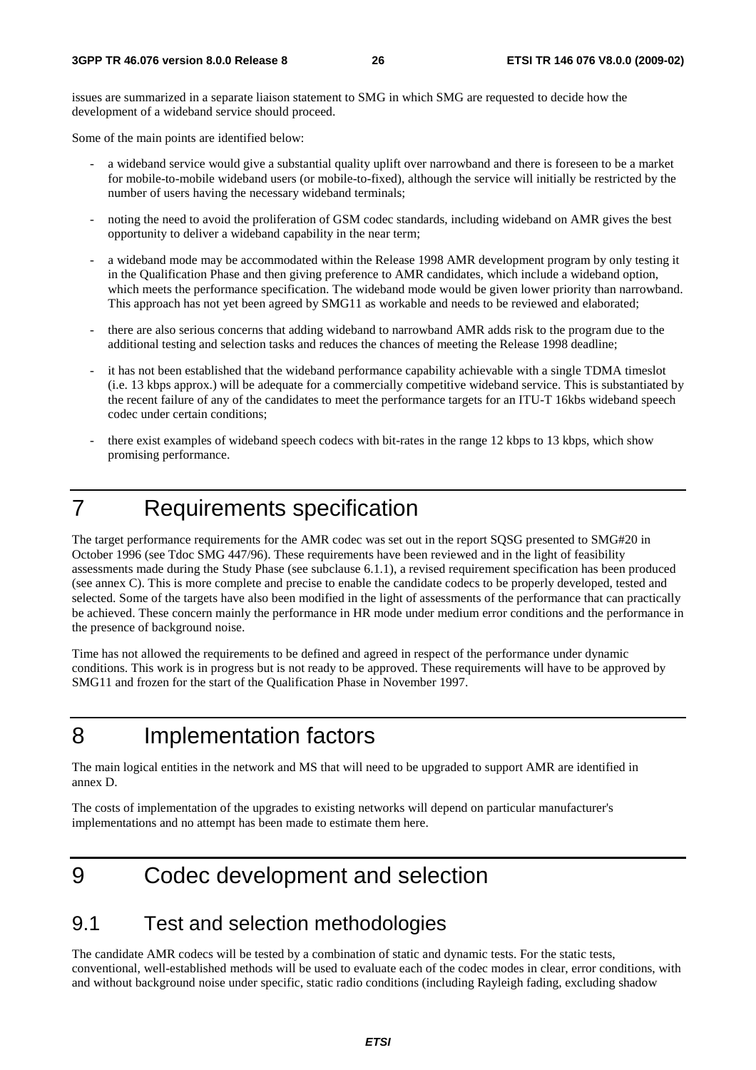issues are summarized in a separate liaison statement to SMG in which SMG are requested to decide how the development of a wideband service should proceed.

Some of the main points are identified below:

- a wideband service would give a substantial quality uplift over narrowband and there is foreseen to be a market for mobile-to-mobile wideband users (or mobile-to-fixed), although the service will initially be restricted by the number of users having the necessary wideband terminals;
- noting the need to avoid the proliferation of GSM codec standards, including wideband on AMR gives the best opportunity to deliver a wideband capability in the near term;
- a wideband mode may be accommodated within the Release 1998 AMR development program by only testing it in the Qualification Phase and then giving preference to AMR candidates, which include a wideband option, which meets the performance specification. The wideband mode would be given lower priority than narrowband. This approach has not yet been agreed by SMG11 as workable and needs to be reviewed and elaborated;
- there are also serious concerns that adding wideband to narrowband AMR adds risk to the program due to the additional testing and selection tasks and reduces the chances of meeting the Release 1998 deadline;
- it has not been established that the wideband performance capability achievable with a single TDMA timeslot (i.e. 13 kbps approx.) will be adequate for a commercially competitive wideband service. This is substantiated by the recent failure of any of the candidates to meet the performance targets for an ITU-T 16kbs wideband speech codec under certain conditions;
- there exist examples of wideband speech codecs with bit-rates in the range 12 kbps to 13 kbps, which show promising performance.

# 7 Requirements specification

The target performance requirements for the AMR codec was set out in the report SQSG presented to SMG#20 in October 1996 (see Tdoc SMG 447/96). These requirements have been reviewed and in the light of feasibility assessments made during the Study Phase (see subclause 6.1.1), a revised requirement specification has been produced (see annex C). This is more complete and precise to enable the candidate codecs to be properly developed, tested and selected. Some of the targets have also been modified in the light of assessments of the performance that can practically be achieved. These concern mainly the performance in HR mode under medium error conditions and the performance in the presence of background noise.

Time has not allowed the requirements to be defined and agreed in respect of the performance under dynamic conditions. This work is in progress but is not ready to be approved. These requirements will have to be approved by SMG11 and frozen for the start of the Qualification Phase in November 1997.

# 8 Implementation factors

The main logical entities in the network and MS that will need to be upgraded to support AMR are identified in annex D.

The costs of implementation of the upgrades to existing networks will depend on particular manufacturer's implementations and no attempt has been made to estimate them here.

# 9 Codec development and selection

## 9.1 Test and selection methodologies

The candidate AMR codecs will be tested by a combination of static and dynamic tests. For the static tests, conventional, well-established methods will be used to evaluate each of the codec modes in clear, error conditions, with and without background noise under specific, static radio conditions (including Rayleigh fading, excluding shadow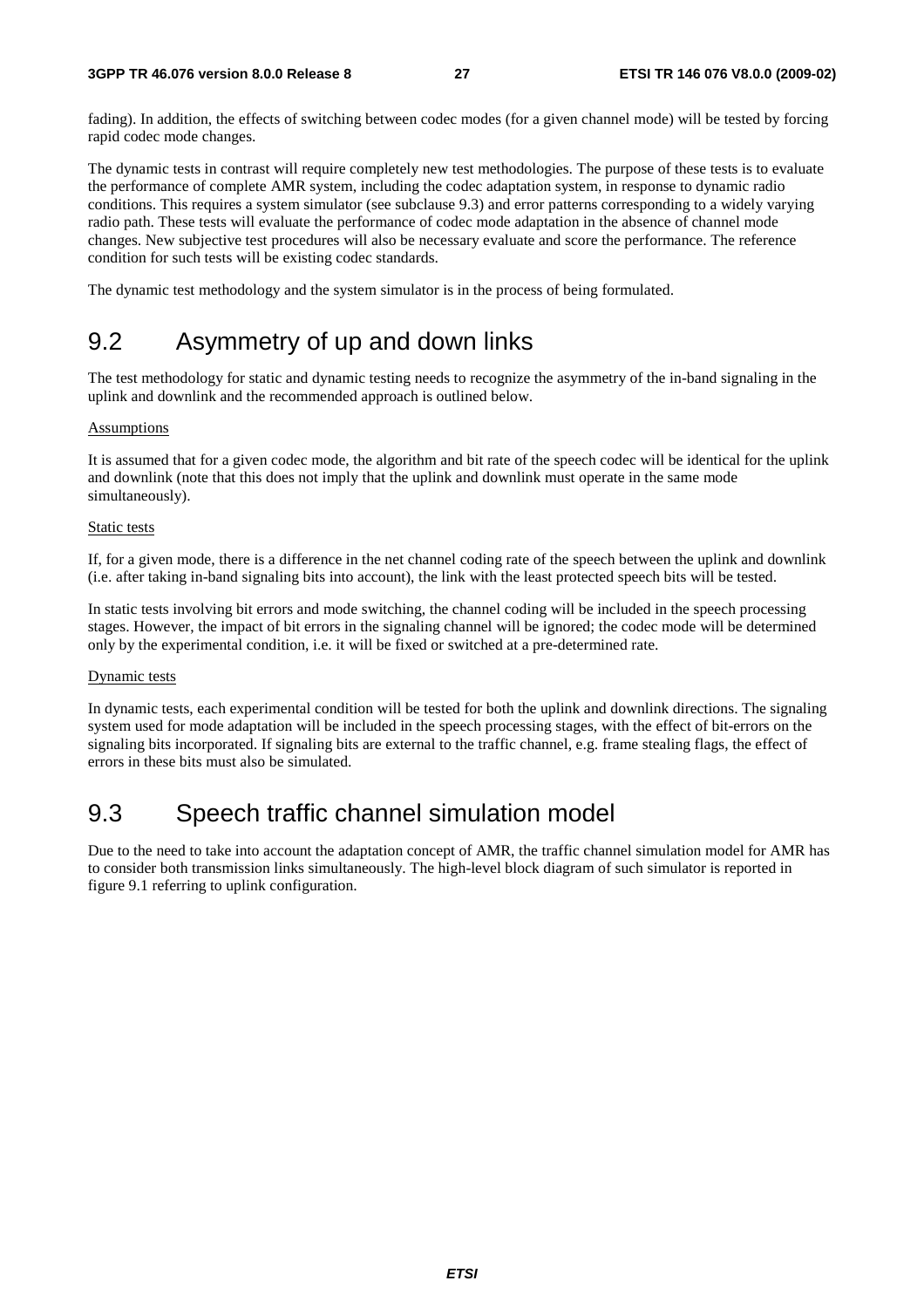fading). In addition, the effects of switching between codec modes (for a given channel mode) will be tested by forcing rapid codec mode changes.

The dynamic tests in contrast will require completely new test methodologies. The purpose of these tests is to evaluate the performance of complete AMR system, including the codec adaptation system, in response to dynamic radio conditions. This requires a system simulator (see subclause 9.3) and error patterns corresponding to a widely varying radio path. These tests will evaluate the performance of codec mode adaptation in the absence of channel mode changes. New subjective test procedures will also be necessary evaluate and score the performance. The reference condition for such tests will be existing codec standards.

The dynamic test methodology and the system simulator is in the process of being formulated.

## 9.2 Asymmetry of up and down links

The test methodology for static and dynamic testing needs to recognize the asymmetry of the in-band signaling in the uplink and downlink and the recommended approach is outlined below.

Assumptions

It is assumed that for a given codec mode, the algorithm and bit rate of the speech codec will be identical for the uplink and downlink (note that this does not imply that the uplink and downlink must operate in the same mode simultaneously).

Static tests

If, for a given mode, there is a difference in the net channel coding rate of the speech between the uplink and downlink (i.e. after taking in-band signaling bits into account), the link with the least protected speech bits will be tested.

In static tests involving bit errors and mode switching, the channel coding will be included in the speech processing stages. However, the impact of bit errors in the signaling channel will be ignored; the codec mode will be determined only by the experimental condition, i.e. it will be fixed or switched at a pre-determined rate.

Dynamic tests

In dynamic tests, each experimental condition will be tested for both the uplink and downlink directions. The signaling system used for mode adaptation will be included in the speech processing stages, with the effect of bit-errors on the signaling bits incorporated. If signaling bits are external to the traffic channel, e.g. frame stealing flags, the effect of errors in these bits must also be simulated.

## 9.3 Speech traffic channel simulation model

Due to the need to take into account the adaptation concept of AMR, the traffic channel simulation model for AMR has to consider both transmission links simultaneously. The high-level block diagram of such simulator is reported in figure 9.1 referring to uplink configuration.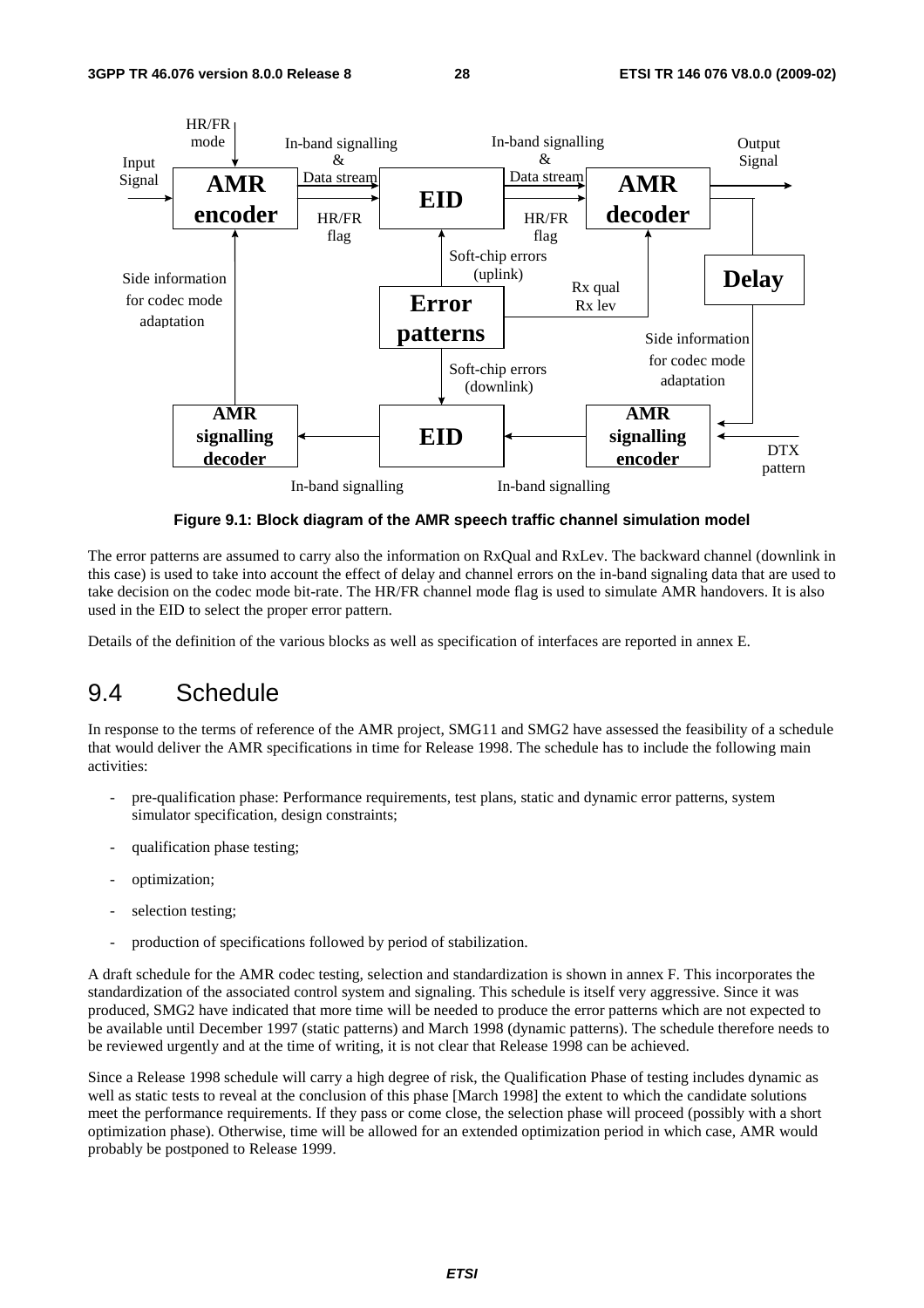**Figure 9.1: Block diagram of the AMR speech traffic channel simulation model**

The error patterns are assumed to carry also the information on RxQual and RxLev. The backward channel (downlink in this case) is used to take into account the effect of delay and channel errors on the in-band signaling data that are used to take decision on the codec mode bit-rate. The HR/FR channel mode flag is used to simulate AMR handovers. It is also used in the EID to select the proper error pattern.

Details of the definition of the various blocks as well as specification of interfaces are reported in annex E.

## 9.4 Schedule

In response to the terms of reference of the AMR project, SMG11 and SMG2 have assessed the feasibility of a schedule that would deliver the AMR specifications in time for Release 1998. The schedule has to include the following main activities:

- pre-qualification phase: Performance requirements, test plans, static and dynamic error patterns, system simulator specification, design constraints;
- qualification phase testing;
- optimization;
- selection testing;
- production of specifications followed by period of stabilization.

A draft schedule for the AMR codec testing, selection and standardization is shown in annex F. This incorporates the standardization of the associated control system and signaling. This schedule is itself very aggressive. Since it was produced, SMG2 have indicated that more time will be needed to produce the error patterns which are not expected to be available until December 1997 (static patterns) and March 1998 (dynamic patterns). The schedule therefore needs to be reviewed urgently and at the time of writing, it is not clear that Release 1998 can be achieved.

Since a Release 1998 schedule will carry a high degree of risk, the Qualification Phase of testing includes dynamic as well as static tests to reveal at the conclusion of this phase [March 1998] the extent to which the candidate solutions meet the performance requirements. If they pass or come close, the selection phase will proceed (possibly with a short optimization phase). Otherwise, time will be allowed for an extended optimization period in which case, AMR would probably be postponed to Release 1999.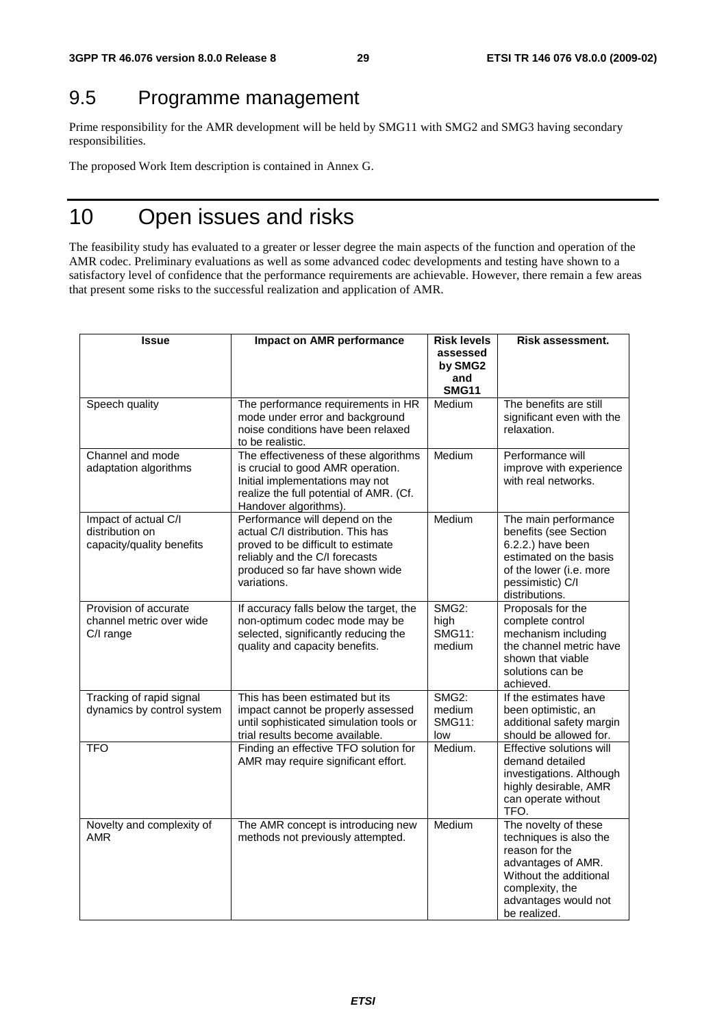## 9.5 Programme management

Prime responsibility for the AMR development will be held by SMG11 with SMG2 and SMG3 having secondary responsibilities.

The proposed Work Item description is contained in Annex G.

# 10 Open issues and risks

The feasibility study has evaluated to a greater or lesser degree the main aspects of the function and operation of the AMR codec. Preliminary evaluations as well as some advanced codec developments and testing have shown to a satisfactory level of confidence that the performance requirements are achievable. However, there remain a few areas that present some risks to the successful realization and application of AMR.

| Issue | Impact on AMR performance | Risk levels assessed by SMG2 and SMG11 | Risk assessment. |
|---|---|---|---|
| Speech quality | The performance requirements in HR mode under error and background noise conditions have been relaxed to be realistic. | Medium | The benefits are still significant even with the relaxation. |
| Channel and mode adaptation algorithms | The effectiveness of these algorithms is crucial to good AMR operation. Initial implementations may not realize the full potential of AMR. (Cf. Handover algorithms). | Medium | Performance will improve with experience with real networks. |
| Impact of actual C/I distribution on capacity/quality benefits | Performance will depend on the actual C/I distribution. This has proved to be difficult to estimate reliably and the C/I forecasts produced so far have shown wide variations. | Medium | The main performance benefits (see Section 6.2.2.) have been estimated on the basis of the lower (i.e. more pessimistic) C/I distributions. |
| Provision of accurate channel metric over wide C/I range | If accuracy falls below the target, the non-optimum codec mode may be selected, significantly reducing the quality and capacity benefits. | SMG2: high SMG11: medium | Proposals for the complete control mechanism including the channel metric have shown that viable solutions can be achieved. |
| Tracking of rapid signal dynamics by control system | This has been estimated but its impact cannot be properly assessed until sophisticated simulation tools or trial results become available. | SMG2: medium SMG11: low | If the estimates have been optimistic, an additional safety margin should be allowed for. |
| TFO | Finding an effective TFO solution for AMR may require significant effort. | Medium. | Effective solutions will demand detailed investigations. Although highly desirable, AMR can operate without TFO. |
| Novelty and complexity of AMR | The AMR concept is introducing new methods not previously attempted. | Medium | The novelty of these techniques is also the reason for the advantages of AMR. Without the additional complexity, the advantages would not be realized. |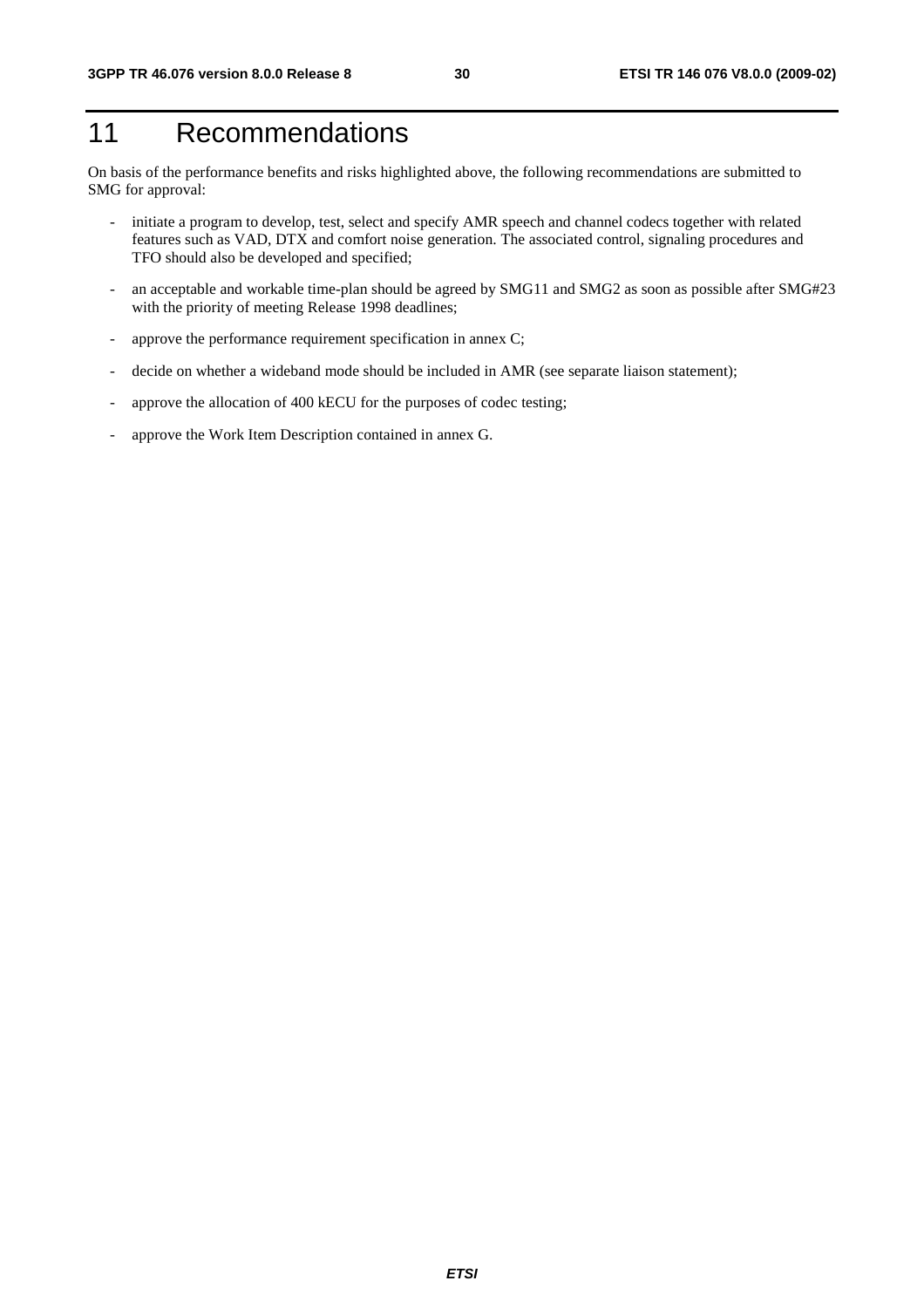# 11 Recommendations

On basis of the performance benefits and risks highlighted above, the following recommendations are submitted to SMG for approval:

- initiate a program to develop, test, select and specify AMR speech and channel codecs together with related features such as VAD, DTX and comfort noise generation. The associated control, signaling procedures and TFO should also be developed and specified;
- an acceptable and workable time-plan should be agreed by SMG11 and SMG2 as soon as possible after SMG#23 with the priority of meeting Release 1998 deadlines;
- approve the performance requirement specification in annex C;
- decide on whether a wideband mode should be included in AMR (see separate liaison statement);
- approve the allocation of 400 kECU for the purposes of codec testing;
- approve the Work Item Description contained in annex G.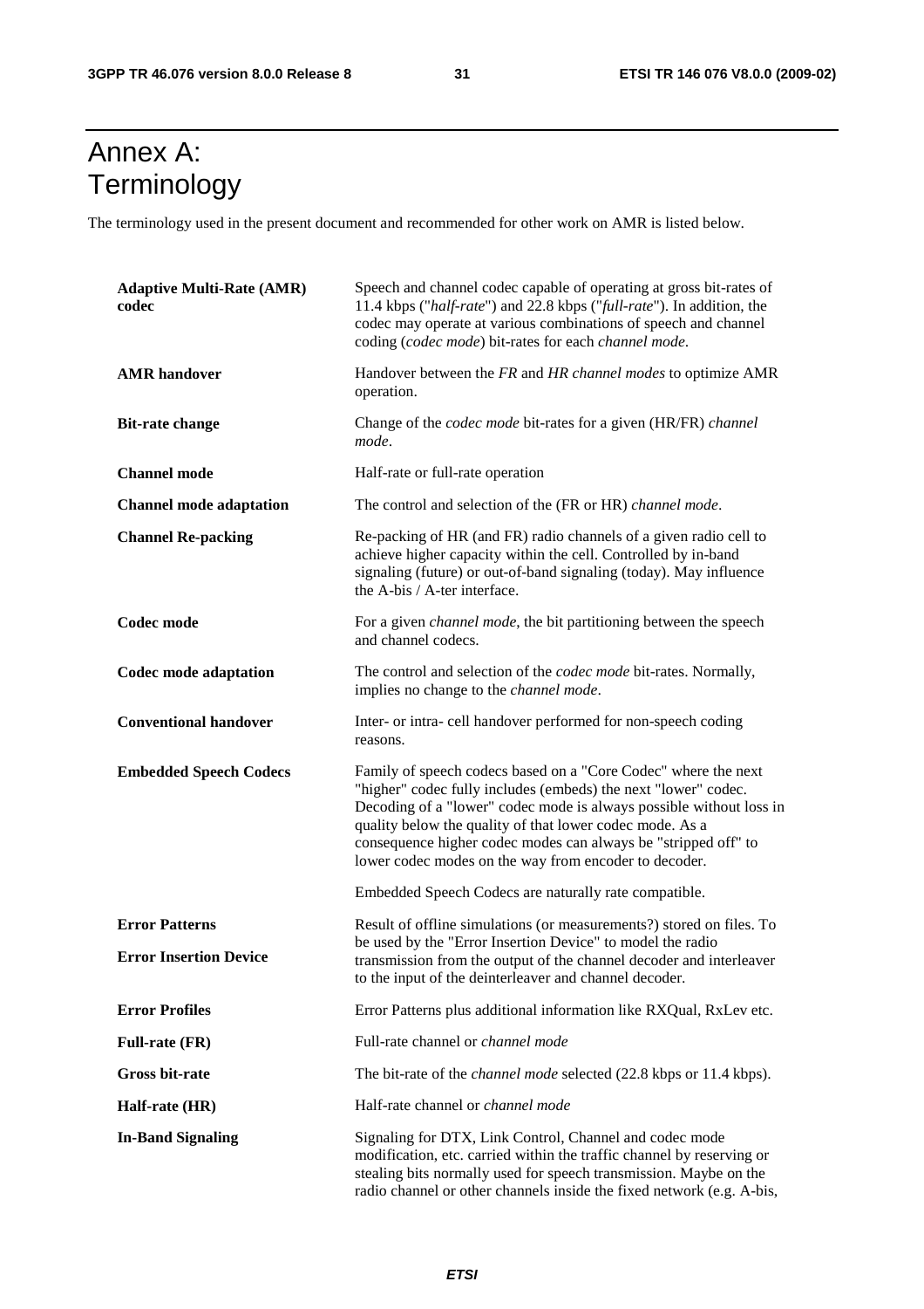# Annex A: Terminology

The terminology used in the present document and recommended for other work on AMR is listed below.

**Adaptive Multi-Rate (AMR) codec** Speech and channel codec capable of operating at gross bit-rates of 11.4 kbps ("*half-rate*") and 22.8 kbps ("*full-rate*"). In addition, the codec may operate at various combinations of speech and channel coding (*codec mode*) bit-rates for each *channel mode*.

**AMR handover** Handover between the *FR* and *HR channel modes* to optimize AMR operation.

**Bit-rate change** Change of the *codec mode* bit-rates for a given (HR/FR) *channel mode*.

**Channel mode** Half-rate or full-rate operation

**Channel mode adaptation** The control and selection of the (FR or HR) *channel mode*.

**Channel Re-packing** Re-packing of HR (and FR) radio channels of a given radio cell to achieve higher capacity within the cell. Controlled by in-band signaling (future) or out-of-band signaling (today). May influence the A-bis / A-ter interface.

**Codec mode** For a given *channel mode*, the bit partitioning between the speech and channel codecs.

**Codec mode adaptation** The control and selection of the *codec mode* bit-rates. Normally, implies no change to the *channel mode*.

**Conventional handover** Inter- or intra- cell handover performed for non-speech coding reasons.

**Embedded Speech Codecs** Family of speech codecs based on a "Core Codec" where the next "higher" codec fully includes (embeds) the next "lower" codec. Decoding of a "lower" codec mode is always possible without loss in quality below the quality of that lower codec mode. As a consequence higher codec modes can always be "stripped off" to lower codec modes on the way from encoder to decoder.

Embedded Speech Codecs are naturally rate compatible.

**Error Patterns**

**Error Insertion Device** Result of offline simulations (or measurements?) stored on files. To be used by the "Error Insertion Device" to model the radio transmission from the output of the channel decoder and interleaver to the input of the deinterleaver and channel decoder.

**Error Profiles** Error Patterns plus additional information like RXQual, RxLev etc.

**Full-rate (FR)** Full-rate channel or *channel mode*

**Gross bit-rate** The bit-rate of the *channel mode* selected (22.8 kbps or 11.4 kbps).

**Half-rate (HR)** Half-rate channel or *channel mode*

**In-Band Signaling** Signaling for DTX, Link Control, Channel and codec mode modification, etc. carried within the traffic channel by reserving or stealing bits normally used for speech transmission. Maybe on the radio channel or other channels inside the fixed network (e.g. A-bis,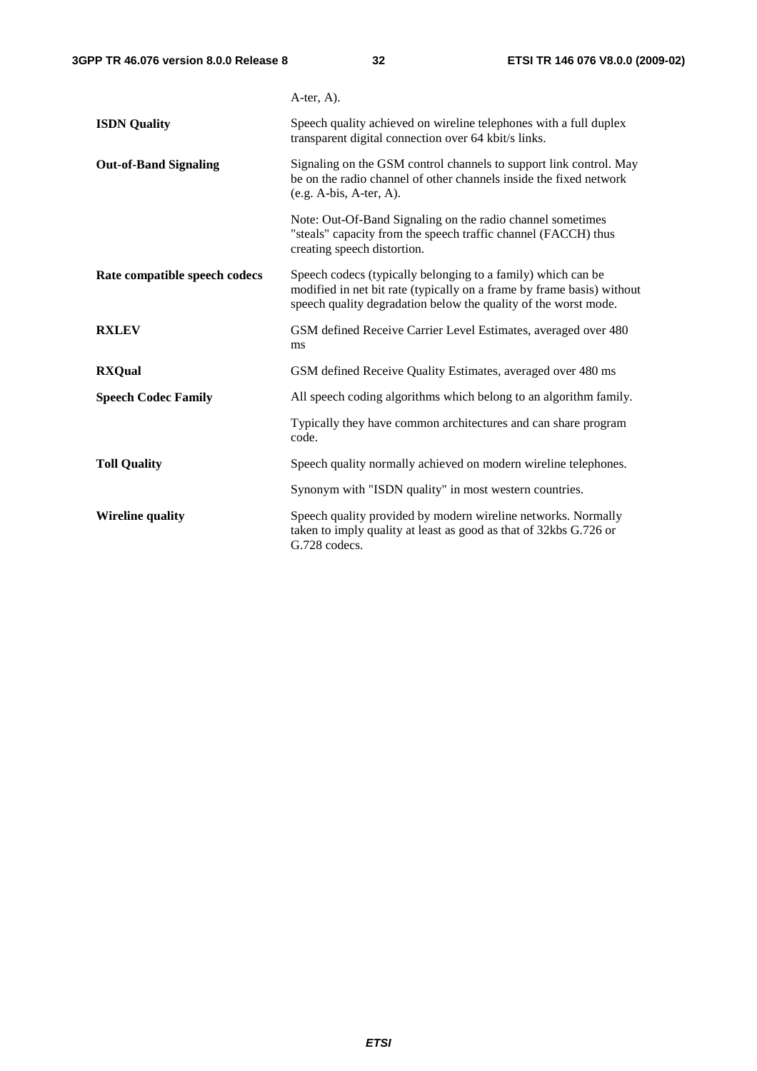A-ter, A).

**ISDN Quality** Speech quality achieved on wireline telephones with a full duplex transparent digital connection over 64 kbit/s links.

**Out-of-Band Signaling** Signaling on the GSM control channels to support link control. May be on the radio channel of other channels inside the fixed network (e.g. A-bis, A-ter, A).

Note: Out-Of-Band Signaling on the radio channel sometimes "steals" capacity from the speech traffic channel (FACCH) thus creating speech distortion.

**Rate compatible speech codecs** Speech codecs (typically belonging to a family) which can be modified in net bit rate (typically on a frame by frame basis) without speech quality degradation below the quality of the worst mode.

**RXLEV** GSM defined Receive Carrier Level Estimates, averaged over 480 ms

**RXQual** GSM defined Receive Quality Estimates, averaged over 480 ms

**Speech Codec Family** All speech coding algorithms which belong to an algorithm family.

Typically they have common architectures and can share program code.

**Toll Quality** Speech quality normally achieved on modern wireline telephones.

Synonym with "ISDN quality" in most western countries.

**Wireline quality** Speech quality provided by modern wireline networks. Normally taken to imply quality at least as good as that of 32kbs G.726 or G.728 codecs.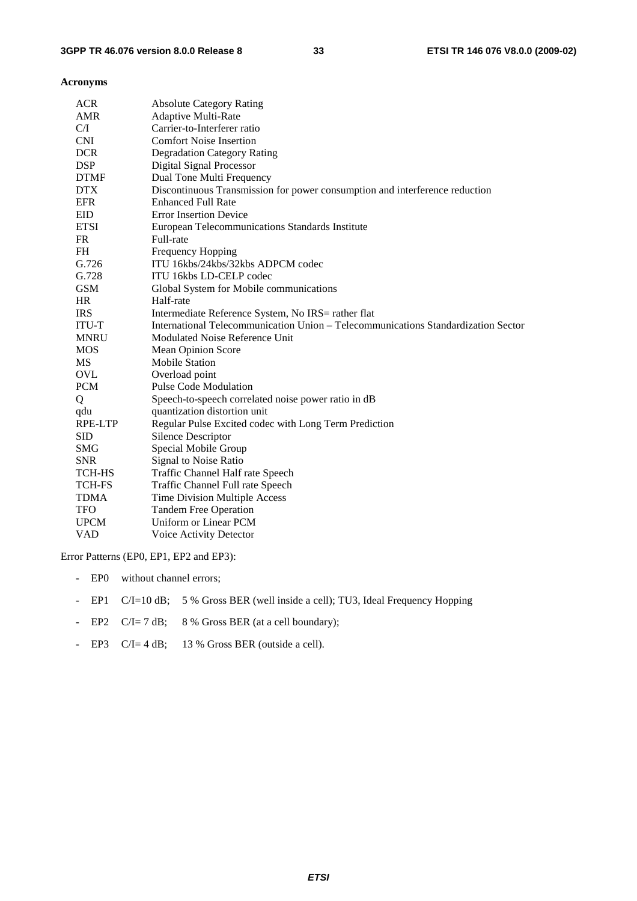**Acronyms**

| | |
|---|---|
| ACR | Absolute Category Rating |
| AMR | Adaptive Multi-Rate |
| C/I | Carrier-to-Interferer ratio |
| CNI | Comfort Noise Insertion |
| DCR | Degradation Category Rating |
| DSP | Digital Signal Processor |
| DTMF | Dual Tone Multi Frequency |
| DTX | Discontinuous Transmission for power consumption and interference reduction |
| EFR | Enhanced Full Rate |
| EID | Error Insertion Device |
| ETSI | European Telecommunications Standards Institute |
| FR | Full-rate |
| FH | Frequency Hopping |
| G.726 | ITU 16kbs/24kbs/32kbs ADPCM codec |
| G.728 | ITU 16kbs LD-CELP codec |
| GSM | Global System for Mobile communications |
| HR | Half-rate |
| IRS | Intermediate Reference System, No IRS= rather flat |
| ITU-T | International Telecommunication Union – Telecommunications Standardization Sector |
| MNRU | Modulated Noise Reference Unit |
| MOS | Mean Opinion Score |
| MS | Mobile Station |
| OVL | Overload point |
| PCM | Pulse Code Modulation |
| Q | Speech-to-speech correlated noise power ratio in dB |
| qdu | quantization distortion unit |
| RPE-LTP | Regular Pulse Excited codec with Long Term Prediction |
| SID | Silence Descriptor |
| SMG | Special Mobile Group |
| SNR | Signal to Noise Ratio |
| TCH-HS | Traffic Channel Half rate Speech |
| TCH-FS | Traffic Channel Full rate Speech |
| TDMA | Time Division Multiple Access |
| TFO | Tandem Free Operation |
| UPCM | Uniform or Linear PCM |
| VAD | Voice Activity Detector |

Error Patterns (EP0, EP1, EP2 and EP3):

- EP0 without channel errors;
- EP1 C/I=10 dB; 5 % Gross BER (well inside a cell); TU3, Ideal Frequency Hopping
- EP2 C/I= 7 dB; 8 % Gross BER (at a cell boundary);
- EP3 C/I= 4 dB; 13 % Gross BER (outside a cell).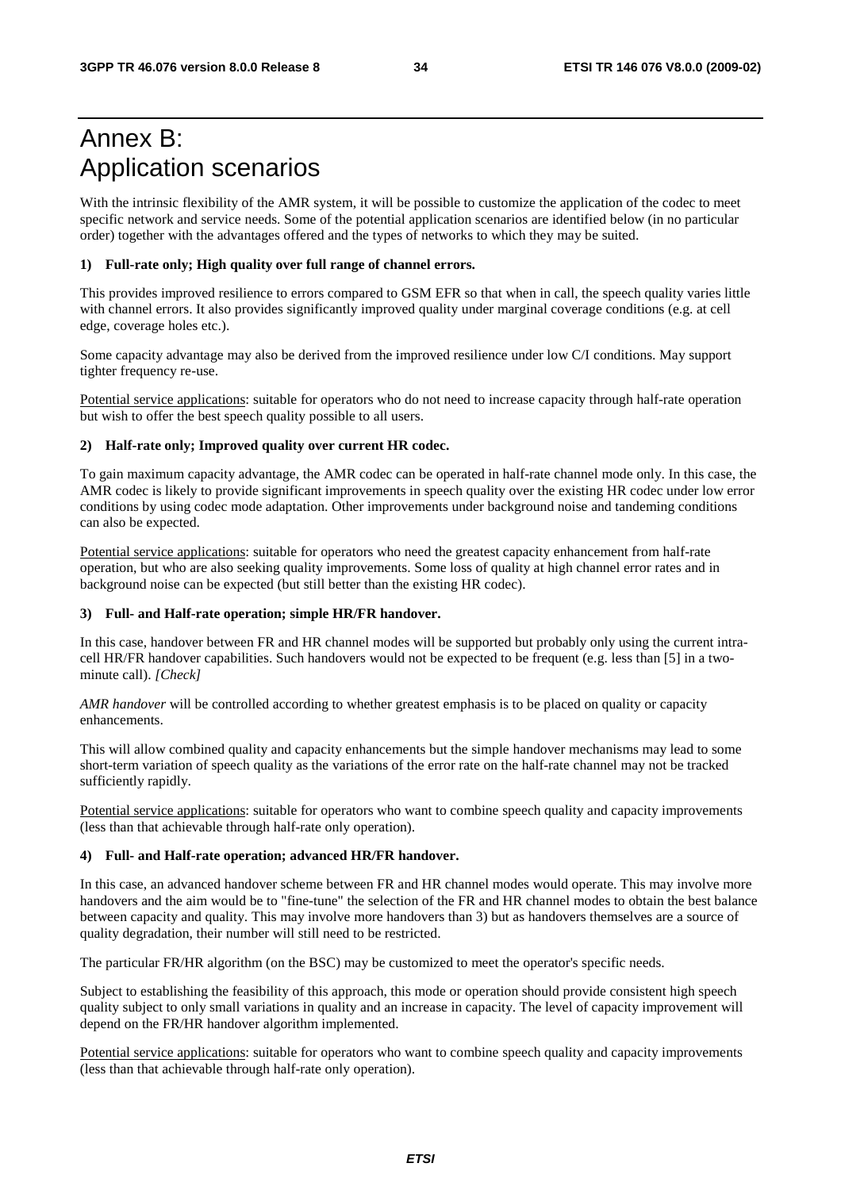# Annex B: Application scenarios

With the intrinsic flexibility of the AMR system, it will be possible to customize the application of the codec to meet specific network and service needs. Some of the potential application scenarios are identified below (in no particular order) together with the advantages offered and the types of networks to which they may be suited.

**1) Full-rate only; High quality over full range of channel errors.**

This provides improved resilience to errors compared to GSM EFR so that when in call, the speech quality varies little with channel errors. It also provides significantly improved quality under marginal coverage conditions (e.g. at cell edge, coverage holes etc.).

Some capacity advantage may also be derived from the improved resilience under low C/I conditions. May support tighter frequency re-use.

<u>Potential service applications</u>: suitable for operators who do not need to increase capacity through half-rate operation but wish to offer the best speech quality possible to all users.

**2) Half-rate only; Improved quality over current HR codec.**

To gain maximum capacity advantage, the AMR codec can be operated in half-rate channel mode only. In this case, the AMR codec is likely to provide significant improvements in speech quality over the existing HR codec under low error conditions by using codec mode adaptation. Other improvements under background noise and tandeming conditions can also be expected.

<u>Potential service applications</u>: suitable for operators who need the greatest capacity enhancement from half-rate operation, but who are also seeking quality improvements. Some loss of quality at high channel error rates and in background noise can be expected (but still better than the existing HR codec).

**3) Full- and Half-rate operation; simple HR/FR handover.**

In this case, handover between FR and HR channel modes will be supported but probably only using the current intra-cell HR/FR handover capabilities. Such handovers would not be expected to be frequent (e.g. less than [5] in a two-minute call). *[Check]*

*AMR handover* will be controlled according to whether greatest emphasis is to be placed on quality or capacity enhancements.

This will allow combined quality and capacity enhancements but the simple handover mechanisms may lead to some short-term variation of speech quality as the variations of the error rate on the half-rate channel may not be tracked sufficiently rapidly.

<u>Potential service applications</u>: suitable for operators who want to combine speech quality and capacity improvements (less than that achievable through half-rate only operation).

**4) Full- and Half-rate operation; advanced HR/FR handover.**

In this case, an advanced handover scheme between FR and HR channel modes would operate. This may involve more handovers and the aim would be to "fine-tune" the selection of the FR and HR channel modes to obtain the best balance between capacity and quality. This may involve more handovers than 3) but as handovers themselves are a source of quality degradation, their number will still need to be restricted.

The particular FR/HR algorithm (on the BSC) may be customized to meet the operator's specific needs.

Subject to establishing the feasibility of this approach, this mode or operation should provide consistent high speech quality subject to only small variations in quality and an increase in capacity. The level of capacity improvement will depend on the FR/HR handover algorithm implemented.

<u>Potential service applications</u>: suitable for operators who want to combine speech quality and capacity improvements (less than that achievable through half-rate only operation).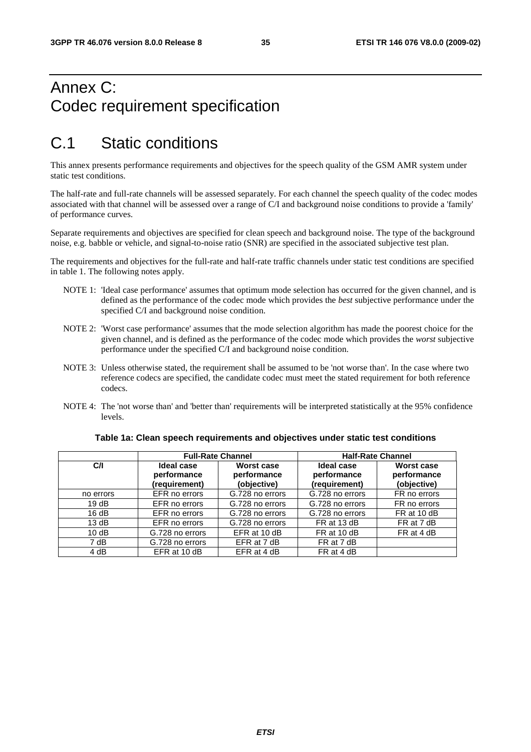# Annex C:
Codec requirement specification

# C.1 Static conditions

This annex presents performance requirements and objectives for the speech quality of the GSM AMR system under static test conditions.

The half-rate and full-rate channels will be assessed separately. For each channel the speech quality of the codec modes associated with that channel will be assessed over a range of C/I and background noise conditions to provide a 'family' of performance curves.

Separate requirements and objectives are specified for clean speech and background noise. The type of the background noise, e.g. babble or vehicle, and signal-to-noise ratio (SNR) are specified in the associated subjective test plan.

The requirements and objectives for the full-rate and half-rate traffic channels under static test conditions are specified in table 1. The following notes apply.

NOTE 1: 'Ideal case performance' assumes that optimum mode selection has occurred for the given channel, and is defined as the performance of the codec mode which provides the *best* subjective performance under the specified C/I and background noise condition.

NOTE 2: 'Worst case performance' assumes that the mode selection algorithm has made the poorest choice for the given channel, and is defined as the performance of the codec mode which provides the *worst* subjective performance under the specified C/I and background noise condition.

NOTE 3: Unless otherwise stated, the requirement shall be assumed to be 'not worse than'. In the case where two reference codecs are specified, the candidate codec must meet the stated requirement for both reference codecs.

NOTE 4: The 'not worse than' and 'better than' requirements will be interpreted statistically at the 95% confidence levels.

**Table 1a: Clean speech requirements and objectives under static test conditions**

| | Full-Rate Channel | | Half-Rate Channel | |
|---|---|---|---|---|
| **C/I** | **Ideal case performance (requirement)** | **Worst case performance (objective)** | **Ideal case performance (requirement)** | **Worst case performance (objective)** |
| no errors | EFR no errors | G.728 no errors | G.728 no errors | FR no errors |
| 19 dB | EFR no errors | G.728 no errors | G.728 no errors | FR no errors |
| 16 dB | EFR no errors | G.728 no errors | G.728 no errors | FR at 10 dB |
| 13 dB | EFR no errors | G.728 no errors | FR at 13 dB | FR at 7 dB |
| 10 dB | G.728 no errors | EFR at 10 dB | FR at 10 dB | FR at 4 dB |
| 7 dB | G.728 no errors | EFR at 7 dB | FR at 7 dB | |
| 4 dB | EFR at 10 dB | EFR at 4 dB | FR at 4 dB | |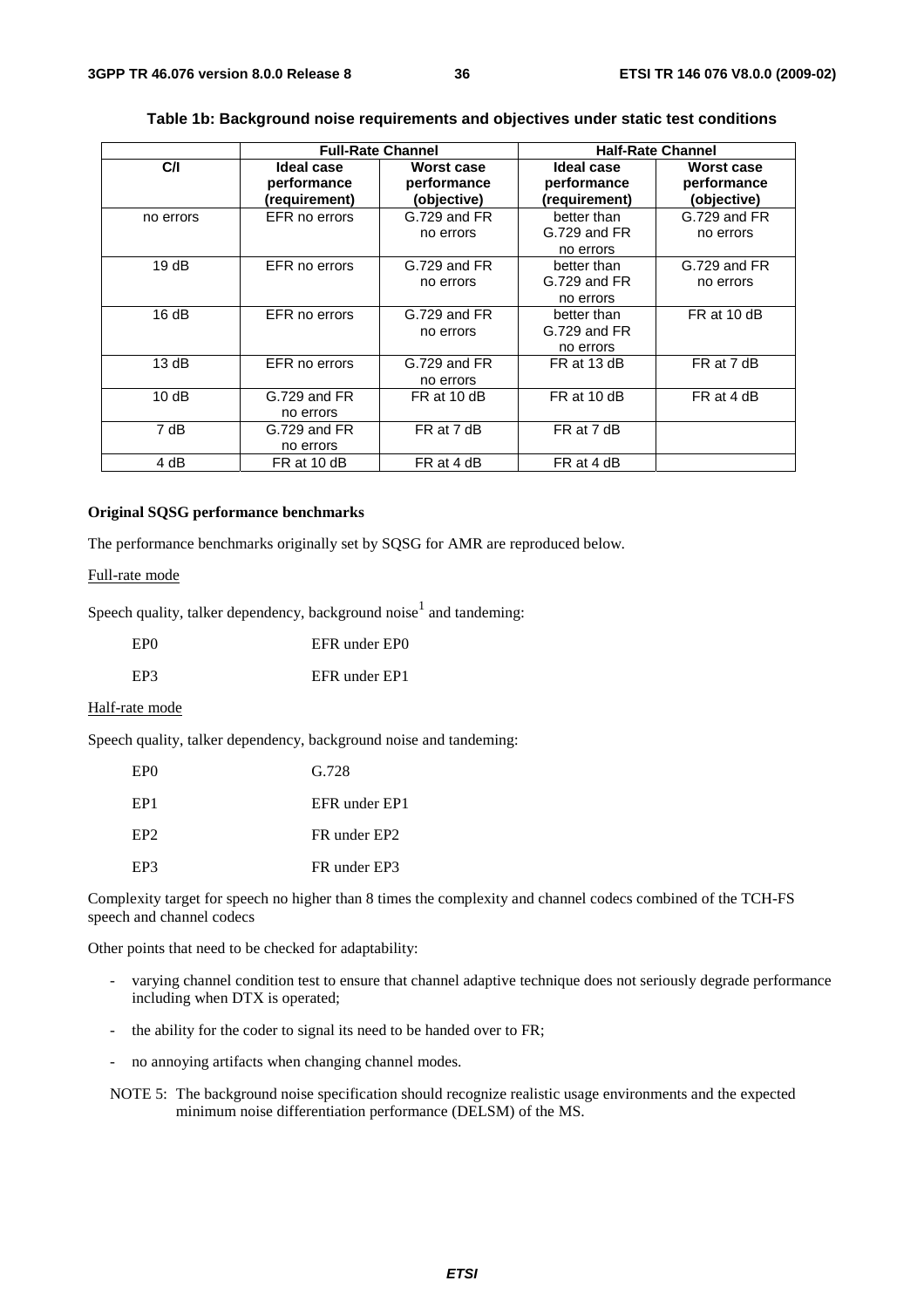**Table 1b: Background noise requirements and objectives under static test conditions**

| | Full-Rate Channel | | Half-Rate Channel | |
|---|---|---|---|---|
| C/I | Ideal case performance (requirement) | Worst case performance (objective) | Ideal case performance (requirement) | Worst case performance (objective) |
| no errors | EFR no errors | G.729 and FR no errors | better than G.729 and FR no errors | G.729 and FR no errors |
| 19 dB | EFR no errors | G.729 and FR no errors | better than G.729 and FR no errors | G.729 and FR no errors |
| 16 dB | EFR no errors | G.729 and FR no errors | better than G.729 and FR no errors | FR at 10 dB |
| 13 dB | EFR no errors | G.729 and FR no errors | FR at 13 dB | FR at 7 dB |
| 10 dB | G.729 and FR no errors | FR at 10 dB | FR at 10 dB | FR at 4 dB |
| 7 dB | G.729 and FR no errors | FR at 7 dB | FR at 7 dB | |
| 4 dB | FR at 10 dB | FR at 4 dB | FR at 4 dB | |

**Original SQSG performance benchmarks**

The performance benchmarks originally set by SQSG for AMR are reproduced below.

Full-rate mode

Speech quality, talker dependency, background noise[1] and tandeming:

| | |
|---|---|
| EP0 | EFR under EP0 |
| EP3 | EFR under EP1 |

Half-rate mode

Speech quality, talker dependency, background noise and tandeming:

| | |
|---|---|
| EP0 | G.728 |
| EP1 | EFR under EP1 |
| EP2 | FR under EP2 |
| EP3 | FR under EP3 |

Complexity target for speech no higher than 8 times the complexity and channel codecs combined of the TCH-FS speech and channel codecs

Other points that need to be checked for adaptability:

- varying channel condition test to ensure that channel adaptive technique does not seriously degrade performance including when DTX is operated;
- the ability for the coder to signal its need to be handed over to FR;
- no annoying artifacts when changing channel modes.

NOTE 5: The background noise specification should recognize realistic usage environments and the expected minimum noise differentiation performance (DELSM) of the MS.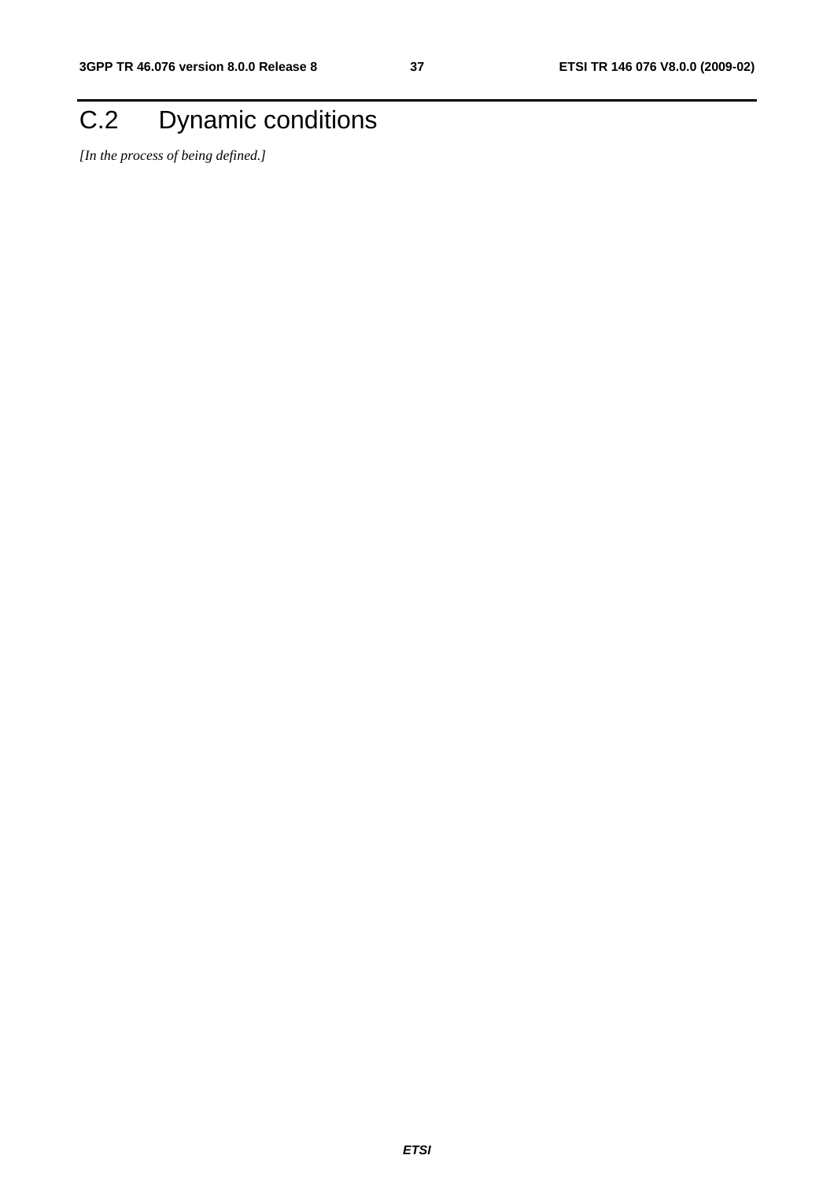# C.2 Dynamic conditions

*[In the process of being defined.]*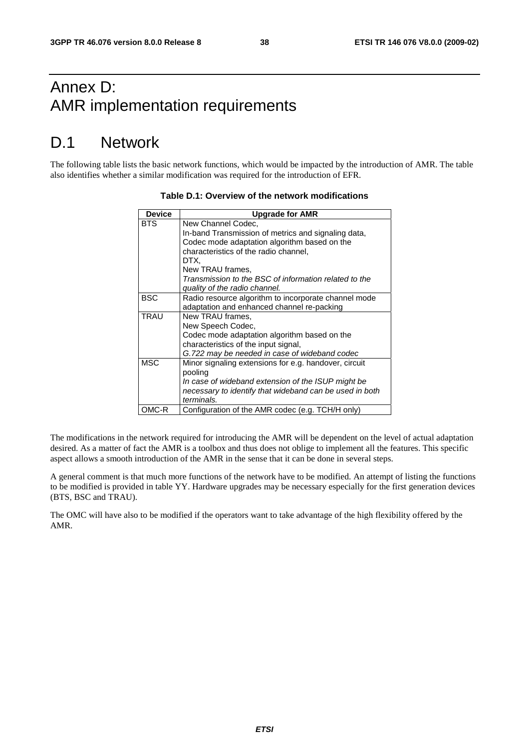# Annex D:
AMR implementation requirements

# D.1 Network

The following table lists the basic network functions, which would be impacted by the introduction of AMR. The table also identifies whether a similar modification was required for the introduction of EFR.

**Table D.1: Overview of the network modifications**

| Device | Upgrade for AMR |
|---|---|
| BTS | New Channel Codec,<br>In-band Transmission of metrics and signaling data,<br>Codec mode adaptation algorithm based on the characteristics of the radio channel,<br>DTX,<br>New TRAU frames,<br>*Transmission to the BSC of information related to the quality of the radio channel.* |
| BSC | Radio resource algorithm to incorporate channel mode adaptation and enhanced channel re-packing |
| TRAU | New TRAU frames,<br>New Speech Codec,<br>Codec mode adaptation algorithm based on the characteristics of the input signal,<br>*G.722 may be needed in case of wideband codec* |
| MSC | Minor signaling extensions for e.g. handover, circuit pooling<br>*In case of wideband extension of the ISUP might be necessary to identify that wideband can be used in both terminals.* |
| OMC-R | Configuration of the AMR codec (e.g. TCH/H only) |

The modifications in the network required for introducing the AMR will be dependent on the level of actual adaptation desired. As a matter of fact the AMR is a toolbox and thus does not oblige to implement all the features. This specific aspect allows a smooth introduction of the AMR in the sense that it can be done in several steps.

A general comment is that much more functions of the network have to be modified. An attempt of listing the functions to be modified is provided in table YY. Hardware upgrades may be necessary especially for the first generation devices (BTS, BSC and TRAU).

The OMC will have also to be modified if the operators want to take advantage of the high flexibility offered by the AMR.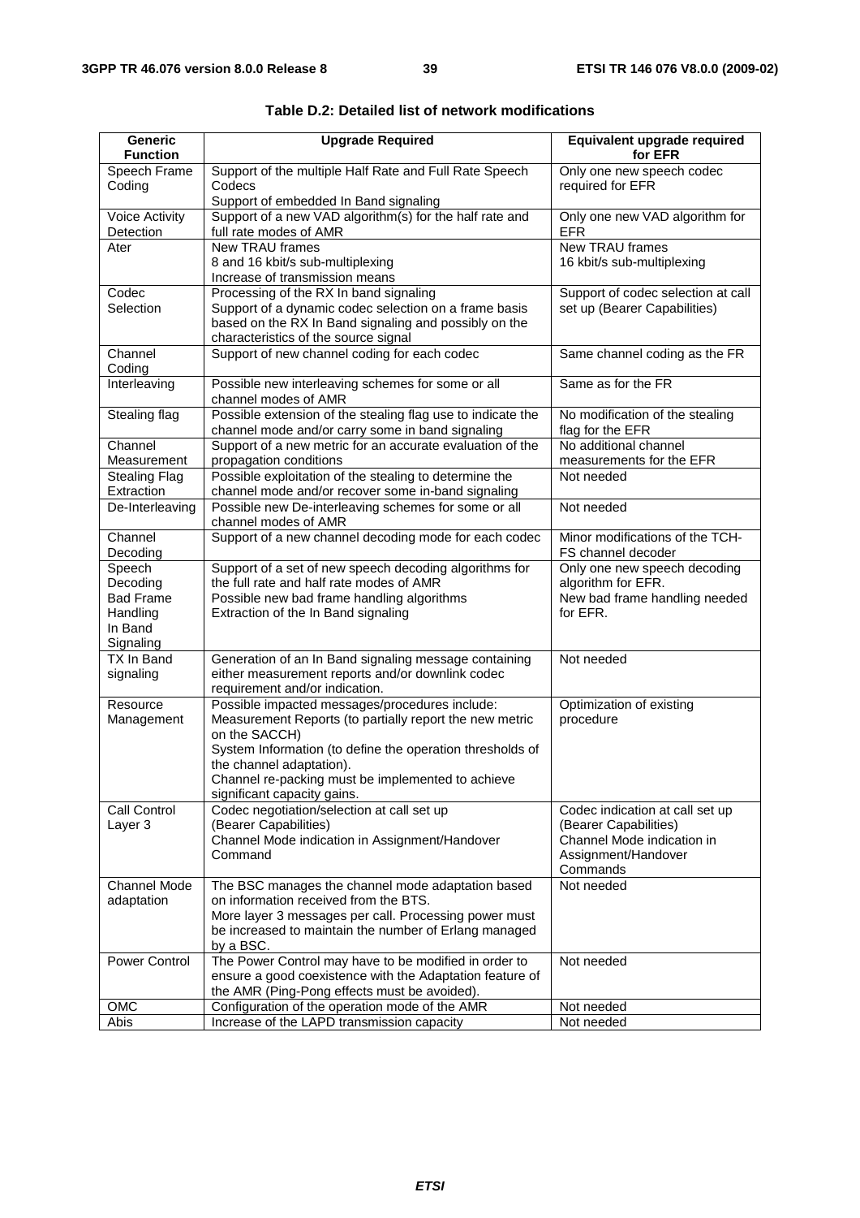**Table D.2: Detailed list of network modifications**

| Generic Function | Upgrade Required | Equivalent upgrade required for EFR |
|---|---|---|
| Speech Frame Coding | Support of the multiple Half Rate and Full Rate Speech Codecs<br>Support of embedded In Band signaling | Only one new speech codec required for EFR |
| Voice Activity Detection | Support of a new VAD algorithm(s) for the half rate and full rate modes of AMR | Only one new VAD algorithm for EFR |
| Ater | New TRAU frames<br>8 and 16 kbit/s sub-multiplexing<br>Increase of transmission means | New TRAU frames<br>16 kbit/s sub-multiplexing |
| Codec Selection | Processing of the RX In band signaling<br>Support of a dynamic codec selection on a frame basis based on the RX In Band signaling and possibly on the characteristics of the source signal | Support of codec selection at call set up (Bearer Capabilities) |
| Channel Coding | Support of new channel coding for each codec | Same channel coding as the FR |
| Interleaving | Possible new interleaving schemes for some or all channel modes of AMR | Same as for the FR |
| Stealing flag | Possible extension of the stealing flag use to indicate the channel mode and/or carry some in band signaling | No modification of the stealing flag for the EFR |
| Channel Measurement | Support of a new metric for an accurate evaluation of the propagation conditions | No additional channel measurements for the EFR |
| Stealing Flag Extraction | Possible exploitation of the stealing to determine the channel mode and/or recover some in-band signaling | Not needed |
| De-Interleaving | Possible new De-interleaving schemes for some or all channel modes of AMR | Not needed |
| Channel Decoding | Support of a new channel decoding mode for each codec | Minor modifications of the TCH-FS channel decoder |
| Speech Decoding<br>Bad Frame Handling<br>In Band Signaling | Support of a set of new speech decoding algorithms for the full rate and half rate modes of AMR<br>Possible new bad frame handling algorithms<br>Extraction of the In Band signaling | Only one new speech decoding algorithm for EFR.<br>New bad frame handling needed for EFR. |
| TX In Band signaling | Generation of an In Band signaling message containing either measurement reports and/or downlink codec requirement and/or indication. | Not needed |
| Resource Management | Possible impacted messages/procedures include:<br>Measurement Reports (to partially report the new metric on the SACCH)<br>System Information (to define the operation thresholds of the channel adaptation).<br>Channel re-packing must be implemented to achieve significant capacity gains. | Optimization of existing procedure |
| Call Control Layer 3 | Codec negotiation/selection at call set up (Bearer Capabilities)<br>Channel Mode indication in Assignment/Handover Command | Codec indication at call set up (Bearer Capabilities)<br>Channel Mode indication in Assignment/Handover Commands |
| Channel Mode adaptation | The BSC manages the channel mode adaptation based on information received from the BTS.<br>More layer 3 messages per call. Processing power must be increased to maintain the number of Erlang managed by a BSC. | Not needed |
| Power Control | The Power Control may have to be modified in order to ensure a good coexistence with the Adaptation feature of the AMR (Ping-Pong effects must be avoided). | Not needed |
| OMC | Configuration of the operation mode of the AMR | Not needed |
| Abis | Increase of the LAPD transmission capacity | Not needed |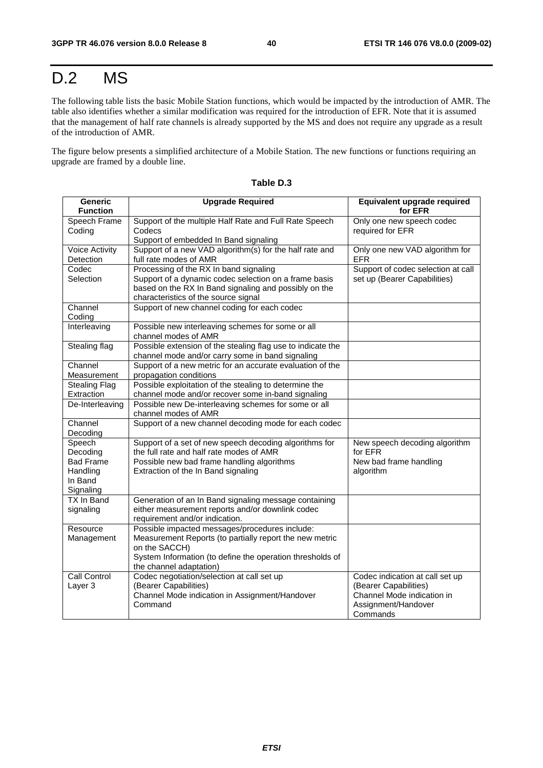# D.2 MS

The following table lists the basic Mobile Station functions, which would be impacted by the introduction of AMR. The table also identifies whether a similar modification was required for the introduction of EFR. Note that it is assumed that the management of half rate channels is already supported by the MS and does not require any upgrade as a result of the introduction of AMR.

The figure below presents a simplified architecture of a Mobile Station. The new functions or functions requiring an upgrade are framed by a double line.

**Table D.3**

| Generic Function | Upgrade Required | Equivalent upgrade required for EFR |
|---|---|---|
| Speech Frame Coding | Support of the multiple Half Rate and Full Rate Speech Codecs<br>Support of embedded In Band signaling | Only one new speech codec required for EFR |
| Voice Activity Detection | Support of a new VAD algorithm(s) for the half rate and full rate modes of AMR | Only one new VAD algorithm for EFR |
| Codec Selection | Processing of the RX In band signaling<br>Support of a dynamic codec selection on a frame basis based on the RX In Band signaling and possibly on the characteristics of the source signal | Support of codec selection at call set up (Bearer Capabilities) |
| Channel Coding | Support of new channel coding for each codec | |
| Interleaving | Possible new interleaving schemes for some or all channel modes of AMR | |
| Stealing flag | Possible extension of the stealing flag use to indicate the channel mode and/or carry some in band signaling | |
| Channel Measurement | Support of a new metric for an accurate evaluation of the propagation conditions | |
| Stealing Flag Extraction | Possible exploitation of the stealing to determine the channel mode and/or recover some in-band signaling | |
| De-Interleaving | Possible new De-interleaving schemes for some or all channel modes of AMR | |
| Channel Decoding | Support of a new channel decoding mode for each codec | |
| Speech Decoding<br>Bad Frame Handling<br>In Band Signaling | Support of a set of new speech decoding algorithms for the full rate and half rate modes of AMR<br>Possible new bad frame handling algorithms<br>Extraction of the In Band signaling | New speech decoding algorithm for EFR<br>New bad frame handling algorithm |
| TX In Band signaling | Generation of an In Band signaling message containing either measurement reports and/or downlink codec requirement and/or indication. | |
| Resource Management | Possible impacted messages/procedures include:<br>Measurement Reports (to partially report the new metric on the SACCH)<br>System Information (to define the operation thresholds of the channel adaptation) | |
| Call Control Layer 3 | Codec negotiation/selection at call set up (Bearer Capabilities)<br>Channel Mode indication in Assignment/Handover Command | Codec indication at call set up (Bearer Capabilities)<br>Channel Mode indication in Assignment/Handover Commands |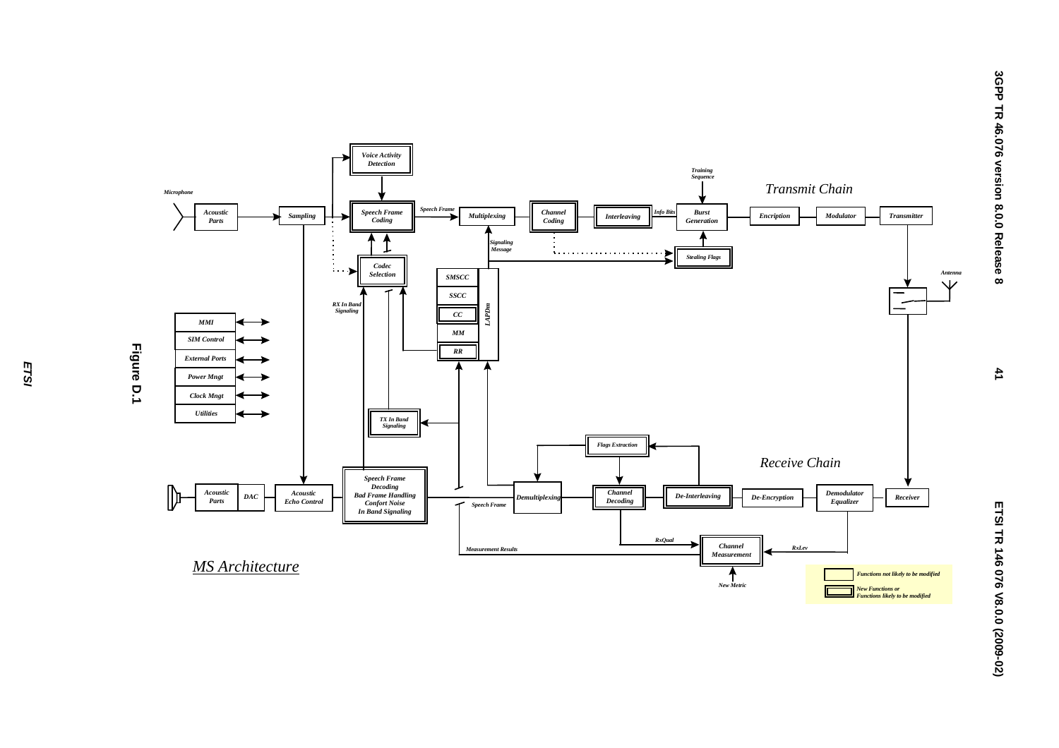Figure D.1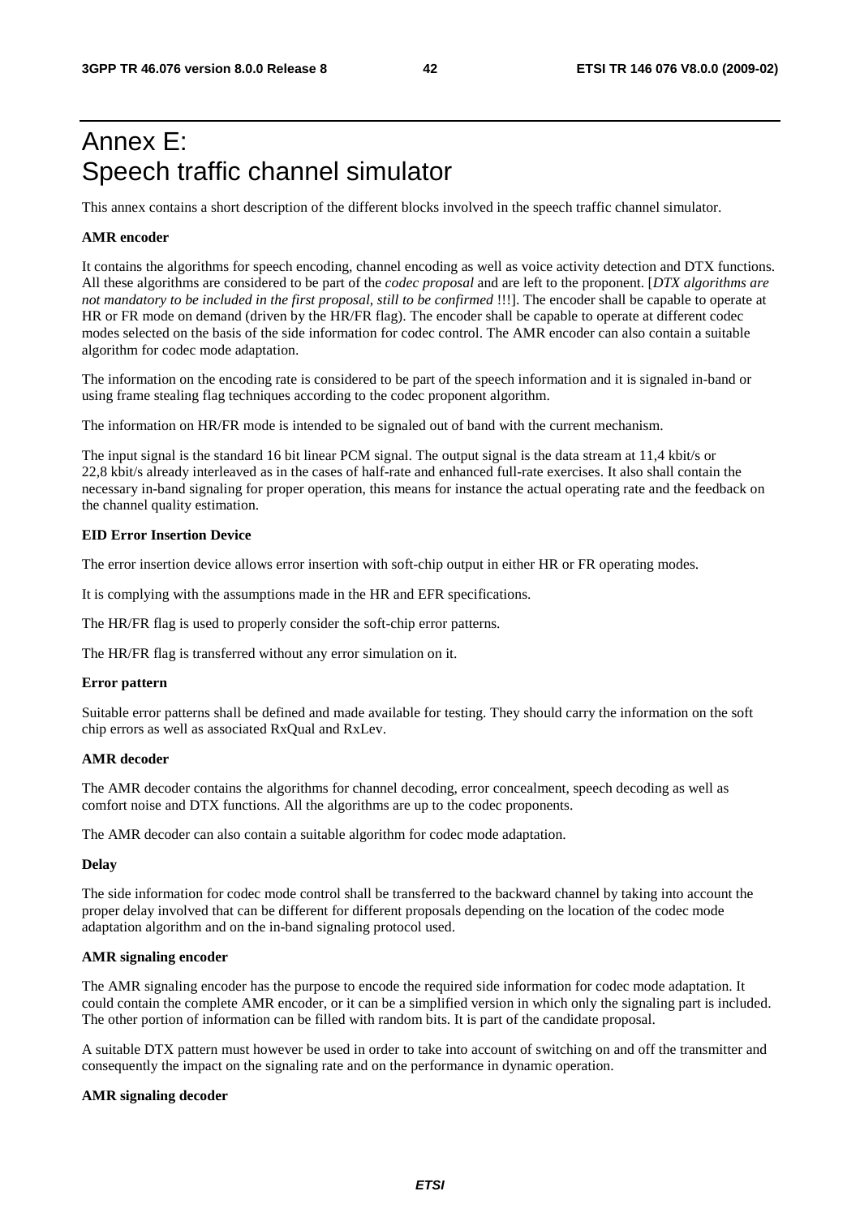# Annex E: Speech traffic channel simulator

This annex contains a short description of the different blocks involved in the speech traffic channel simulator.

**AMR encoder**

It contains the algorithms for speech encoding, channel encoding as well as voice activity detection and DTX functions. All these algorithms are considered to be part of the *codec proposal* and are left to the proponent. [*DTX algorithms are not mandatory to be included in the first proposal, still to be confirmed* !!!]. The encoder shall be capable to operate at HR or FR mode on demand (driven by the HR/FR flag). The encoder shall be capable to operate at different codec modes selected on the basis of the side information for codec control. The AMR encoder can also contain a suitable algorithm for codec mode adaptation.

The information on the encoding rate is considered to be part of the speech information and it is signaled in-band or using frame stealing flag techniques according to the codec proponent algorithm.

The information on HR/FR mode is intended to be signaled out of band with the current mechanism.

The input signal is the standard 16 bit linear PCM signal. The output signal is the data stream at 11,4 kbit/s or 22,8 kbit/s already interleaved as in the cases of half-rate and enhanced full-rate exercises. It also shall contain the necessary in-band signaling for proper operation, this means for instance the actual operating rate and the feedback on the channel quality estimation.

**EID Error Insertion Device**

The error insertion device allows error insertion with soft-chip output in either HR or FR operating modes.

It is complying with the assumptions made in the HR and EFR specifications.

The HR/FR flag is used to properly consider the soft-chip error patterns.

The HR/FR flag is transferred without any error simulation on it.

**Error pattern**

Suitable error patterns shall be defined and made available for testing. They should carry the information on the soft chip errors as well as associated RxQual and RxLev.

**AMR decoder**

The AMR decoder contains the algorithms for channel decoding, error concealment, speech decoding as well as comfort noise and DTX functions. All the algorithms are up to the codec proponents.

The AMR decoder can also contain a suitable algorithm for codec mode adaptation.

**Delay**

The side information for codec mode control shall be transferred to the backward channel by taking into account the proper delay involved that can be different for different proposals depending on the location of the codec mode adaptation algorithm and on the in-band signaling protocol used.

**AMR signaling encoder**

The AMR signaling encoder has the purpose to encode the required side information for codec mode adaptation. It could contain the complete AMR encoder, or it can be a simplified version in which only the signaling part is included. The other portion of information can be filled with random bits. It is part of the candidate proposal.

A suitable DTX pattern must however be used in order to take into account of switching on and off the transmitter and consequently the impact on the signaling rate and on the performance in dynamic operation.

**AMR signaling decoder**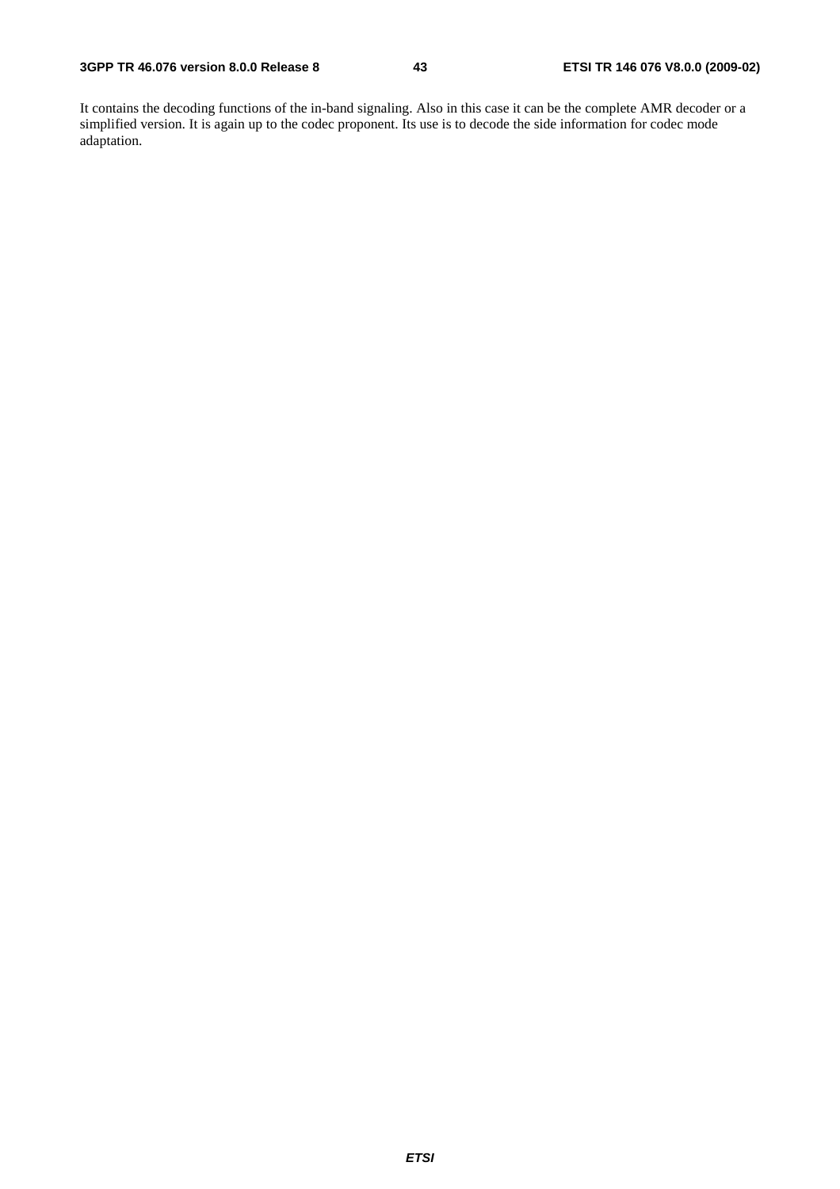It contains the decoding functions of the in-band signaling. Also in this case it can be the complete AMR decoder or a simplified version. It is again up to the codec proponent. Its use is to decode the side information for codec mode adaptation.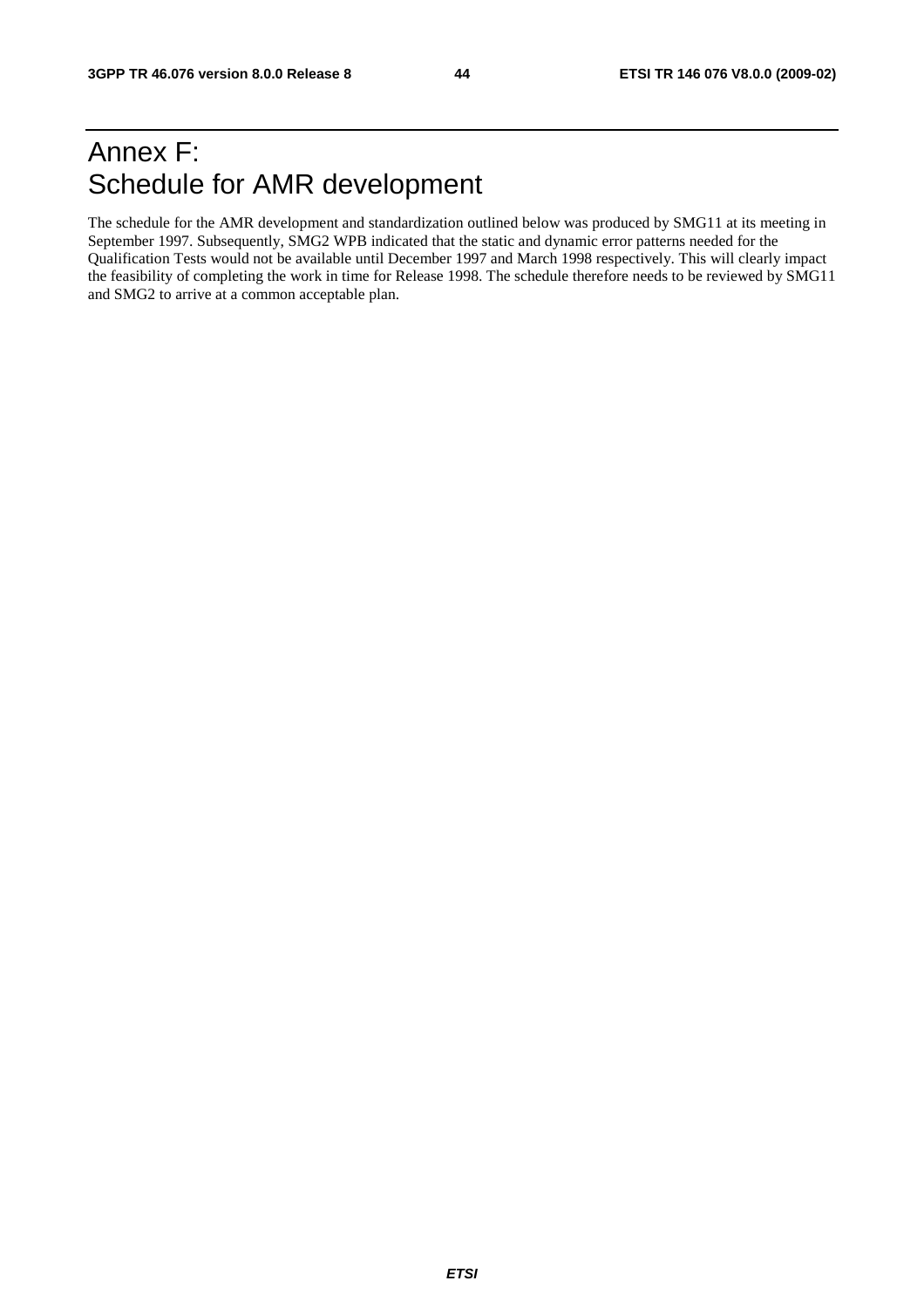# Annex F: Schedule for AMR development

The schedule for the AMR development and standardization outlined below was produced by SMG11 at its meeting in September 1997. Subsequently, SMG2 WPB indicated that the static and dynamic error patterns needed for the Qualification Tests would not be available until December 1997 and March 1998 respectively. This will clearly impact the feasibility of completing the work in time for Release 1998. The schedule therefore needs to be reviewed by SMG11 and SMG2 to arrive at a common acceptable plan.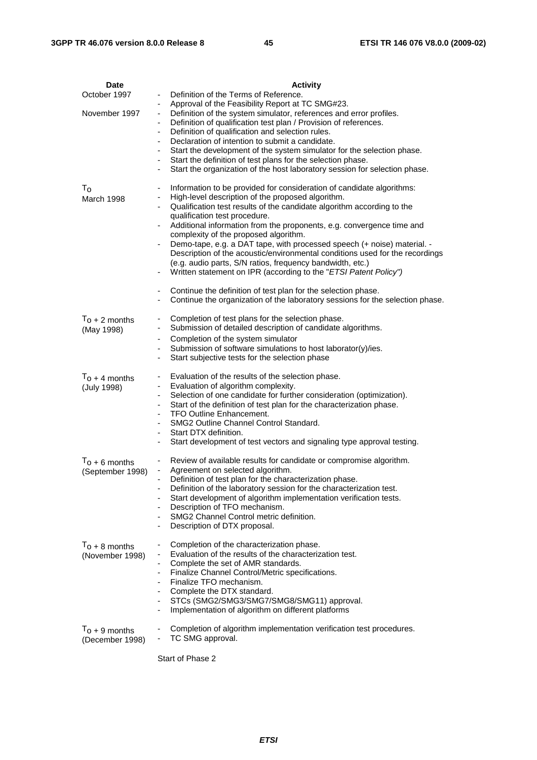| Date | Activity |
| --- | --- |
| October 1997 | - Definition of the Terms of Reference.<br>- Approval of the Feasibility Report at TC SMG#23. |
| November 1997 | - Definition of the system simulator, references and error profiles.<br>- Definition of qualification test plan / Provision of references.<br>- Definition of qualification and selection rules.<br>- Declaration of intention to submit a candidate.<br>- Start the development of the system simulator for the selection phase.<br>- Start the definition of test plans for the selection phase.<br>- Start the organization of the host laboratory session for selection phase. |
| $T_O$<br>March 1998 | - Information to be provided for consideration of candidate algorithms:<br>- High-level description of the proposed algorithm.<br>- Qualification test results of the candidate algorithm according to the qualification test procedure.<br>- Additional information from the proponents, e.g. convergence time and complexity of the proposed algorithm.<br>- Demo-tape, e.g. a DAT tape, with processed speech (+ noise) material. - Description of the acoustic/environmental conditions used for the recordings (e.g. audio parts, S/N ratios, frequency bandwidth, etc.)<br>- Written statement on IPR (according to the "*ETSI Patent Policy")*<br><br>- Continue the definition of test plan for the selection phase.<br>- Continue the organization of the laboratory sessions for the selection phase. |
| $T_O$ + 2 months<br>(May 1998) | - Completion of test plans for the selection phase.<br>- Submission of detailed description of candidate algorithms.<br>- Completion of the system simulator<br>- Submission of software simulations to host laborator(y)/ies.<br>- Start subjective tests for the selection phase |
| $T_O$ + 4 months<br>(July 1998) | - Evaluation of the results of the selection phase.<br>- Evaluation of algorithm complexity.<br>- Selection of one candidate for further consideration (optimization).<br>- Start of the definition of test plan for the characterization phase.<br>- TFO Outline Enhancement.<br>- SMG2 Outline Channel Control Standard.<br>- Start DTX definition.<br>- Start development of test vectors and signaling type approval testing. |
| $T_O$ + 6 months<br>(September 1998) | - Review of available results for candidate or compromise algorithm.<br>- Agreement on selected algorithm.<br>- Definition of test plan for the characterization phase.<br>- Definition of the laboratory session for the characterization test.<br>- Start development of algorithm implementation verification tests.<br>- Description of TFO mechanism.<br>- SMG2 Channel Control metric definition.<br>- Description of DTX proposal. |
| $T_O$ + 8 months<br>(November 1998) | - Completion of the characterization phase.<br>- Evaluation of the results of the characterization test.<br>- Complete the set of AMR standards.<br>- Finalize Channel Control/Metric specifications.<br>- Finalize TFO mechanism.<br>- Complete the DTX standard.<br>- STCs (SMG2/SMG3/SMG7/SMG8/SMG11) approval.<br>- Implementation of algorithm on different platforms |
| $T_O$ + 9 months<br>(December 1998) | - Completion of algorithm implementation verification test procedures.<br>- TC SMG approval. |
| | Start of Phase 2 |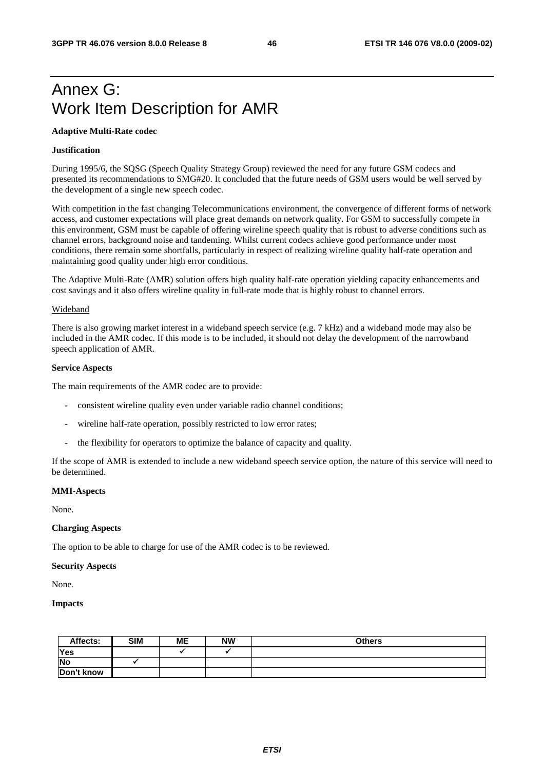# Annex G: Work Item Description for AMR

**Adaptive Multi-Rate codec**

**Justification**

During 1995/6, the SQSG (Speech Quality Strategy Group) reviewed the need for any future GSM codecs and presented its recommendations to SMG#20. It concluded that the future needs of GSM users would be well served by the development of a single new speech codec.

With competition in the fast changing Telecommunications environment, the convergence of different forms of network access, and customer expectations will place great demands on network quality. For GSM to successfully compete in this environment, GSM must be capable of offering wireline speech quality that is robust to adverse conditions such as channel errors, background noise and tandeming. Whilst current codecs achieve good performance under most conditions, there remain some shortfalls, particularly in respect of realizing wireline quality half-rate operation and maintaining good quality under high error conditions.

The Adaptive Multi-Rate (AMR) solution offers high quality half-rate operation yielding capacity enhancements and cost savings and it also offers wireline quality in full-rate mode that is highly robust to channel errors.

Wideband

There is also growing market interest in a wideband speech service (e.g. 7 kHz) and a wideband mode may also be included in the AMR codec. If this mode is to be included, it should not delay the development of the narrowband speech application of AMR.

**Service Aspects**

The main requirements of the AMR codec are to provide:

- consistent wireline quality even under variable radio channel conditions;
- wireline half-rate operation, possibly restricted to low error rates;
- the flexibility for operators to optimize the balance of capacity and quality.

If the scope of AMR is extended to include a new wideband speech service option, the nature of this service will need to be determined.

**MMI-Aspects**

None.

**Charging Aspects**

The option to be able to charge for use of the AMR codec is to be reviewed.

**Security Aspects**

None.

**Impacts**

| Affects: | SIM | ME | NW | Others |
|---|---|---|---|---|
| Yes | | ✓ | ✓ | |
| No | ✓ | | | |
| Don't know | | | | |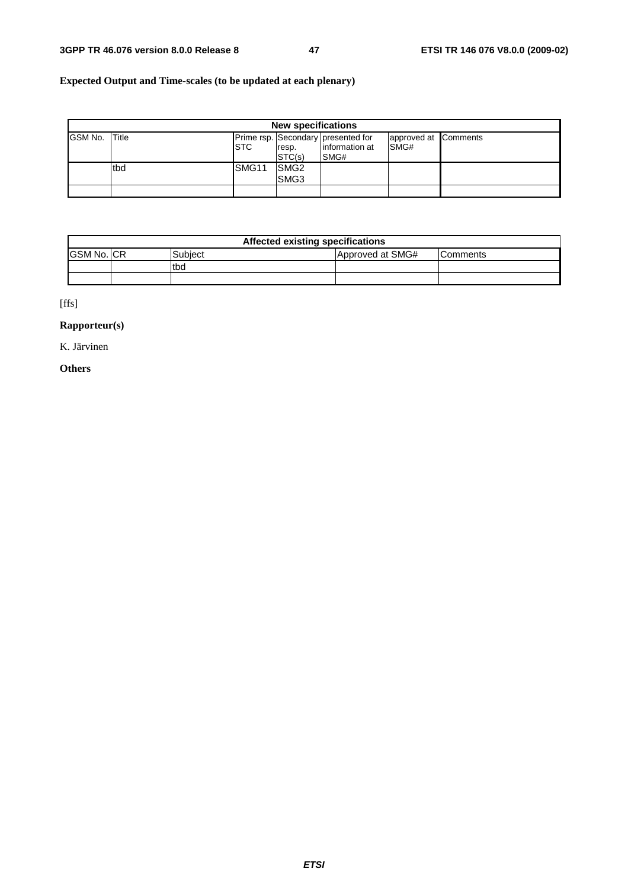**Expected Output and Time-scales (to be updated at each plenary)**

| New specifications | | | | | | |
|---|---|---|---|---|---|---|
| GSM No. | Title | Prime rsp. STC | Secondary resp. STC(s) | presented for information at SMG# | approved at SMG# | Comments |
| | tbd | SMG11 | SMG2 SMG3 | | | |
| | | | | | | |

| Affected existing specifications | | | | |
|---|---|---|---|---|
| GSM No. | CR | Subject | Approved at SMG# | Comments |
| | | tbd | | |
| | | | | |

[ffs]

**Rapporteur(s)**

K. Järvinen

**Others**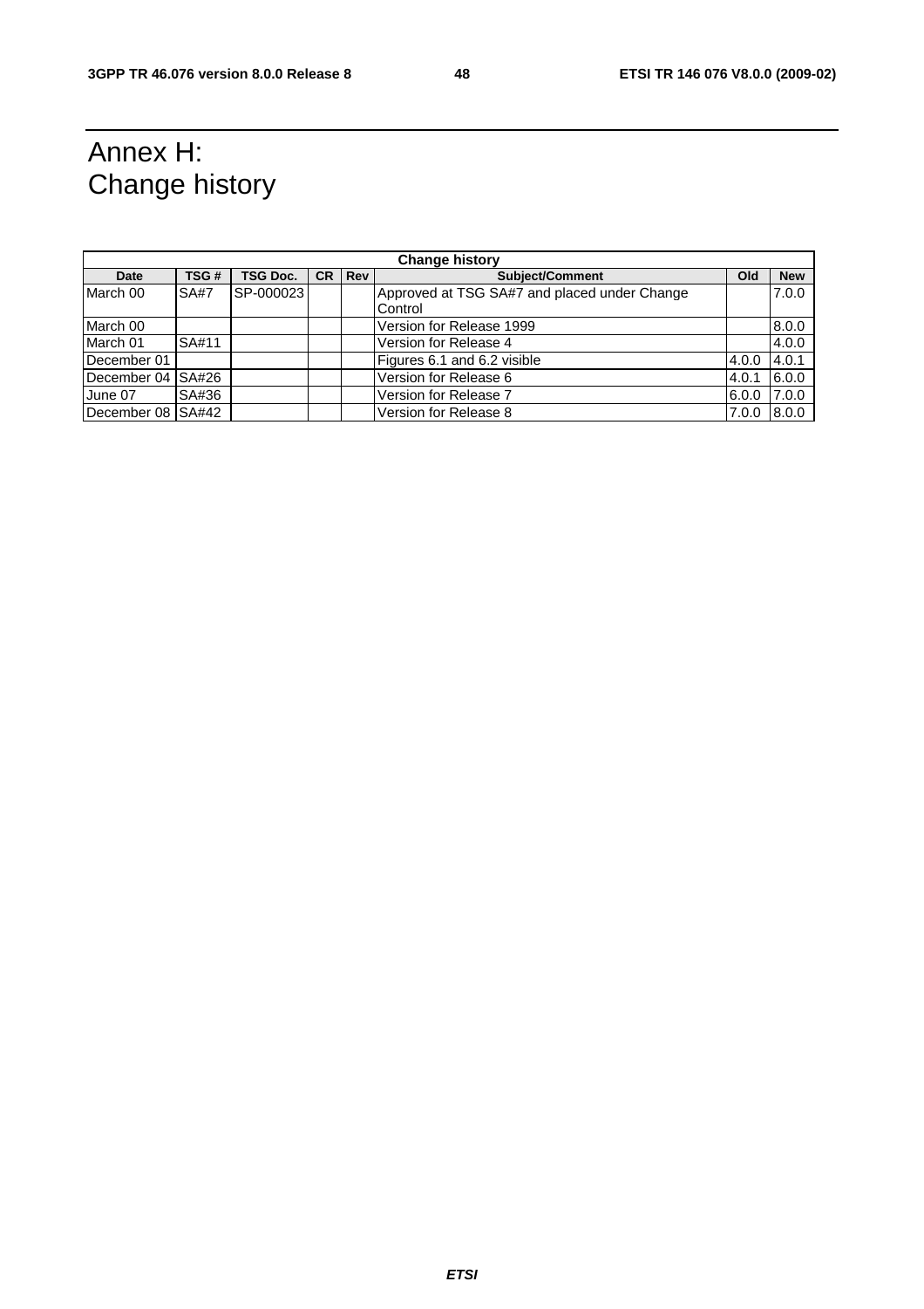# Annex H:
Change history

| Change history | | | | | | | |
|---|---|---|---|---|---|---|---|
| **Date** | **TSG #** | **TSG Doc.** | **CR** | **Rev** | **Subject/Comment** | **Old** | **New** |
| March 00 | SA#7 | SP-000023 | | | Approved at TSG SA#7 and placed under Change Control | | 7.0.0 |
| March 00 | | | | | Version for Release 1999 | | 8.0.0 |
| March 01 | SA#11 | | | | Version for Release 4 | | 4.0.0 |
| December 01 | | | | | Figures 6.1 and 6.2 visible | 4.0.0 | 4.0.1 |
| December 04 | SA#26 | | | | Version for Release 6 | 4.0.1 | 6.0.0 |
| June 07 | SA#36 | | | | Version for Release 7 | 6.0.0 | 7.0.0 |
| December 08 | SA#42 | | | | Version for Release 8 | 7.0.0 | 8.0.0 |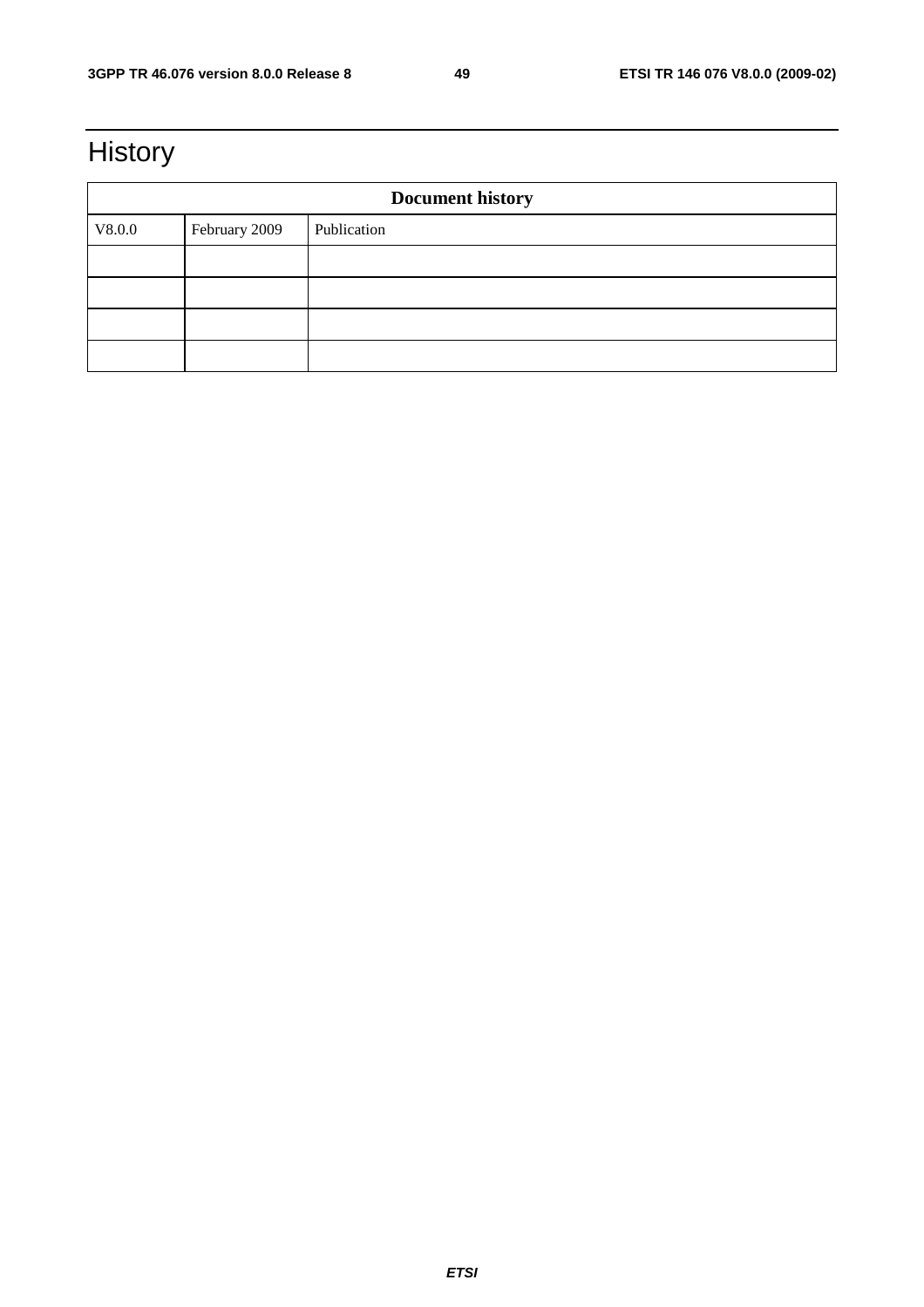# History

| Document history | | |
|---|---|---|
| V8.0.0 | February 2009 | Publication |
| | | |
| | | |
| | | |
| | | |